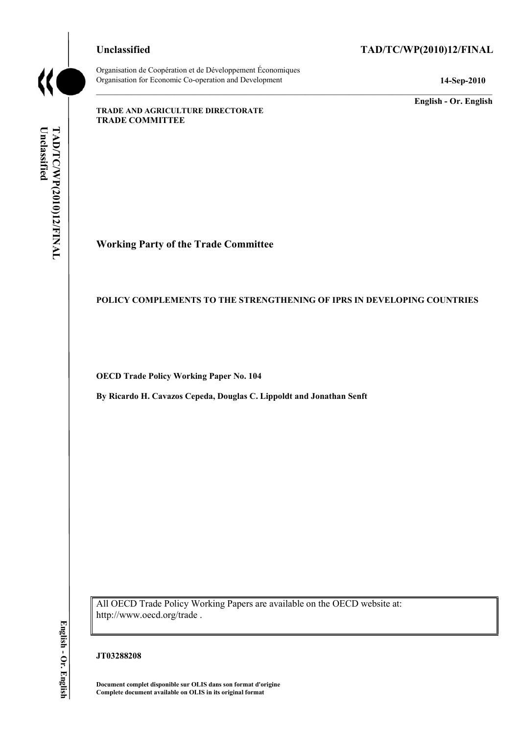Unclassified

TAD/TC/WP(2010)12/FINAL

Organisation de Coopération et de Développement Économiques
Organisation for Economic Co-operation and Development

14-Sep-2010

English - Or. English

**TRADE AND AGRICULTURE DIRECTORATE**
**TRADE COMMITTEE**

# Working Party of the Trade Committee

## POLICY COMPLEMENTS TO THE STRENGTHENING OF IPRS IN DEVELOPING COUNTRIES

**OECD Trade Policy Working Paper No. 104**

**By Ricardo H. Cavazos Cepeda, Douglas C. Lippoldt and Jonathan Senft**

All OECD Trade Policy Working Papers are available on the OECD website at: http://www.oecd.org/trade .

**JT03288208**

**Document complet disponible sur OLIS dans son format d'origine**
**Complete document available on OLIS in its original format**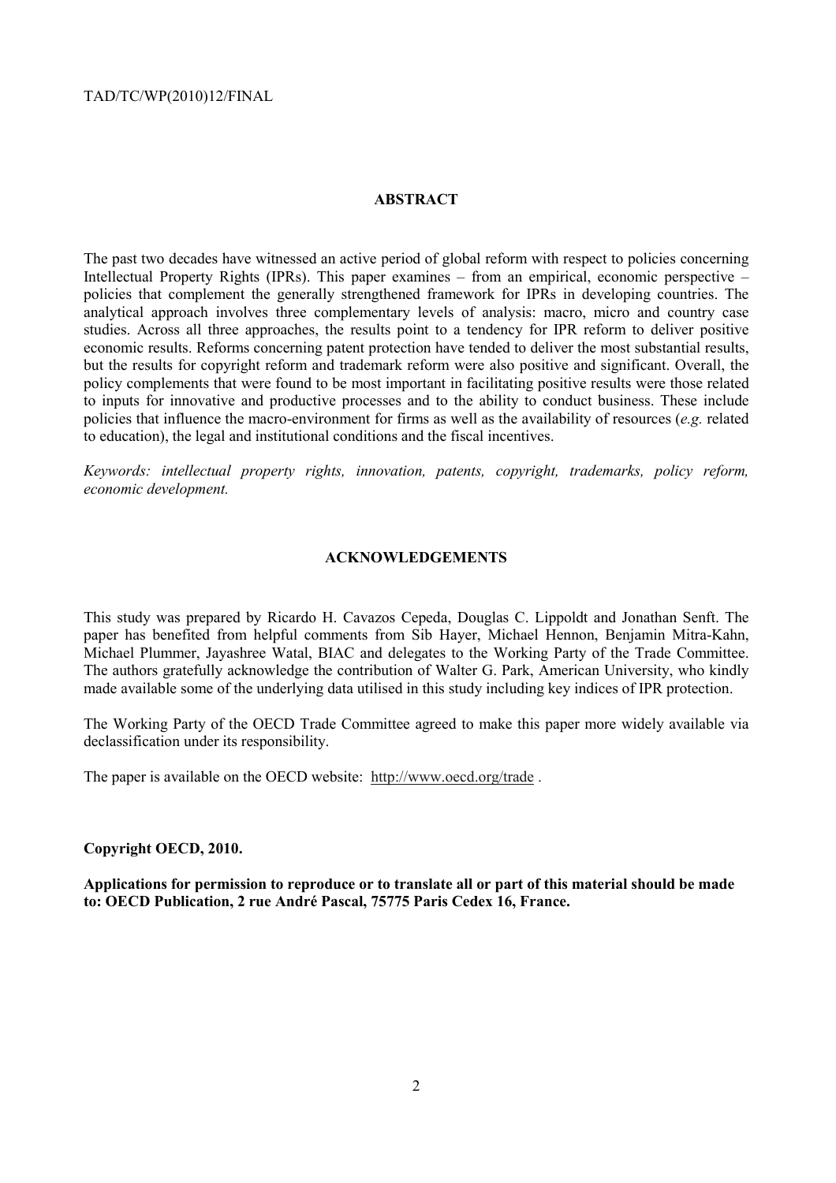## ABSTRACT

The past two decades have witnessed an active period of global reform with respect to policies concerning Intellectual Property Rights (IPRs). This paper examines – from an empirical, economic perspective – policies that complement the generally strengthened framework for IPRs in developing countries. The analytical approach involves three complementary levels of analysis: macro, micro and country case studies. Across all three approaches, the results point to a tendency for IPR reform to deliver positive economic results. Reforms concerning patent protection have tended to deliver the most substantial results, but the results for copyright reform and trademark reform were also positive and significant. Overall, the policy complements that were found to be most important in facilitating positive results were those related to inputs for innovative and productive processes and to the ability to conduct business. These include policies that influence the macro-environment for firms as well as the availability of resources (*e.g.* related to education), the legal and institutional conditions and the fiscal incentives.

*Keywords: intellectual property rights, innovation, patents, copyright, trademarks, policy reform, economic development.*

## ACKNOWLEDGEMENTS

This study was prepared by Ricardo H. Cavazos Cepeda, Douglas C. Lippoldt and Jonathan Senft. The paper has benefited from helpful comments from Sib Hayer, Michael Hennon, Benjamin Mitra-Kahn, Michael Plummer, Jayashree Watal, BIAC and delegates to the Working Party of the Trade Committee. The authors gratefully acknowledge the contribution of Walter G. Park, American University, who kindly made available some of the underlying data utilised in this study including key indices of IPR protection.

The Working Party of the OECD Trade Committee agreed to make this paper more widely available via declassification under its responsibility.

The paper is available on the OECD website: http://www.oecd.org/trade .

**Copyright OECD, 2010.**

**Applications for permission to reproduce or to translate all or part of this material should be made to: OECD Publication, 2 rue André Pascal, 75775 Paris Cedex 16, France.**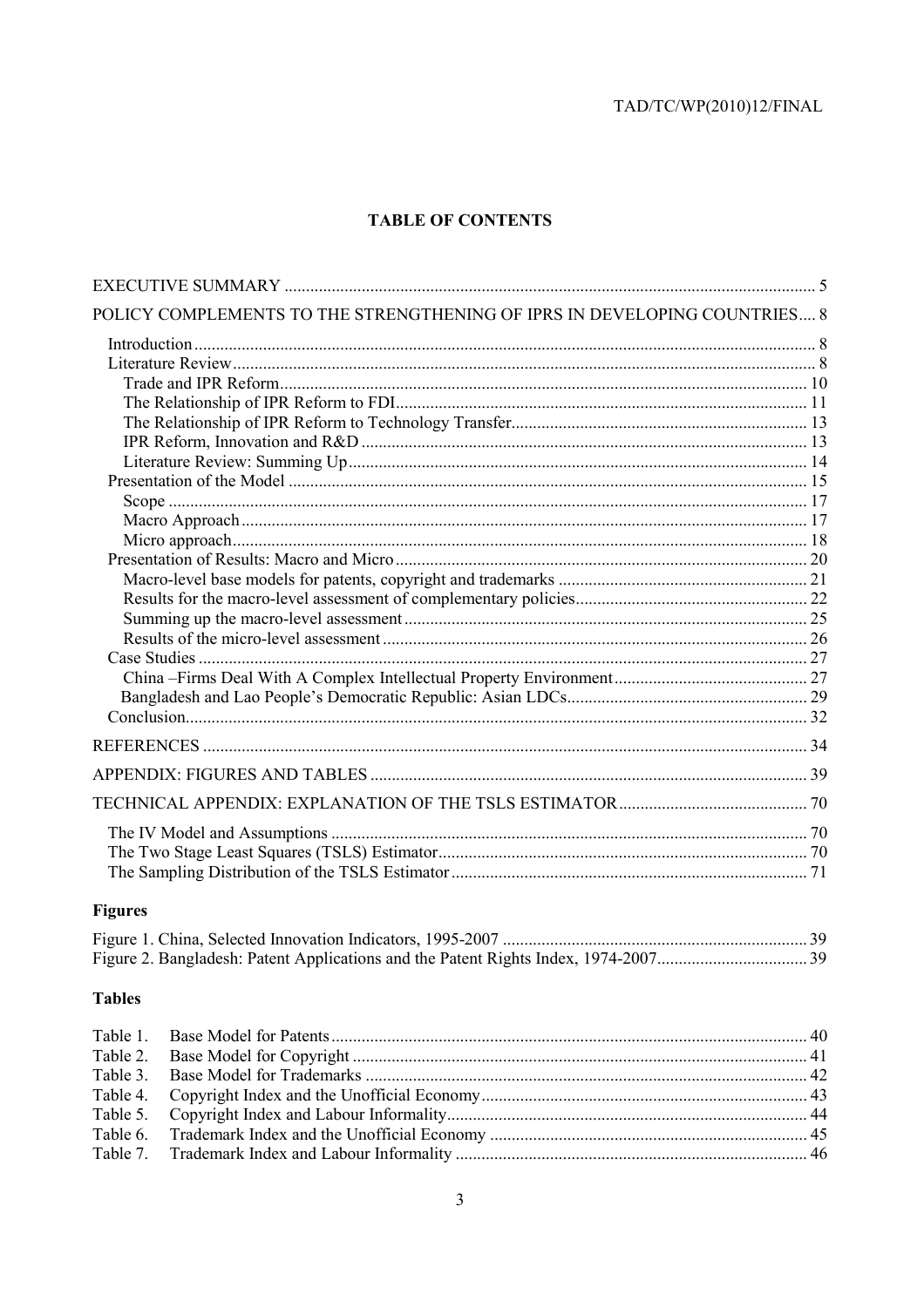## TABLE OF CONTENTS

EXECUTIVE SUMMARY .......... 5

POLICY COMPLEMENTS TO THE STRENGTHENING OF IPRS IN DEVELOPING COUNTRIES .... 8

- Introduction .......... 8
- Literature Review .......... 8
  - Trade and IPR Reform .......... 10
  - The Relationship of IPR Reform to FDI .......... 11
  - The Relationship of IPR Reform to Technology Transfer .......... 13
  - IPR Reform, Innovation and R&D .......... 13
  - Literature Review: Summing Up .......... 14
- Presentation of the Model .......... 15
  - Scope .......... 17
  - Macro Approach .......... 17
  - Micro approach .......... 18
- Presentation of Results: Macro and Micro .......... 20
  - Macro-level base models for patents, copyright and trademarks .......... 21
  - Results for the macro-level assessment of complementary policies .......... 22
  - Summing up the macro-level assessment .......... 25
  - Results of the micro-level assessment .......... 26
- Case Studies .......... 27
  - China –Firms Deal With A Complex Intellectual Property Environment .......... 27
  - Bangladesh and Lao People's Democratic Republic: Asian LDCs .......... 29
- Conclusion .......... 32

REFERENCES .......... 34

APPENDIX: FIGURES AND TABLES .......... 39

TECHNICAL APPENDIX: EXPLANATION OF THE TSLS ESTIMATOR .......... 70

- The IV Model and Assumptions .......... 70
- The Two Stage Least Squares (TSLS) Estimator .......... 70
- The Sampling Distribution of the TSLS Estimator .......... 71

### Figures

Figure 1. China, Selected Innovation Indicators, 1995-2007 .......... 39
Figure 2. Bangladesh: Patent Applications and the Patent Rights Index, 1974-2007 .......... 39

### Tables

| | | |
|---|---|---|
| Table 1. | Base Model for Patents | 40 |
| Table 2. | Base Model for Copyright | 41 |
| Table 3. | Base Model for Trademarks | 42 |
| Table 4. | Copyright Index and the Unofficial Economy | 43 |
| Table 5. | Copyright Index and Labour Informality | 44 |
| Table 6. | Trademark Index and the Unofficial Economy | 45 |
| Table 7. | Trademark Index and Labour Informality | 46 |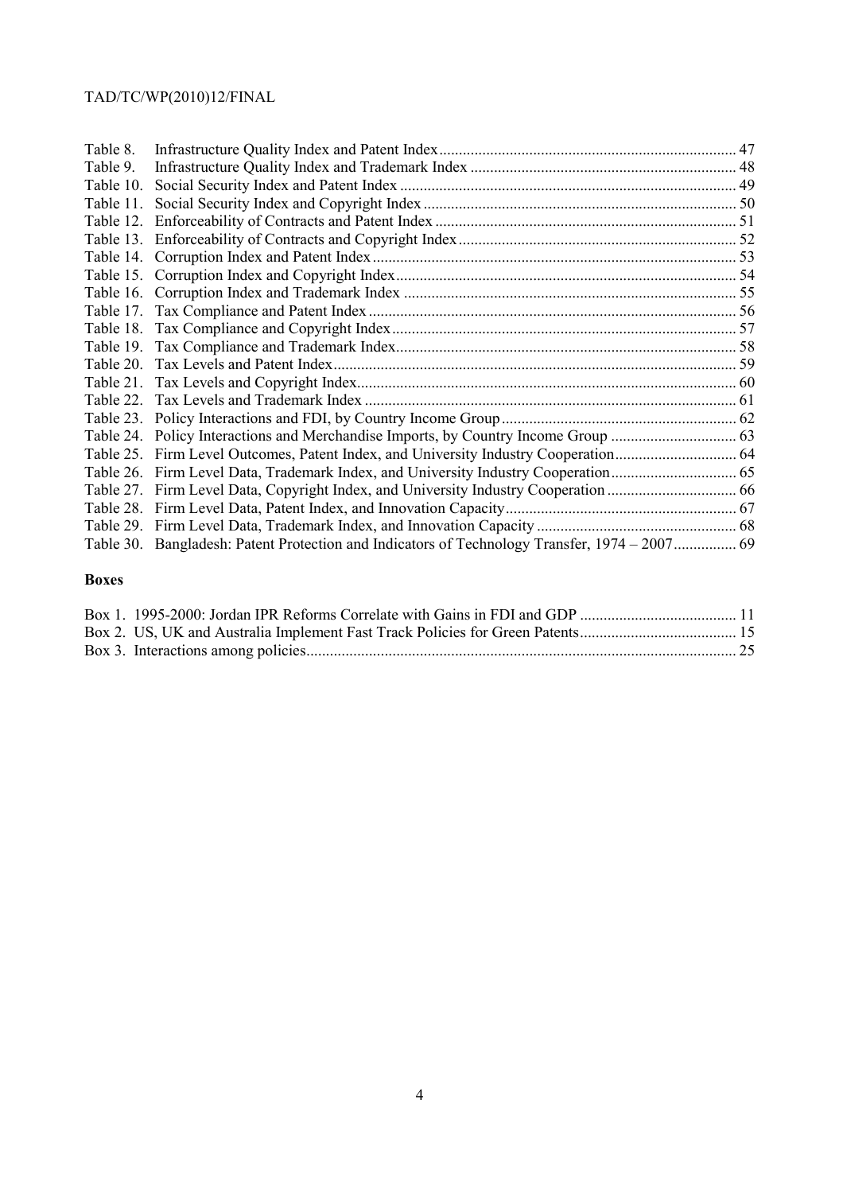Table 8. Infrastructure Quality Index and Patent Index ........................................................................... 47
Table 9. Infrastructure Quality Index and Trademark Index ................................................................... 48
Table 10. Social Security Index and Patent Index ..................................................................................... 49
Table 11. Social Security Index and Copyright Index ............................................................................... 50
Table 12. Enforceability of Contracts and Patent Index ............................................................................ 51
Table 13. Enforceability of Contracts and Copyright Index ...................................................................... 52
Table 14. Corruption Index and Patent Index ............................................................................................ 53
Table 15. Corruption Index and Copyright Index ...................................................................................... 54
Table 16. Corruption Index and Trademark Index .................................................................................... 55
Table 17. Tax Compliance and Patent Index ............................................................................................. 56
Table 18. Tax Compliance and Copyright Index ....................................................................................... 57
Table 19. Tax Compliance and Trademark Index ...................................................................................... 58
Table 20. Tax Levels and Patent Index ...................................................................................................... 59
Table 21. Tax Levels and Copyright Index ................................................................................................ 60
Table 22. Tax Levels and Trademark Index .............................................................................................. 61
Table 23. Policy Interactions and FDI, by Country Income Group ........................................................... 62
Table 24. Policy Interactions and Merchandise Imports, by Country Income Group ................................ 63
Table 25. Firm Level Outcomes, Patent Index, and University Industry Cooperation ............................... 64
Table 26. Firm Level Data, Trademark Index, and University Industry Cooperation ................................ 65
Table 27. Firm Level Data, Copyright Index, and University Industry Cooperation ................................. 66
Table 28. Firm Level Data, Patent Index, and Innovation Capacity .......................................................... 67
Table 29. Firm Level Data, Trademark Index, and Innovation Capacity ................................................... 68
Table 30. Bangladesh: Patent Protection and Indicators of Technology Transfer, 1974 – 2007 ................ 69

**Boxes**

Box 1. 1995-2000: Jordan IPR Reforms Correlate with Gains in FDI and GDP ........................................ 11
Box 2. US, UK and Australia Implement Fast Track Policies for Green Patents ........................................ 15
Box 3. Interactions among policies ............................................................................................................. 25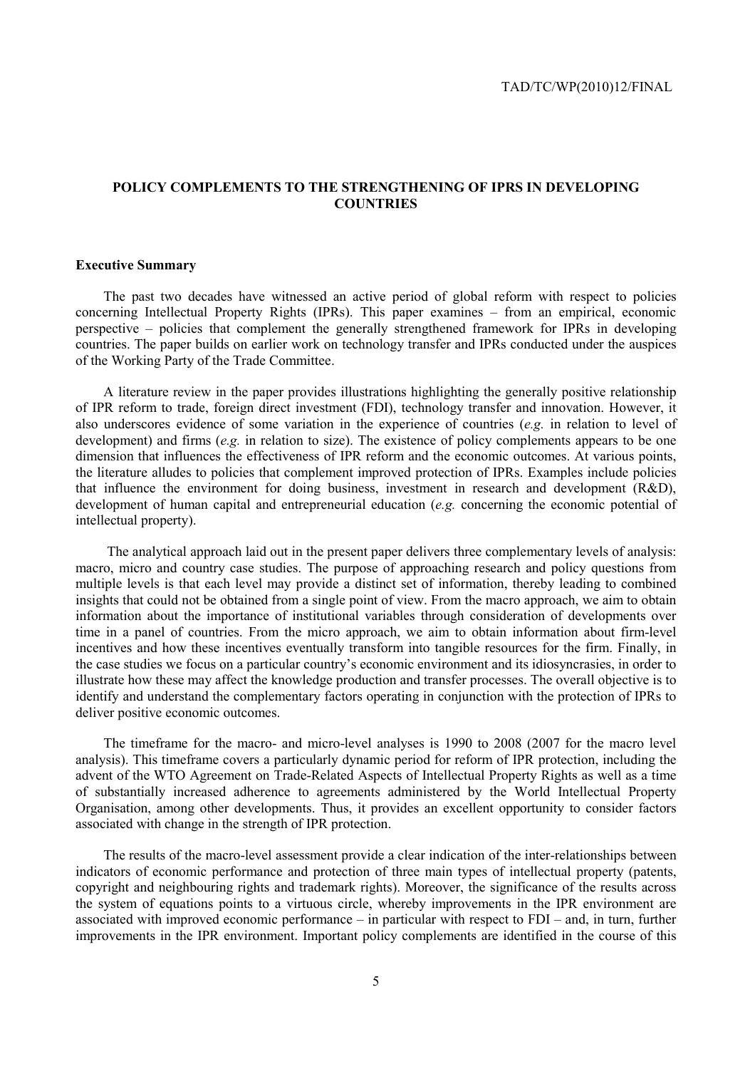## POLICY COMPLEMENTS TO THE STRENGTHENING OF IPRS IN DEVELOPING COUNTRIES

### Executive Summary

The past two decades have witnessed an active period of global reform with respect to policies concerning Intellectual Property Rights (IPRs). This paper examines – from an empirical, economic perspective – policies that complement the generally strengthened framework for IPRs in developing countries. The paper builds on earlier work on technology transfer and IPRs conducted under the auspices of the Working Party of the Trade Committee.

A literature review in the paper provides illustrations highlighting the generally positive relationship of IPR reform to trade, foreign direct investment (FDI), technology transfer and innovation. However, it also underscores evidence of some variation in the experience of countries (*e.g.* in relation to level of development) and firms (*e.g.* in relation to size). The existence of policy complements appears to be one dimension that influences the effectiveness of IPR reform and the economic outcomes. At various points, the literature alludes to policies that complement improved protection of IPRs. Examples include policies that influence the environment for doing business, investment in research and development (R&D), development of human capital and entrepreneurial education (*e.g.* concerning the economic potential of intellectual property).

The analytical approach laid out in the present paper delivers three complementary levels of analysis: macro, micro and country case studies. The purpose of approaching research and policy questions from multiple levels is that each level may provide a distinct set of information, thereby leading to combined insights that could not be obtained from a single point of view. From the macro approach, we aim to obtain information about the importance of institutional variables through consideration of developments over time in a panel of countries. From the micro approach, we aim to obtain information about firm-level incentives and how these incentives eventually transform into tangible resources for the firm. Finally, in the case studies we focus on a particular country's economic environment and its idiosyncrasies, in order to illustrate how these may affect the knowledge production and transfer processes. The overall objective is to identify and understand the complementary factors operating in conjunction with the protection of IPRs to deliver positive economic outcomes.

The timeframe for the macro- and micro-level analyses is 1990 to 2008 (2007 for the macro level analysis). This timeframe covers a particularly dynamic period for reform of IPR protection, including the advent of the WTO Agreement on Trade-Related Aspects of Intellectual Property Rights as well as a time of substantially increased adherence to agreements administered by the World Intellectual Property Organisation, among other developments. Thus, it provides an excellent opportunity to consider factors associated with change in the strength of IPR protection.

The results of the macro-level assessment provide a clear indication of the inter-relationships between indicators of economic performance and protection of three main types of intellectual property (patents, copyright and neighbouring rights and trademark rights). Moreover, the significance of the results across the system of equations points to a virtuous circle, whereby improvements in the IPR environment are associated with improved economic performance – in particular with respect to FDI – and, in turn, further improvements in the IPR environment. Important policy complements are identified in the course of this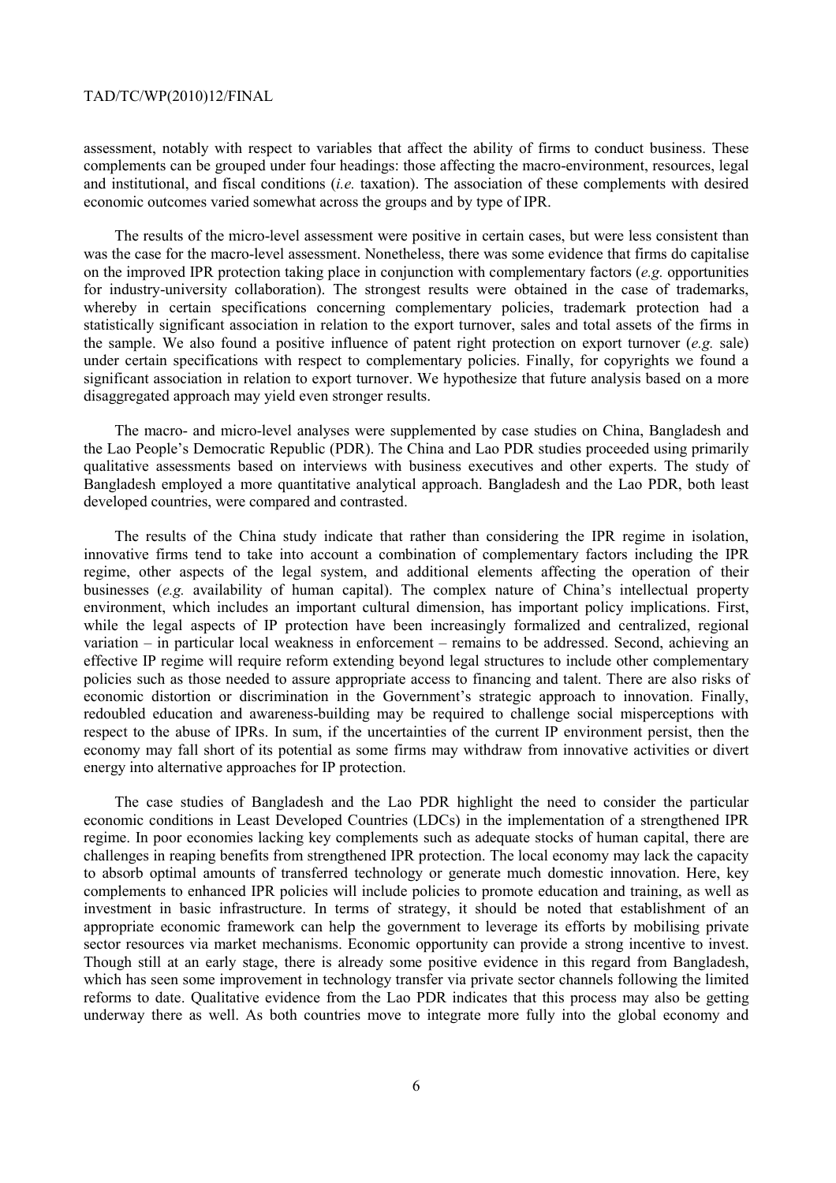assessment, notably with respect to variables that affect the ability of firms to conduct business. These complements can be grouped under four headings: those affecting the macro-environment, resources, legal and institutional, and fiscal conditions (*i.e.* taxation). The association of these complements with desired economic outcomes varied somewhat across the groups and by type of IPR.

The results of the micro-level assessment were positive in certain cases, but were less consistent than was the case for the macro-level assessment. Nonetheless, there was some evidence that firms do capitalise on the improved IPR protection taking place in conjunction with complementary factors (*e.g.* opportunities for industry-university collaboration). The strongest results were obtained in the case of trademarks, whereby in certain specifications concerning complementary policies, trademark protection had a statistically significant association in relation to the export turnover, sales and total assets of the firms in the sample. We also found a positive influence of patent right protection on export turnover (*e.g.* sale) under certain specifications with respect to complementary policies. Finally, for copyrights we found a significant association in relation to export turnover. We hypothesize that future analysis based on a more disaggregated approach may yield even stronger results.

The macro- and micro-level analyses were supplemented by case studies on China, Bangladesh and the Lao People's Democratic Republic (PDR). The China and Lao PDR studies proceeded using primarily qualitative assessments based on interviews with business executives and other experts. The study of Bangladesh employed a more quantitative analytical approach. Bangladesh and the Lao PDR, both least developed countries, were compared and contrasted.

The results of the China study indicate that rather than considering the IPR regime in isolation, innovative firms tend to take into account a combination of complementary factors including the IPR regime, other aspects of the legal system, and additional elements affecting the operation of their businesses (*e.g.* availability of human capital). The complex nature of China's intellectual property environment, which includes an important cultural dimension, has important policy implications. First, while the legal aspects of IP protection have been increasingly formalized and centralized, regional variation – in particular local weakness in enforcement – remains to be addressed. Second, achieving an effective IP regime will require reform extending beyond legal structures to include other complementary policies such as those needed to assure appropriate access to financing and talent. There are also risks of economic distortion or discrimination in the Government's strategic approach to innovation. Finally, redoubled education and awareness-building may be required to challenge social misperceptions with respect to the abuse of IPRs. In sum, if the uncertainties of the current IP environment persist, then the economy may fall short of its potential as some firms may withdraw from innovative activities or divert energy into alternative approaches for IP protection.

The case studies of Bangladesh and the Lao PDR highlight the need to consider the particular economic conditions in Least Developed Countries (LDCs) in the implementation of a strengthened IPR regime. In poor economies lacking key complements such as adequate stocks of human capital, there are challenges in reaping benefits from strengthened IPR protection. The local economy may lack the capacity to absorb optimal amounts of transferred technology or generate much domestic innovation. Here, key complements to enhanced IPR policies will include policies to promote education and training, as well as investment in basic infrastructure. In terms of strategy, it should be noted that establishment of an appropriate economic framework can help the government to leverage its efforts by mobilising private sector resources via market mechanisms. Economic opportunity can provide a strong incentive to invest. Though still at an early stage, there is already some positive evidence in this regard from Bangladesh, which has seen some improvement in technology transfer via private sector channels following the limited reforms to date. Qualitative evidence from the Lao PDR indicates that this process may also be getting underway there as well. As both countries move to integrate more fully into the global economy and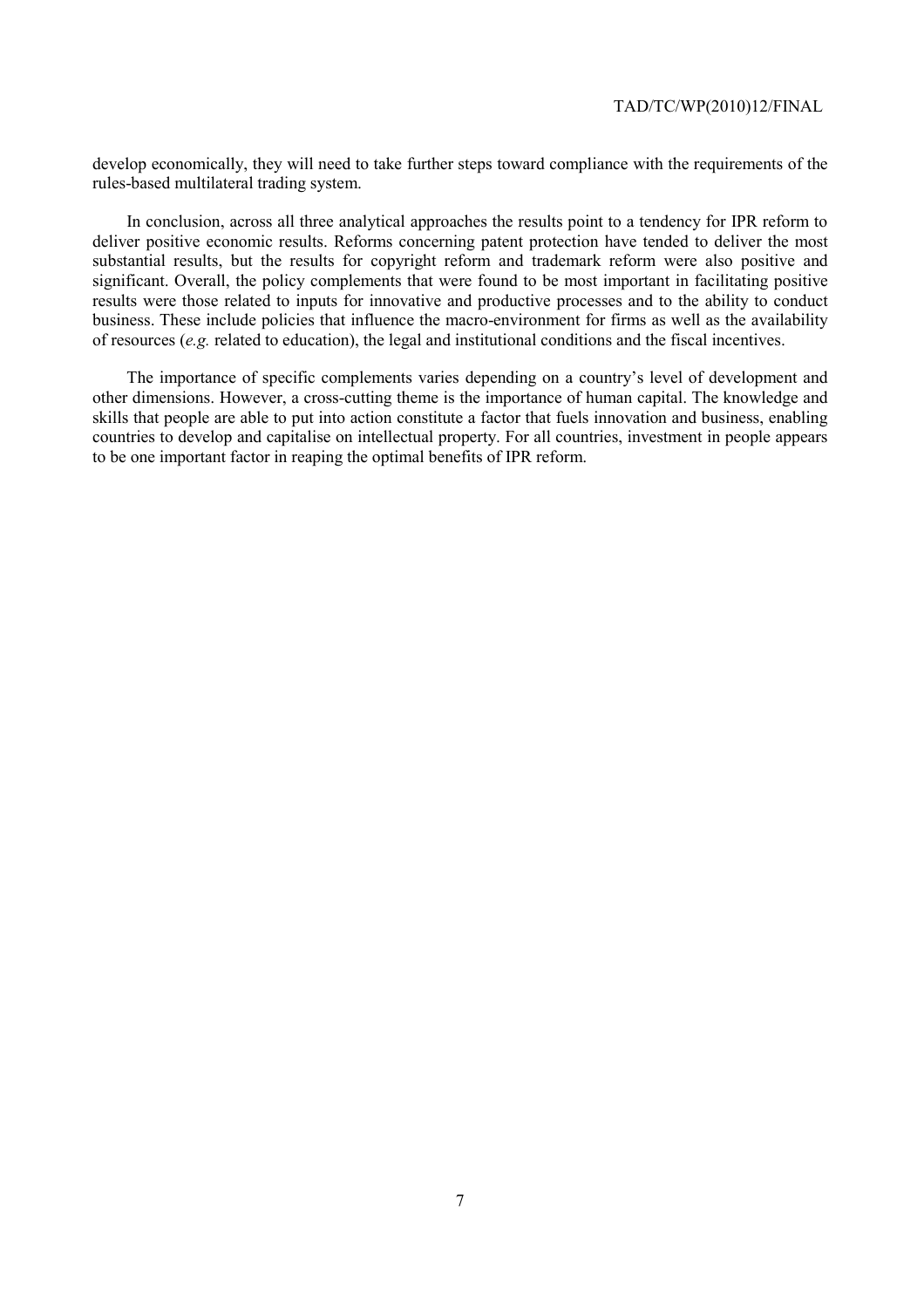develop economically, they will need to take further steps toward compliance with the requirements of the rules-based multilateral trading system.

In conclusion, across all three analytical approaches the results point to a tendency for IPR reform to deliver positive economic results. Reforms concerning patent protection have tended to deliver the most substantial results, but the results for copyright reform and trademark reform were also positive and significant. Overall, the policy complements that were found to be most important in facilitating positive results were those related to inputs for innovative and productive processes and to the ability to conduct business. These include policies that influence the macro-environment for firms as well as the availability of resources (*e.g.* related to education), the legal and institutional conditions and the fiscal incentives.

The importance of specific complements varies depending on a country's level of development and other dimensions. However, a cross-cutting theme is the importance of human capital. The knowledge and skills that people are able to put into action constitute a factor that fuels innovation and business, enabling countries to develop and capitalise on intellectual property. For all countries, investment in people appears to be one important factor in reaping the optimal benefits of IPR reform.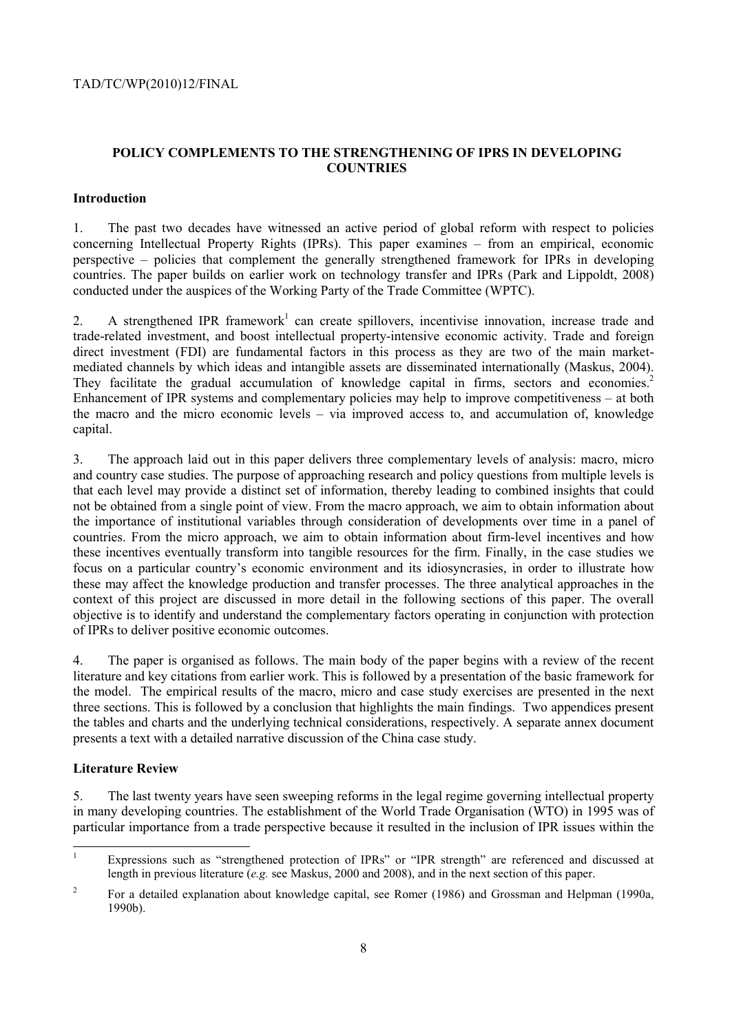# POLICY COMPLEMENTS TO THE STRENGTHENING OF IPRS IN DEVELOPING COUNTRIES

## Introduction

1. The past two decades have witnessed an active period of global reform with respect to policies concerning Intellectual Property Rights (IPRs). This paper examines – from an empirical, economic perspective – policies that complement the generally strengthened framework for IPRs in developing countries. The paper builds on earlier work on technology transfer and IPRs (Park and Lippoldt, 2008) conducted under the auspices of the Working Party of the Trade Committee (WPTC).

2. A strengthened IPR framework[1] can create spillovers, incentivise innovation, increase trade and trade-related investment, and boost intellectual property-intensive economic activity. Trade and foreign direct investment (FDI) are fundamental factors in this process as they are two of the main market-mediated channels by which ideas and intangible assets are disseminated internationally (Maskus, 2004). They facilitate the gradual accumulation of knowledge capital in firms, sectors and economies.[2] Enhancement of IPR systems and complementary policies may help to improve competitiveness – at both the macro and the micro economic levels – via improved access to, and accumulation of, knowledge capital.

3. The approach laid out in this paper delivers three complementary levels of analysis: macro, micro and country case studies. The purpose of approaching research and policy questions from multiple levels is that each level may provide a distinct set of information, thereby leading to combined insights that could not be obtained from a single point of view. From the macro approach, we aim to obtain information about the importance of institutional variables through consideration of developments over time in a panel of countries. From the micro approach, we aim to obtain information about firm-level incentives and how these incentives eventually transform into tangible resources for the firm. Finally, in the case studies we focus on a particular country's economic environment and its idiosyncrasies, in order to illustrate how these may affect the knowledge production and transfer processes. The three analytical approaches in the context of this project are discussed in more detail in the following sections of this paper. The overall objective is to identify and understand the complementary factors operating in conjunction with protection of IPRs to deliver positive economic outcomes.

4. The paper is organised as follows. The main body of the paper begins with a review of the recent literature and key citations from earlier work. This is followed by a presentation of the basic framework for the model. The empirical results of the macro, micro and case study exercises are presented in the next three sections. This is followed by a conclusion that highlights the main findings. Two appendices present the tables and charts and the underlying technical considerations, respectively. A separate annex document presents a text with a detailed narrative discussion of the China case study.

## Literature Review

5. The last twenty years have seen sweeping reforms in the legal regime governing intellectual property in many developing countries. The establishment of the World Trade Organisation (WTO) in 1995 was of particular importance from a trade perspective because it resulted in the inclusion of IPR issues within the

---

[1] Expressions such as "strengthened protection of IPRs" or "IPR strength" are referenced and discussed at length in previous literature (*e.g.* see Maskus, 2000 and 2008), and in the next section of this paper.

[2] For a detailed explanation about knowledge capital, see Romer (1986) and Grossman and Helpman (1990a, 1990b).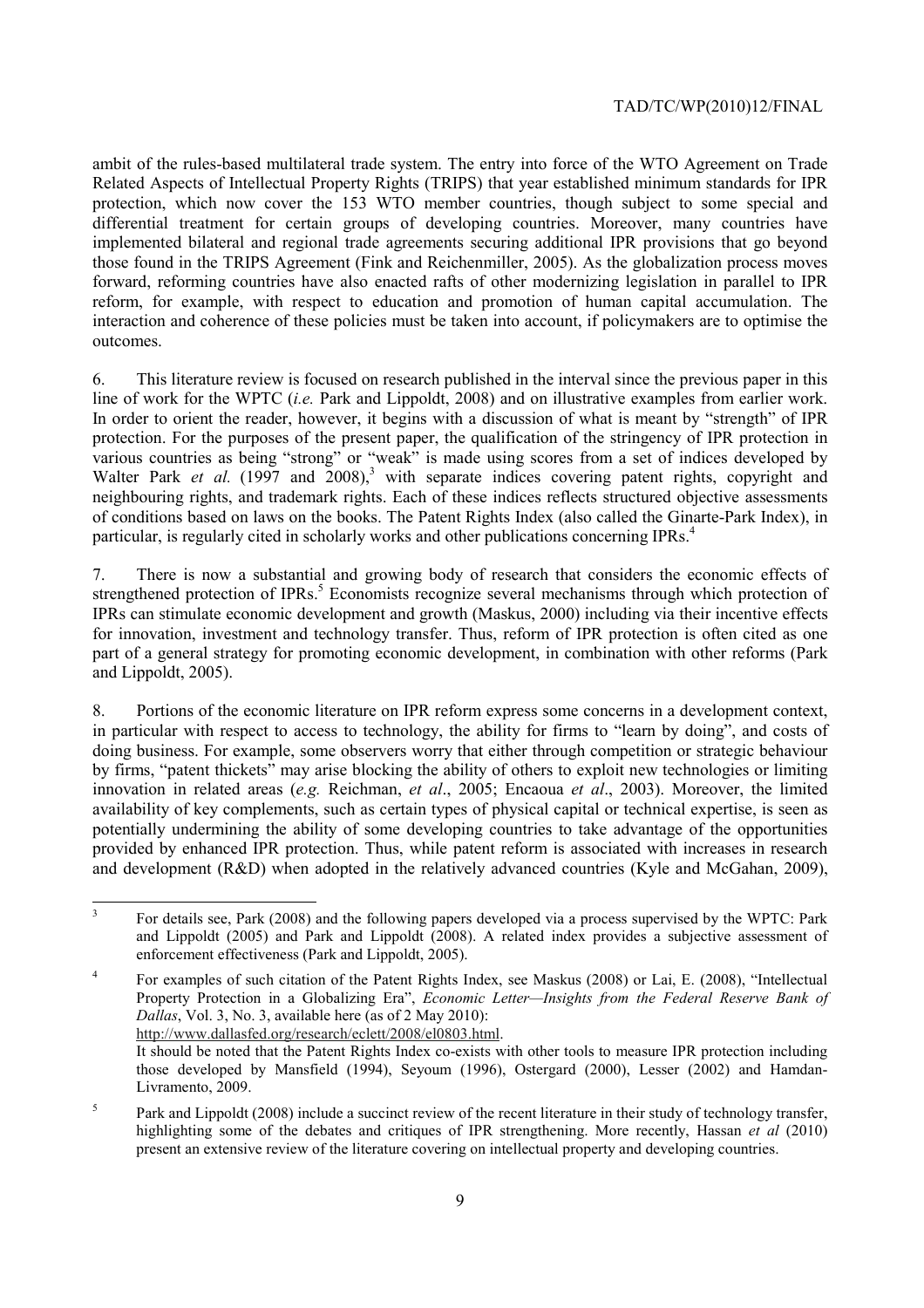ambit of the rules-based multilateral trade system. The entry into force of the WTO Agreement on Trade Related Aspects of Intellectual Property Rights (TRIPS) that year established minimum standards for IPR protection, which now cover the 153 WTO member countries, though subject to some special and differential treatment for certain groups of developing countries. Moreover, many countries have implemented bilateral and regional trade agreements securing additional IPR provisions that go beyond those found in the TRIPS Agreement (Fink and Reichenmiller, 2005). As the globalization process moves forward, reforming countries have also enacted rafts of other modernizing legislation in parallel to IPR reform, for example, with respect to education and promotion of human capital accumulation. The interaction and coherence of these policies must be taken into account, if policymakers are to optimise the outcomes.

6. This literature review is focused on research published in the interval since the previous paper in this line of work for the WPTC (*i.e.* Park and Lippoldt, 2008) and on illustrative examples from earlier work. In order to orient the reader, however, it begins with a discussion of what is meant by "strength" of IPR protection. For the purposes of the present paper, the qualification of the stringency of IPR protection in various countries as being "strong" or "weak" is made using scores from a set of indices developed by Walter Park *et al.* (1997 and 2008),[3] with separate indices covering patent rights, copyright and neighbouring rights, and trademark rights. Each of these indices reflects structured objective assessments of conditions based on laws on the books. The Patent Rights Index (also called the Ginarte-Park Index), in particular, is regularly cited in scholarly works and other publications concerning IPRs.[4]

7. There is now a substantial and growing body of research that considers the economic effects of strengthened protection of IPRs.[5] Economists recognize several mechanisms through which protection of IPRs can stimulate economic development and growth (Maskus, 2000) including via their incentive effects for innovation, investment and technology transfer. Thus, reform of IPR protection is often cited as one part of a general strategy for promoting economic development, in combination with other reforms (Park and Lippoldt, 2005).

8. Portions of the economic literature on IPR reform express some concerns in a development context, in particular with respect to access to technology, the ability for firms to "learn by doing", and costs of doing business. For example, some observers worry that either through competition or strategic behaviour by firms, "patent thickets" may arise blocking the ability of others to exploit new technologies or limiting innovation in related areas (*e.g.* Reichman, *et al*., 2005; Encaoua *et al*., 2003). Moreover, the limited availability of key complements, such as certain types of physical capital or technical expertise, is seen as potentially undermining the ability of some developing countries to take advantage of the opportunities provided by enhanced IPR protection. Thus, while patent reform is associated with increases in research and development (R&D) when adopted in the relatively advanced countries (Kyle and McGahan, 2009),

---

[3] For details see, Park (2008) and the following papers developed via a process supervised by the WPTC: Park and Lippoldt (2005) and Park and Lippoldt (2008). A related index provides a subjective assessment of enforcement effectiveness (Park and Lippoldt, 2005).

[4] For examples of such citation of the Patent Rights Index, see Maskus (2008) or Lai, E. (2008), "Intellectual Property Protection in a Globalizing Era", *Economic Letter—Insights from the Federal Reserve Bank of Dallas*, Vol. 3, No. 3, available here (as of 2 May 2010): http://www.dallasfed.org/research/eclett/2008/el0803.html.
It should be noted that the Patent Rights Index co-exists with other tools to measure IPR protection including those developed by Mansfield (1994), Seyoum (1996), Ostergard (2000), Lesser (2002) and Hamdan-Livramento, 2009.

[5] Park and Lippoldt (2008) include a succinct review of the recent literature in their study of technology transfer, highlighting some of the debates and critiques of IPR strengthening. More recently, Hassan *et al* (2010) present an extensive review of the literature covering on intellectual property and developing countries.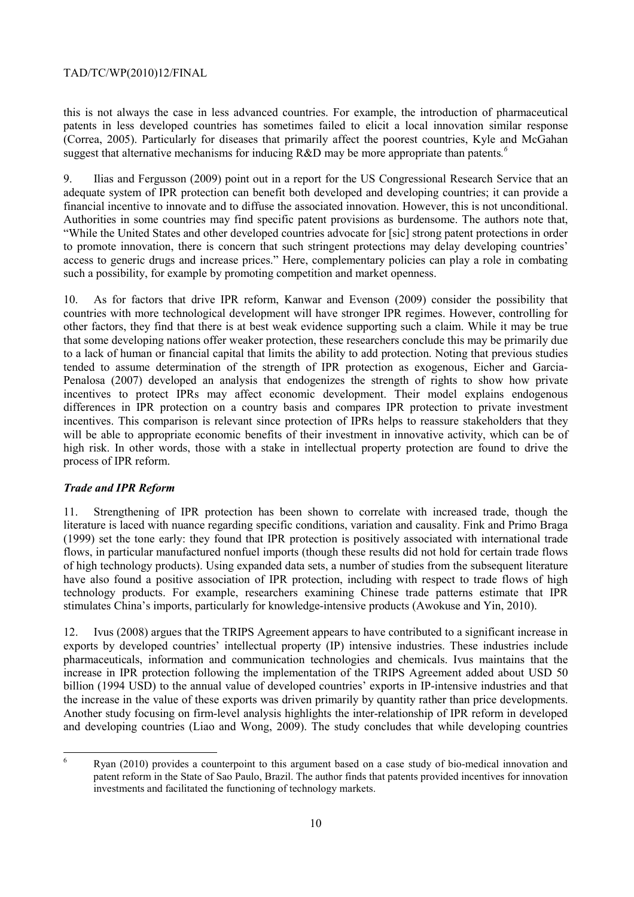this is not always the case in less advanced countries. For example, the introduction of pharmaceutical patents in less developed countries has sometimes failed to elicit a local innovation similar response (Correa, 2005). Particularly for diseases that primarily affect the poorest countries, Kyle and McGahan suggest that alternative mechanisms for inducing R&D may be more appropriate than patents.[6]

9. Ilias and Fergusson (2009) point out in a report for the US Congressional Research Service that an adequate system of IPR protection can benefit both developed and developing countries; it can provide a financial incentive to innovate and to diffuse the associated innovation. However, this is not unconditional. Authorities in some countries may find specific patent provisions as burdensome. The authors note that, "While the United States and other developed countries advocate for [sic] strong patent protections in order to promote innovation, there is concern that such stringent protections may delay developing countries' access to generic drugs and increase prices." Here, complementary policies can play a role in combating such a possibility, for example by promoting competition and market openness.

10. As for factors that drive IPR reform, Kanwar and Evenson (2009) consider the possibility that countries with more technological development will have stronger IPR regimes. However, controlling for other factors, they find that there is at best weak evidence supporting such a claim. While it may be true that some developing nations offer weaker protection, these researchers conclude this may be primarily due to a lack of human or financial capital that limits the ability to add protection. Noting that previous studies tended to assume determination of the strength of IPR protection as exogenous, Eicher and Garcia-Penalosa (2007) developed an analysis that endogenizes the strength of rights to show how private incentives to protect IPRs may affect economic development. Their model explains endogenous differences in IPR protection on a country basis and compares IPR protection to private investment incentives. This comparison is relevant since protection of IPRs helps to reassure stakeholders that they will be able to appropriate economic benefits of their investment in innovative activity, which can be of high risk. In other words, those with a stake in intellectual property protection are found to drive the process of IPR reform.

### *Trade and IPR Reform*

11. Strengthening of IPR protection has been shown to correlate with increased trade, though the literature is laced with nuance regarding specific conditions, variation and causality. Fink and Primo Braga (1999) set the tone early: they found that IPR protection is positively associated with international trade flows, in particular manufactured nonfuel imports (though these results did not hold for certain trade flows of high technology products). Using expanded data sets, a number of studies from the subsequent literature have also found a positive association of IPR protection, including with respect to trade flows of high technology products. For example, researchers examining Chinese trade patterns estimate that IPR stimulates China's imports, particularly for knowledge-intensive products (Awokuse and Yin, 2010).

12. Ivus (2008) argues that the TRIPS Agreement appears to have contributed to a significant increase in exports by developed countries' intellectual property (IP) intensive industries. These industries include pharmaceuticals, information and communication technologies and chemicals. Ivus maintains that the increase in IPR protection following the implementation of the TRIPS Agreement added about USD 50 billion (1994 USD) to the annual value of developed countries' exports in IP-intensive industries and that the increase in the value of these exports was driven primarily by quantity rather than price developments. Another study focusing on firm-level analysis highlights the inter-relationship of IPR reform in developed and developing countries (Liao and Wong, 2009). The study concludes that while developing countries

---

[6] Ryan (2010) provides a counterpoint to this argument based on a case study of bio-medical innovation and patent reform in the State of Sao Paulo, Brazil. The author finds that patents provided incentives for innovation investments and facilitated the functioning of technology markets.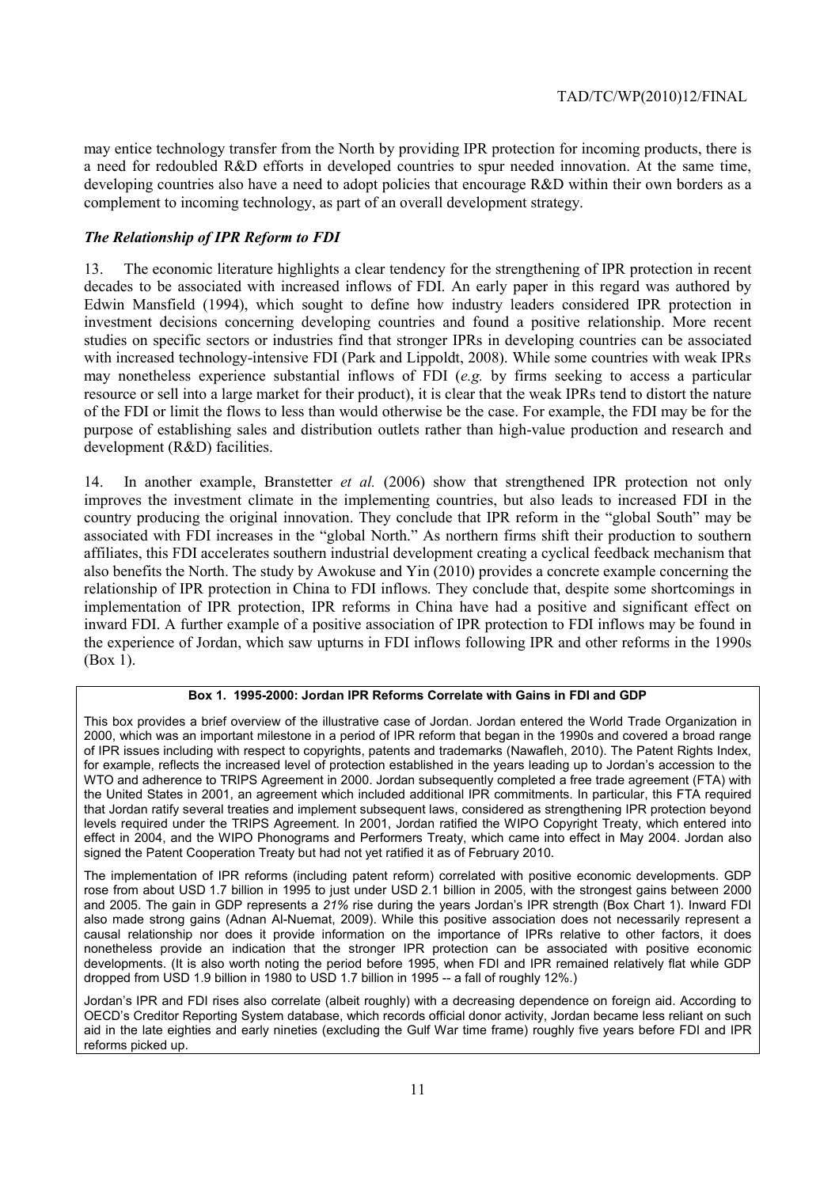may entice technology transfer from the North by providing IPR protection for incoming products, there is a need for redoubled R&D efforts in developed countries to spur needed innovation. At the same time, developing countries also have a need to adopt policies that encourage R&D within their own borders as a complement to incoming technology, as part of an overall development strategy.

### *The Relationship of IPR Reform to FDI*

13. The economic literature highlights a clear tendency for the strengthening of IPR protection in recent decades to be associated with increased inflows of FDI. An early paper in this regard was authored by Edwin Mansfield (1994), which sought to define how industry leaders considered IPR protection in investment decisions concerning developing countries and found a positive relationship. More recent studies on specific sectors or industries find that stronger IPRs in developing countries can be associated with increased technology-intensive FDI (Park and Lippoldt, 2008). While some countries with weak IPRs may nonetheless experience substantial inflows of FDI (*e.g.* by firms seeking to access a particular resource or sell into a large market for their product), it is clear that the weak IPRs tend to distort the nature of the FDI or limit the flows to less than would otherwise be the case. For example, the FDI may be for the purpose of establishing sales and distribution outlets rather than high-value production and research and development (R&D) facilities.

14. In another example, Branstetter *et al.* (2006) show that strengthened IPR protection not only improves the investment climate in the implementing countries, but also leads to increased FDI in the country producing the original innovation. They conclude that IPR reform in the "global South" may be associated with FDI increases in the "global North." As northern firms shift their production to southern affiliates, this FDI accelerates southern industrial development creating a cyclical feedback mechanism that also benefits the North. The study by Awokuse and Yin (2010) provides a concrete example concerning the relationship of IPR protection in China to FDI inflows. They conclude that, despite some shortcomings in implementation of IPR protection, IPR reforms in China have had a positive and significant effect on inward FDI. A further example of a positive association of IPR protection to FDI inflows may be found in the experience of Jordan, which saw upturns in FDI inflows following IPR and other reforms in the 1990s (Box 1).

**Box 1. 1995-2000: Jordan IPR Reforms Correlate with Gains in FDI and GDP**

This box provides a brief overview of the illustrative case of Jordan. Jordan entered the World Trade Organization in 2000, which was an important milestone in a period of IPR reform that began in the 1990s and covered a broad range of IPR issues including with respect to copyrights, patents and trademarks (Nawafleh, 2010). The Patent Rights Index, for example, reflects the increased level of protection established in the years leading up to Jordan's accession to the WTO and adherence to TRIPS Agreement in 2000. Jordan subsequently completed a free trade agreement (FTA) with the United States in 2001, an agreement which included additional IPR commitments. In particular, this FTA required that Jordan ratify several treaties and implement subsequent laws, considered as strengthening IPR protection beyond levels required under the TRIPS Agreement. In 2001, Jordan ratified the WIPO Copyright Treaty, which entered into effect in 2004, and the WIPO Phonograms and Performers Treaty, which came into effect in May 2004. Jordan also signed the Patent Cooperation Treaty but had not yet ratified it as of February 2010.

The implementation of IPR reforms (including patent reform) correlated with positive economic developments. GDP rose from about USD 1.7 billion in 1995 to just under USD 2.1 billion in 2005, with the strongest gains between 2000 and 2005. The gain in GDP represents a *21%* rise during the years Jordan's IPR strength (Box Chart 1). Inward FDI also made strong gains (Adnan Al-Nuemat, 2009). While this positive association does not necessarily represent a causal relationship nor does it provide information on the importance of IPRs relative to other factors, it does nonetheless provide an indication that the stronger IPR protection can be associated with positive economic developments. (It is also worth noting the period before 1995, when FDI and IPR remained relatively flat while GDP dropped from USD 1.9 billion in 1980 to USD 1.7 billion in 1995 -- a fall of roughly 12%.)

Jordan's IPR and FDI rises also correlate (albeit roughly) with a decreasing dependence on foreign aid. According to OECD's Creditor Reporting System database, which records official donor activity, Jordan became less reliant on such aid in the late eighties and early nineties (excluding the Gulf War time frame) roughly five years before FDI and IPR reforms picked up.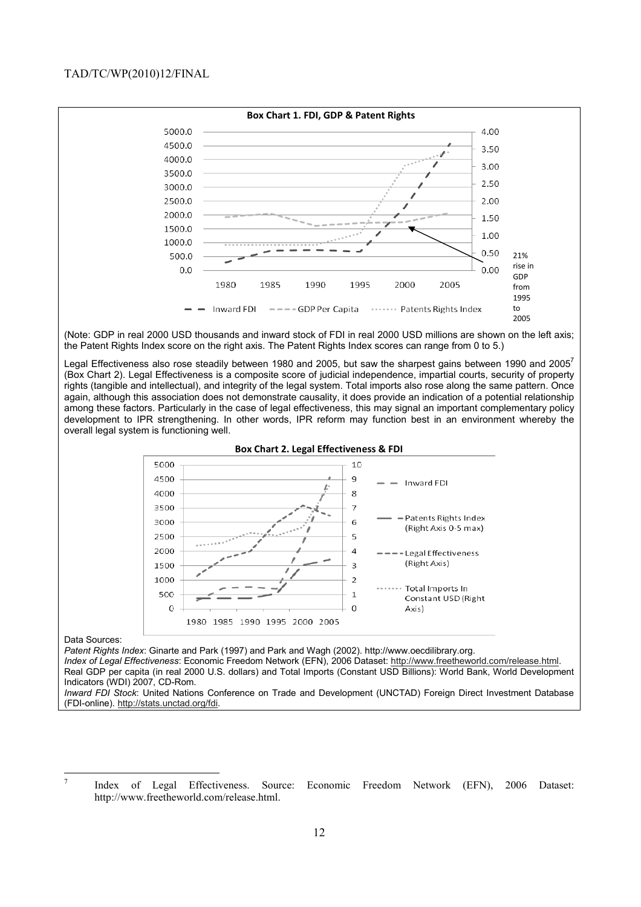**Box Chart 1. FDI, GDP & Patent Rights**

(Note: GDP in real 2000 USD thousands and inward stock of FDI in real 2000 USD millions are shown on the left axis; the Patent Rights Index score on the right axis. The Patent Rights Index scores can range from 0 to 5.)

Legal Effectiveness also rose steadily between 1980 and 2005, but saw the sharpest gains between 1990 and 2005[7] (Box Chart 2). Legal Effectiveness is a composite score of judicial independence, impartial courts, security of property rights (tangible and intellectual), and integrity of the legal system. Total imports also rose along the same pattern. Once again, although this association does not demonstrate causality, it does provide an indication of a potential relationship among these factors. Particularly in the case of legal effectiveness, this may signal an important complementary policy development to IPR strengthening. In other words, IPR reform may function best in an environment whereby the overall legal system is functioning well.

**Box Chart 2. Legal Effectiveness & FDI**

Data Sources:

*Patent Rights Index*: Ginarte and Park (1997) and Park and Wagh (2002). http://www.oecdilibrary.org.

*Index of Legal Effectiveness*: Economic Freedom Network (EFN), 2006 Dataset: http://www.freetheworld.com/release.html.

Real GDP per capita (in real 2000 U.S. dollars) and Total Imports (Constant USD Billions): World Bank, World Development Indicators (WDI) 2007, CD-Rom.

*Inward FDI Stock*: United Nations Conference on Trade and Development (UNCTAD) Foreign Direct Investment Database (FDI-online). http://stats.unctad.org/fdi.

---

[7] Index of Legal Effectiveness. Source: Economic Freedom Network (EFN), 2006 Dataset: http://www.freetheworld.com/release.html.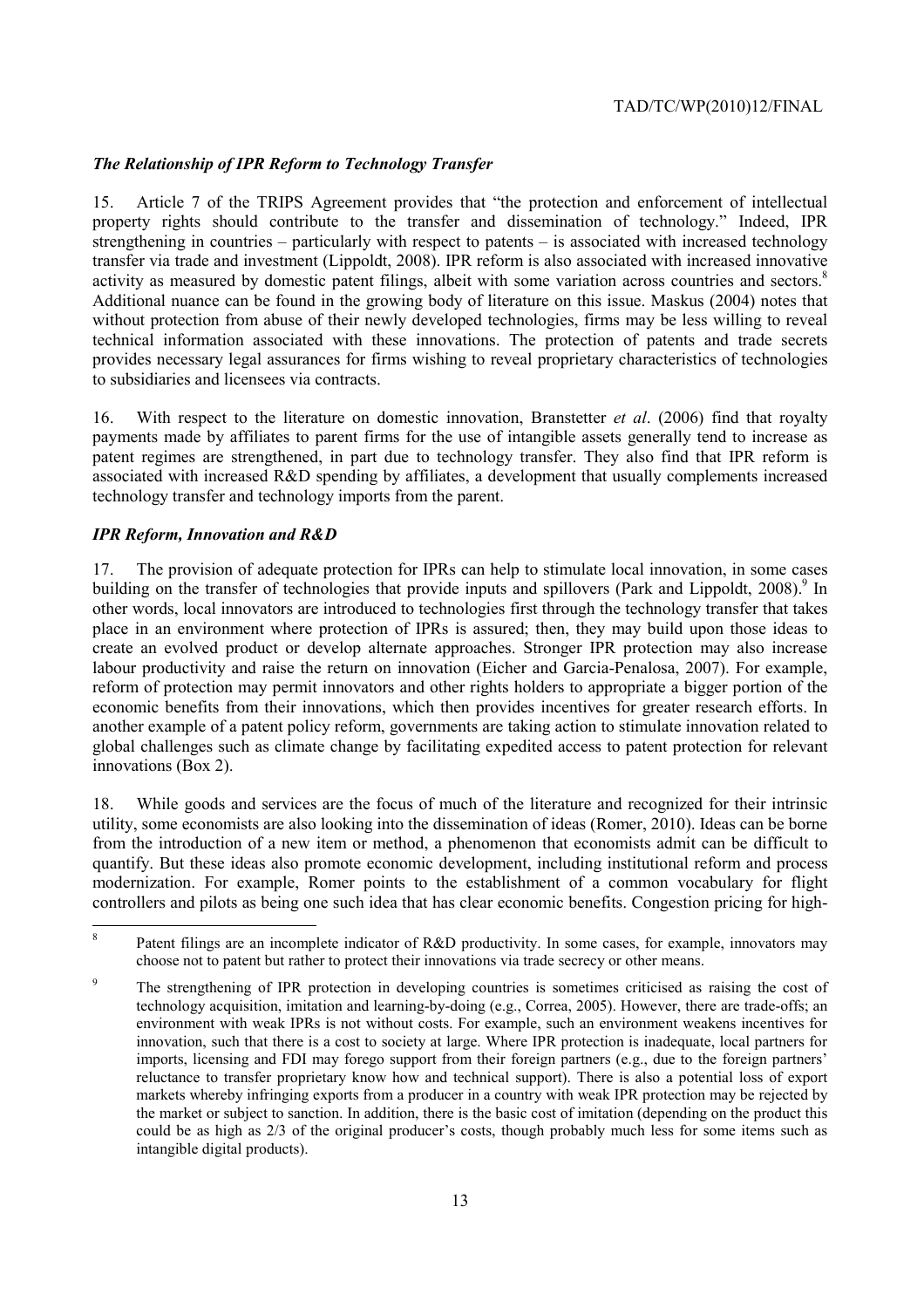### *The Relationship of IPR Reform to Technology Transfer*

15. Article 7 of the TRIPS Agreement provides that "the protection and enforcement of intellectual property rights should contribute to the transfer and dissemination of technology." Indeed, IPR strengthening in countries – particularly with respect to patents – is associated with increased technology transfer via trade and investment (Lippoldt, 2008). IPR reform is also associated with increased innovative activity as measured by domestic patent filings, albeit with some variation across countries and sectors.[8] Additional nuance can be found in the growing body of literature on this issue. Maskus (2004) notes that without protection from abuse of their newly developed technologies, firms may be less willing to reveal technical information associated with these innovations. The protection of patents and trade secrets provides necessary legal assurances for firms wishing to reveal proprietary characteristics of technologies to subsidiaries and licensees via contracts.

16. With respect to the literature on domestic innovation, Branstetter *et al*. (2006) find that royalty payments made by affiliates to parent firms for the use of intangible assets generally tend to increase as patent regimes are strengthened, in part due to technology transfer. They also find that IPR reform is associated with increased R&D spending by affiliates, a development that usually complements increased technology transfer and technology imports from the parent.

### *IPR Reform, Innovation and R&D*

17. The provision of adequate protection for IPRs can help to stimulate local innovation, in some cases building on the transfer of technologies that provide inputs and spillovers (Park and Lippoldt, 2008).[9] In other words, local innovators are introduced to technologies first through the technology transfer that takes place in an environment where protection of IPRs is assured; then, they may build upon those ideas to create an evolved product or develop alternate approaches. Stronger IPR protection may also increase labour productivity and raise the return on innovation (Eicher and Garcia-Penalosa, 2007). For example, reform of protection may permit innovators and other rights holders to appropriate a bigger portion of the economic benefits from their innovations, which then provides incentives for greater research efforts. In another example of a patent policy reform, governments are taking action to stimulate innovation related to global challenges such as climate change by facilitating expedited access to patent protection for relevant innovations (Box 2).

18. While goods and services are the focus of much of the literature and recognized for their intrinsic utility, some economists are also looking into the dissemination of ideas (Romer, 2010). Ideas can be borne from the introduction of a new item or method, a phenomenon that economists admit can be difficult to quantify. But these ideas also promote economic development, including institutional reform and process modernization. For example, Romer points to the establishment of a common vocabulary for flight controllers and pilots as being one such idea that has clear economic benefits. Congestion pricing for high-

---

[8] Patent filings are an incomplete indicator of R&D productivity. In some cases, for example, innovators may choose not to patent but rather to protect their innovations via trade secrecy or other means.

[9] The strengthening of IPR protection in developing countries is sometimes criticised as raising the cost of technology acquisition, imitation and learning-by-doing (e.g., Correa, 2005). However, there are trade-offs; an environment with weak IPRs is not without costs. For example, such an environment weakens incentives for innovation, such that there is a cost to society at large. Where IPR protection is inadequate, local partners for imports, licensing and FDI may forego support from their foreign partners (e.g., due to the foreign partners' reluctance to transfer proprietary know how and technical support). There is also a potential loss of export markets whereby infringing exports from a producer in a country with weak IPR protection may be rejected by the market or subject to sanction. In addition, there is the basic cost of imitation (depending on the product this could be as high as 2/3 of the original producer's costs, though probably much less for some items such as intangible digital products).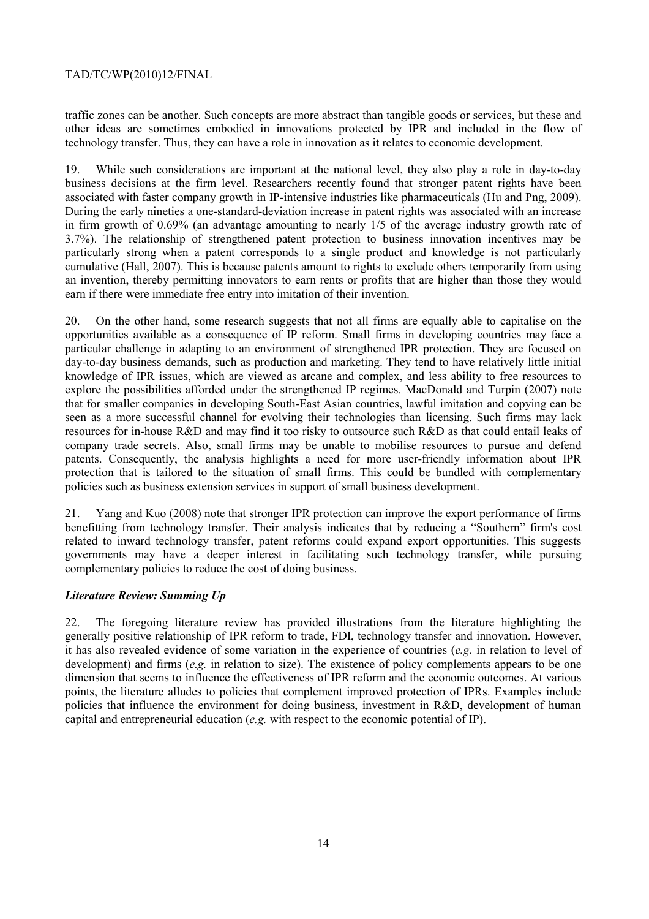traffic zones can be another. Such concepts are more abstract than tangible goods or services, but these and other ideas are sometimes embodied in innovations protected by IPR and included in the flow of technology transfer. Thus, they can have a role in innovation as it relates to economic development.

19. While such considerations are important at the national level, they also play a role in day-to-day business decisions at the firm level. Researchers recently found that stronger patent rights have been associated with faster company growth in IP-intensive industries like pharmaceuticals (Hu and Png, 2009). During the early nineties a one-standard-deviation increase in patent rights was associated with an increase in firm growth of 0.69% (an advantage amounting to nearly 1/5 of the average industry growth rate of 3.7%). The relationship of strengthened patent protection to business innovation incentives may be particularly strong when a patent corresponds to a single product and knowledge is not particularly cumulative (Hall, 2007). This is because patents amount to rights to exclude others temporarily from using an invention, thereby permitting innovators to earn rents or profits that are higher than those they would earn if there were immediate free entry into imitation of their invention.

20. On the other hand, some research suggests that not all firms are equally able to capitalise on the opportunities available as a consequence of IP reform. Small firms in developing countries may face a particular challenge in adapting to an environment of strengthened IPR protection. They are focused on day-to-day business demands, such as production and marketing. They tend to have relatively little initial knowledge of IPR issues, which are viewed as arcane and complex, and less ability to free resources to explore the possibilities afforded under the strengthened IP regimes. MacDonald and Turpin (2007) note that for smaller companies in developing South-East Asian countries, lawful imitation and copying can be seen as a more successful channel for evolving their technologies than licensing. Such firms may lack resources for in-house R&D and may find it too risky to outsource such R&D as that could entail leaks of company trade secrets. Also, small firms may be unable to mobilise resources to pursue and defend patents. Consequently, the analysis highlights a need for more user-friendly information about IPR protection that is tailored to the situation of small firms. This could be bundled with complementary policies such as business extension services in support of small business development.

21. Yang and Kuo (2008) note that stronger IPR protection can improve the export performance of firms benefitting from technology transfer. Their analysis indicates that by reducing a "Southern" firm's cost related to inward technology transfer, patent reforms could expand export opportunities. This suggests governments may have a deeper interest in facilitating such technology transfer, while pursuing complementary policies to reduce the cost of doing business.

### *Literature Review: Summing Up*

22. The foregoing literature review has provided illustrations from the literature highlighting the generally positive relationship of IPR reform to trade, FDI, technology transfer and innovation. However, it has also revealed evidence of some variation in the experience of countries (*e.g.* in relation to level of development) and firms (*e.g.* in relation to size). The existence of policy complements appears to be one dimension that seems to influence the effectiveness of IPR reform and the economic outcomes. At various points, the literature alludes to policies that complement improved protection of IPRs. Examples include policies that influence the environment for doing business, investment in R&D, development of human capital and entrepreneurial education (*e.g.* with respect to the economic potential of IP).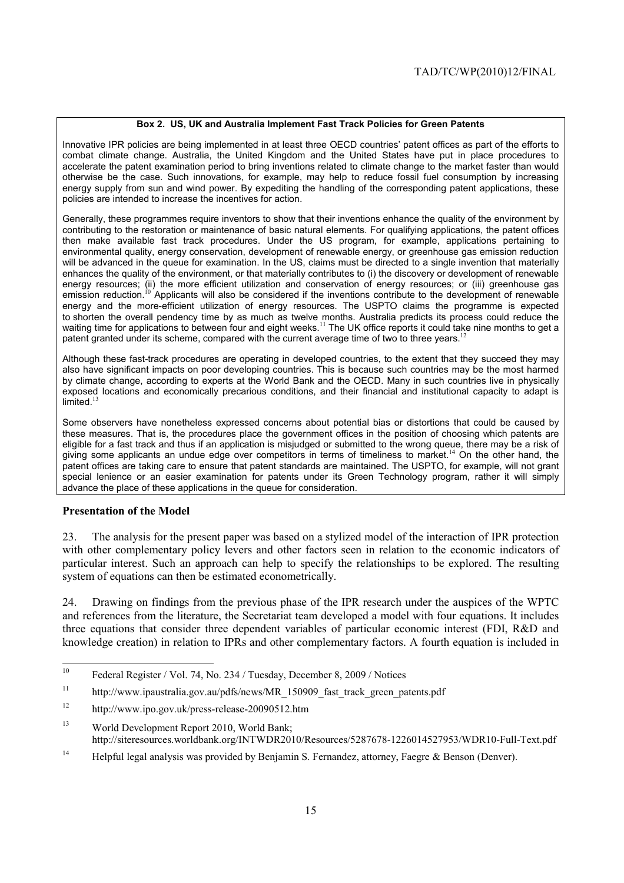**Box 2. US, UK and Australia Implement Fast Track Policies for Green Patents**

Innovative IPR policies are being implemented in at least three OECD countries' patent offices as part of the efforts to combat climate change. Australia, the United Kingdom and the United States have put in place procedures to accelerate the patent examination period to bring inventions related to climate change to the market faster than would otherwise be the case. Such innovations, for example, may help to reduce fossil fuel consumption by increasing energy supply from sun and wind power. By expediting the handling of the corresponding patent applications, these policies are intended to increase the incentives for action.

Generally, these programmes require inventors to show that their inventions enhance the quality of the environment by contributing to the restoration or maintenance of basic natural elements. For qualifying applications, the patent offices then make available fast track procedures. Under the US program, for example, applications pertaining to environmental quality, energy conservation, development of renewable energy, or greenhouse gas emission reduction will be advanced in the queue for examination. In the US, claims must be directed to a single invention that materially enhances the quality of the environment, or that materially contributes to (i) the discovery or development of renewable energy resources; (ii) the more efficient utilization and conservation of energy resources; or (iii) greenhouse gas emission reduction.[10] Applicants will also be considered if the inventions contribute to the development of renewable energy and the more-efficient utilization of energy resources. The USPTO claims the programme is expected to shorten the overall pendency time by as much as twelve months. Australia predicts its process could reduce the waiting time for applications to between four and eight weeks.[11] The UK office reports it could take nine months to get a patent granted under its scheme, compared with the current average time of two to three years.[12]

Although these fast-track procedures are operating in developed countries, to the extent that they succeed they may also have significant impacts on poor developing countries. This is because such countries may be the most harmed by climate change, according to experts at the World Bank and the OECD. Many in such countries live in physically exposed locations and economically precarious conditions, and their financial and institutional capacity to adapt is limited.[13]

Some observers have nonetheless expressed concerns about potential bias or distortions that could be caused by these measures. That is, the procedures place the government offices in the position of choosing which patents are eligible for a fast track and thus if an application is misjudged or submitted to the wrong queue, there may be a risk of giving some applicants an undue edge over competitors in terms of timeliness to market.[14] On the other hand, the patent offices are taking care to ensure that patent standards are maintained. The USPTO, for example, will not grant special lenience or an easier examination for patents under its Green Technology program, rather it will simply advance the place of these applications in the queue for consideration.

## Presentation of the Model

23. The analysis for the present paper was based on a stylized model of the interaction of IPR protection with other complementary policy levers and other factors seen in relation to the economic indicators of particular interest. Such an approach can help to specify the relationships to be explored. The resulting system of equations can then be estimated econometrically.

24. Drawing on findings from the previous phase of the IPR research under the auspices of the WPTC and references from the literature, the Secretariat team developed a model with four equations. It includes three equations that consider three dependent variables of particular economic interest (FDI, R&D and knowledge creation) in relation to IPRs and other complementary factors. A fourth equation is included in

---

[10] Federal Register / Vol. 74, No. 234 / Tuesday, December 8, 2009 / Notices

[11] http://www.ipaustralia.gov.au/pdfs/news/MR_150909_fast_track_green_patents.pdf

[12] http://www.ipo.gov.uk/press-release-20090512.htm

[13] World Development Report 2010, World Bank; http://siteresources.worldbank.org/INTWDR2010/Resources/5287678-1226014527953/WDR10-Full-Text.pdf

[14] Helpful legal analysis was provided by Benjamin S. Fernandez, attorney, Faegre & Benson (Denver).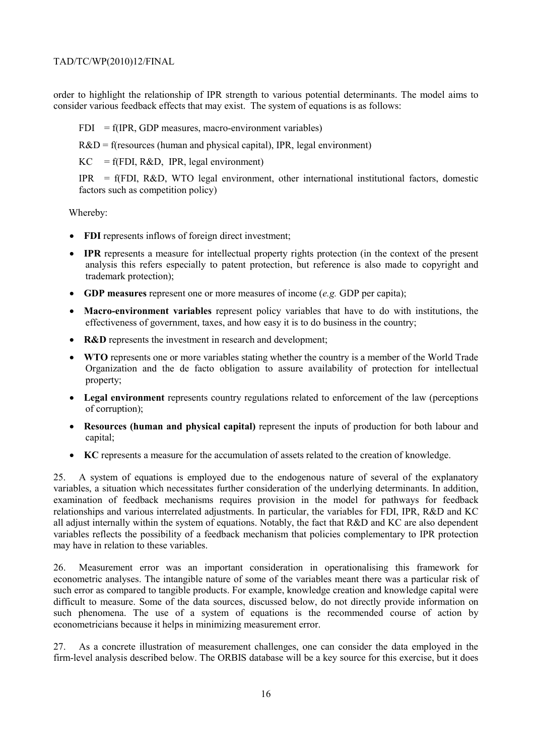order to highlight the relationship of IPR strength to various potential determinants. The model aims to consider various feedback effects that may exist. The system of equations is as follows:

FDI = f(IPR, GDP measures, macro-environment variables)

R&D = f(resources (human and physical capital), IPR, legal environment)

KC = f(FDI, R&D, IPR, legal environment)

IPR = f(FDI, R&D, WTO legal environment, other international institutional factors, domestic factors such as competition policy)

Whereby:

- **FDI** represents inflows of foreign direct investment;
- **IPR** represents a measure for intellectual property rights protection (in the context of the present analysis this refers especially to patent protection, but reference is also made to copyright and trademark protection);
- **GDP measures** represent one or more measures of income (*e.g.* GDP per capita);
- **Macro-environment variables** represent policy variables that have to do with institutions, the effectiveness of government, taxes, and how easy it is to do business in the country;
- **R&D** represents the investment in research and development;
- **WTO** represents one or more variables stating whether the country is a member of the World Trade Organization and the de facto obligation to assure availability of protection for intellectual property;
- **Legal environment** represents country regulations related to enforcement of the law (perceptions of corruption);
- **Resources (human and physical capital)** represent the inputs of production for both labour and capital;
- **KC** represents a measure for the accumulation of assets related to the creation of knowledge.

25. A system of equations is employed due to the endogenous nature of several of the explanatory variables, a situation which necessitates further consideration of the underlying determinants. In addition, examination of feedback mechanisms requires provision in the model for pathways for feedback relationships and various interrelated adjustments. In particular, the variables for FDI, IPR, R&D and KC all adjust internally within the system of equations. Notably, the fact that R&D and KC are also dependent variables reflects the possibility of a feedback mechanism that policies complementary to IPR protection may have in relation to these variables.

26. Measurement error was an important consideration in operationalising this framework for econometric analyses. The intangible nature of some of the variables meant there was a particular risk of such error as compared to tangible products. For example, knowledge creation and knowledge capital were difficult to measure. Some of the data sources, discussed below, do not directly provide information on such phenomena. The use of a system of equations is the recommended course of action by econometricians because it helps in minimizing measurement error.

27. As a concrete illustration of measurement challenges, one can consider the data employed in the firm-level analysis described below. The ORBIS database will be a key source for this exercise, but it does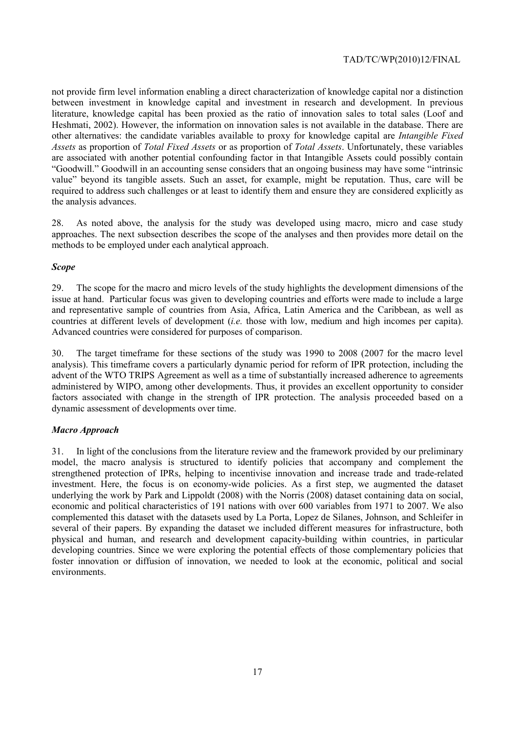not provide firm level information enabling a direct characterization of knowledge capital nor a distinction between investment in knowledge capital and investment in research and development. In previous literature, knowledge capital has been proxied as the ratio of innovation sales to total sales (Loof and Heshmati, 2002). However, the information on innovation sales is not available in the database. There are other alternatives: the candidate variables available to proxy for knowledge capital are *Intangible Fixed Assets* as proportion of *Total Fixed Assets* or as proportion of *Total Assets*. Unfortunately, these variables are associated with another potential confounding factor in that Intangible Assets could possibly contain "Goodwill." Goodwill in an accounting sense considers that an ongoing business may have some "intrinsic value" beyond its tangible assets. Such an asset, for example, might be reputation. Thus, care will be required to address such challenges or at least to identify them and ensure they are considered explicitly as the analysis advances.

28. As noted above, the analysis for the study was developed using macro, micro and case study approaches. The next subsection describes the scope of the analyses and then provides more detail on the methods to be employed under each analytical approach.

### *Scope*

29. The scope for the macro and micro levels of the study highlights the development dimensions of the issue at hand. Particular focus was given to developing countries and efforts were made to include a large and representative sample of countries from Asia, Africa, Latin America and the Caribbean, as well as countries at different levels of development (*i.e.* those with low, medium and high incomes per capita). Advanced countries were considered for purposes of comparison.

30. The target timeframe for these sections of the study was 1990 to 2008 (2007 for the macro level analysis). This timeframe covers a particularly dynamic period for reform of IPR protection, including the advent of the WTO TRIPS Agreement as well as a time of substantially increased adherence to agreements administered by WIPO, among other developments. Thus, it provides an excellent opportunity to consider factors associated with change in the strength of IPR protection. The analysis proceeded based on a dynamic assessment of developments over time.

### *Macro Approach*

31. In light of the conclusions from the literature review and the framework provided by our preliminary model, the macro analysis is structured to identify policies that accompany and complement the strengthened protection of IPRs, helping to incentivise innovation and increase trade and trade-related investment. Here, the focus is on economy-wide policies. As a first step, we augmented the dataset underlying the work by Park and Lippoldt (2008) with the Norris (2008) dataset containing data on social, economic and political characteristics of 191 nations with over 600 variables from 1971 to 2007. We also complemented this dataset with the datasets used by La Porta, Lopez de Silanes, Johnson, and Schleifer in several of their papers. By expanding the dataset we included different measures for infrastructure, both physical and human, and research and development capacity-building within countries, in particular developing countries. Since we were exploring the potential effects of those complementary policies that foster innovation or diffusion of innovation, we needed to look at the economic, political and social environments.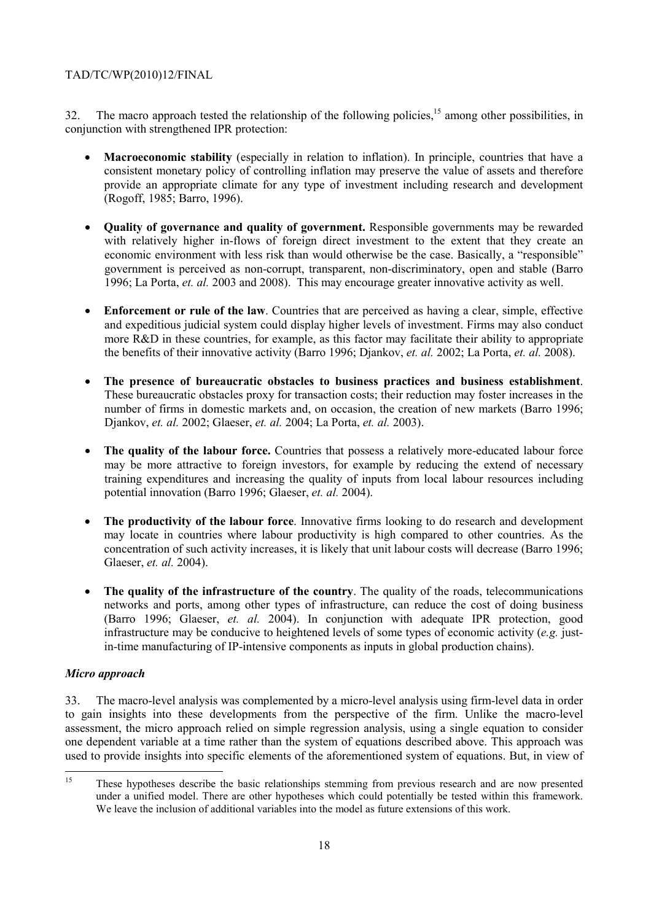32. The macro approach tested the relationship of the following policies,[15] among other possibilities, in conjunction with strengthened IPR protection:

- **Macroeconomic stability** (especially in relation to inflation). In principle, countries that have a consistent monetary policy of controlling inflation may preserve the value of assets and therefore provide an appropriate climate for any type of investment including research and development (Rogoff, 1985; Barro, 1996).

- **Quality of governance and quality of government.** Responsible governments may be rewarded with relatively higher in-flows of foreign direct investment to the extent that they create an economic environment with less risk than would otherwise be the case. Basically, a "responsible" government is perceived as non-corrupt, transparent, non-discriminatory, open and stable (Barro 1996; La Porta, *et. al.* 2003 and 2008). This may encourage greater innovative activity as well.

- **Enforcement or rule of the law**. Countries that are perceived as having a clear, simple, effective and expeditious judicial system could display higher levels of investment. Firms may also conduct more R&D in these countries, for example, as this factor may facilitate their ability to appropriate the benefits of their innovative activity (Barro 1996; Djankov, *et. al.* 2002; La Porta, *et. al.* 2008).

- **The presence of bureaucratic obstacles to business practices and business establishment**. These bureaucratic obstacles proxy for transaction costs; their reduction may foster increases in the number of firms in domestic markets and, on occasion, the creation of new markets (Barro 1996; Djankov, *et. al.* 2002; Glaeser, *et. al.* 2004; La Porta, *et. al.* 2003).

- **The quality of the labour force.** Countries that possess a relatively more-educated labour force may be more attractive to foreign investors, for example by reducing the extend of necessary training expenditures and increasing the quality of inputs from local labour resources including potential innovation (Barro 1996; Glaeser, *et. al.* 2004).

- **The productivity of the labour force**. Innovative firms looking to do research and development may locate in countries where labour productivity is high compared to other countries. As the concentration of such activity increases, it is likely that unit labour costs will decrease (Barro 1996; Glaeser, *et. al.* 2004).

- **The quality of the infrastructure of the country**. The quality of the roads, telecommunications networks and ports, among other types of infrastructure, can reduce the cost of doing business (Barro 1996; Glaeser, *et. al.* 2004). In conjunction with adequate IPR protection, good infrastructure may be conducive to heightened levels of some types of economic activity (*e.g.* just-in-time manufacturing of IP-intensive components as inputs in global production chains).

### *Micro approach*

33. The macro-level analysis was complemented by a micro-level analysis using firm-level data in order to gain insights into these developments from the perspective of the firm. Unlike the macro-level assessment, the micro approach relied on simple regression analysis, using a single equation to consider one dependent variable at a time rather than the system of equations described above. This approach was used to provide insights into specific elements of the aforementioned system of equations. But, in view of

---

[15] These hypotheses describe the basic relationships stemming from previous research and are now presented under a unified model. There are other hypotheses which could potentially be tested within this framework. We leave the inclusion of additional variables into the model as future extensions of this work.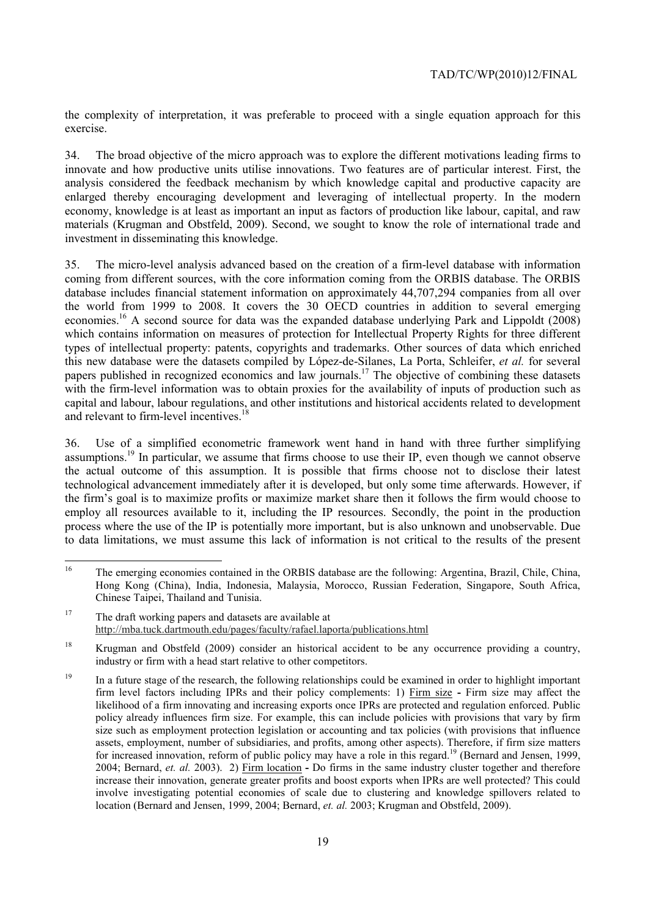the complexity of interpretation, it was preferable to proceed with a single equation approach for this exercise.

34. The broad objective of the micro approach was to explore the different motivations leading firms to innovate and how productive units utilise innovations. Two features are of particular interest. First, the analysis considered the feedback mechanism by which knowledge capital and productive capacity are enlarged thereby encouraging development and leveraging of intellectual property. In the modern economy, knowledge is at least as important an input as factors of production like labour, capital, and raw materials (Krugman and Obstfeld, 2009). Second, we sought to know the role of international trade and investment in disseminating this knowledge.

35. The micro-level analysis advanced based on the creation of a firm-level database with information coming from different sources, with the core information coming from the ORBIS database. The ORBIS database includes financial statement information on approximately 44,707,294 companies from all over the world from 1999 to 2008. It covers the 30 OECD countries in addition to several emerging economies.[16] A second source for data was the expanded database underlying Park and Lippoldt (2008) which contains information on measures of protection for Intellectual Property Rights for three different types of intellectual property: patents, copyrights and trademarks. Other sources of data which enriched this new database were the datasets compiled by López-de-Silanes, La Porta, Schleifer, *et al.* for several papers published in recognized economics and law journals.[17] The objective of combining these datasets with the firm-level information was to obtain proxies for the availability of inputs of production such as capital and labour, labour regulations, and other institutions and historical accidents related to development and relevant to firm-level incentives.[18]

36. Use of a simplified econometric framework went hand in hand with three further simplifying assumptions.[19] In particular, we assume that firms choose to use their IP, even though we cannot observe the actual outcome of this assumption. It is possible that firms choose not to disclose their latest technological advancement immediately after it is developed, but only some time afterwards. However, if the firm's goal is to maximize profits or maximize market share then it follows the firm would choose to employ all resources available to it, including the IP resources. Secondly, the point in the production process where the use of the IP is potentially more important, but is also unknown and unobservable. Due to data limitations, we must assume this lack of information is not critical to the results of the present

---

[16] The emerging economies contained in the ORBIS database are the following: Argentina, Brazil, Chile, China, Hong Kong (China), India, Indonesia, Malaysia, Morocco, Russian Federation, Singapore, South Africa, Chinese Taipei, Thailand and Tunisia.

[17] The draft working papers and datasets are available at http://mba.tuck.dartmouth.edu/pages/faculty/rafael.laporta/publications.html

[18] Krugman and Obstfeld (2009) consider an historical accident to be any occurrence providing a country, industry or firm with a head start relative to other competitors.

[19] In a future stage of the research, the following relationships could be examined in order to highlight important firm level factors including IPRs and their policy complements: 1) Firm size **-** Firm size may affect the likelihood of a firm innovating and increasing exports once IPRs are protected and regulation enforced. Public policy already influences firm size. For example, this can include policies with provisions that vary by firm size such as employment protection legislation or accounting and tax policies (with provisions that influence assets, employment, number of subsidiaries, and profits, among other aspects). Therefore, if firm size matters for increased innovation, reform of public policy may have a role in this regard.[19] (Bernard and Jensen, 1999, 2004; Bernard, *et. al.* 2003). 2) Firm location **-** Do firms in the same industry cluster together and therefore increase their innovation, generate greater profits and boost exports when IPRs are well protected? This could involve investigating potential economies of scale due to clustering and knowledge spillovers related to location (Bernard and Jensen, 1999, 2004; Bernard, *et. al.* 2003; Krugman and Obstfeld, 2009).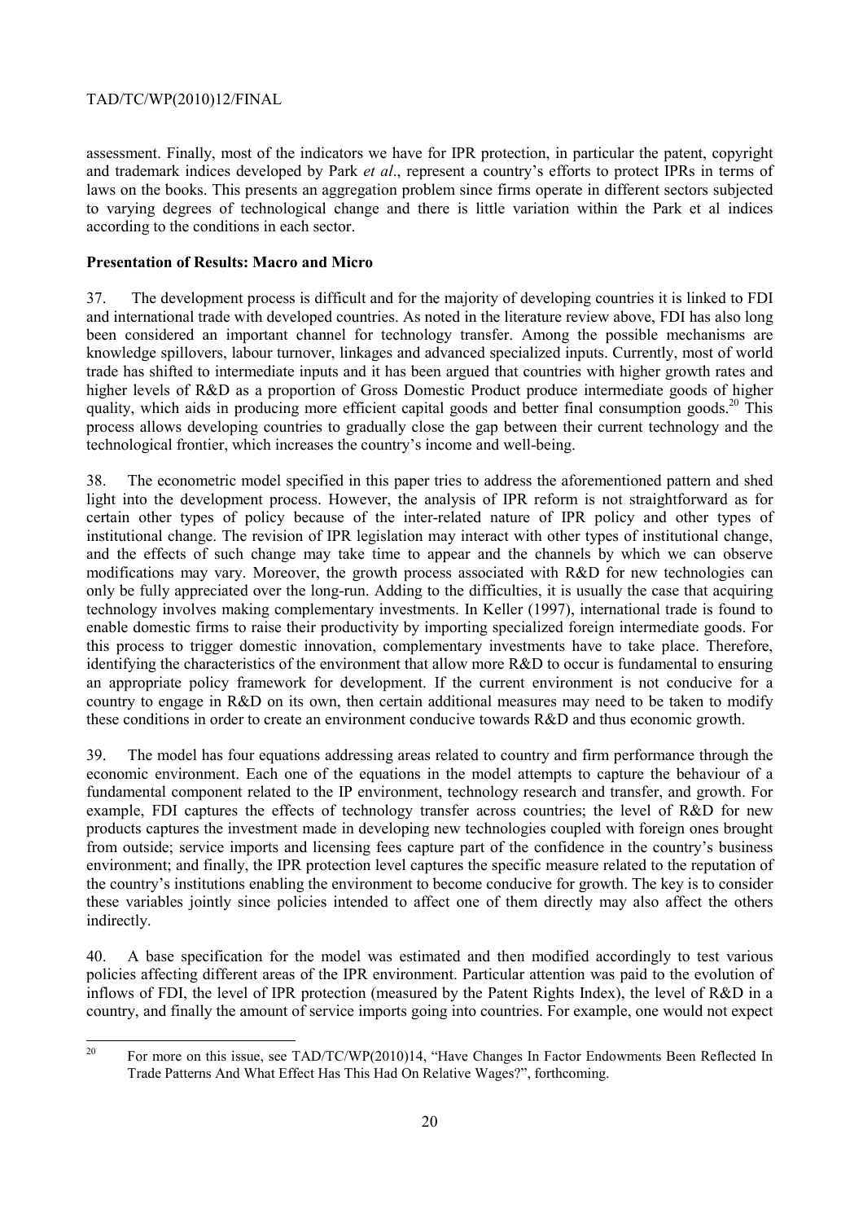assessment. Finally, most of the indicators we have for IPR protection, in particular the patent, copyright and trademark indices developed by Park *et al*., represent a country's efforts to protect IPRs in terms of laws on the books. This presents an aggregation problem since firms operate in different sectors subjected to varying degrees of technological change and there is little variation within the Park et al indices according to the conditions in each sector.

**Presentation of Results: Macro and Micro**

37. The development process is difficult and for the majority of developing countries it is linked to FDI and international trade with developed countries. As noted in the literature review above, FDI has also long been considered an important channel for technology transfer. Among the possible mechanisms are knowledge spillovers, labour turnover, linkages and advanced specialized inputs. Currently, most of world trade has shifted to intermediate inputs and it has been argued that countries with higher growth rates and higher levels of R&D as a proportion of Gross Domestic Product produce intermediate goods of higher quality, which aids in producing more efficient capital goods and better final consumption goods.[20] This process allows developing countries to gradually close the gap between their current technology and the technological frontier, which increases the country's income and well-being.

38. The econometric model specified in this paper tries to address the aforementioned pattern and shed light into the development process. However, the analysis of IPR reform is not straightforward as for certain other types of policy because of the inter-related nature of IPR policy and other types of institutional change. The revision of IPR legislation may interact with other types of institutional change, and the effects of such change may take time to appear and the channels by which we can observe modifications may vary. Moreover, the growth process associated with R&D for new technologies can only be fully appreciated over the long-run. Adding to the difficulties, it is usually the case that acquiring technology involves making complementary investments. In Keller (1997), international trade is found to enable domestic firms to raise their productivity by importing specialized foreign intermediate goods. For this process to trigger domestic innovation, complementary investments have to take place. Therefore, identifying the characteristics of the environment that allow more R&D to occur is fundamental to ensuring an appropriate policy framework for development. If the current environment is not conducive for a country to engage in R&D on its own, then certain additional measures may need to be taken to modify these conditions in order to create an environment conducive towards R&D and thus economic growth.

39. The model has four equations addressing areas related to country and firm performance through the economic environment. Each one of the equations in the model attempts to capture the behaviour of a fundamental component related to the IP environment, technology research and transfer, and growth. For example, FDI captures the effects of technology transfer across countries; the level of R&D for new products captures the investment made in developing new technologies coupled with foreign ones brought from outside; service imports and licensing fees capture part of the confidence in the country's business environment; and finally, the IPR protection level captures the specific measure related to the reputation of the country's institutions enabling the environment to become conducive for growth. The key is to consider these variables jointly since policies intended to affect one of them directly may also affect the others indirectly.

40. A base specification for the model was estimated and then modified accordingly to test various policies affecting different areas of the IPR environment. Particular attention was paid to the evolution of inflows of FDI, the level of IPR protection (measured by the Patent Rights Index), the level of R&D in a country, and finally the amount of service imports going into countries. For example, one would not expect

[20] For more on this issue, see TAD/TC/WP(2010)14, "Have Changes In Factor Endowments Been Reflected In Trade Patterns And What Effect Has This Had On Relative Wages?", forthcoming.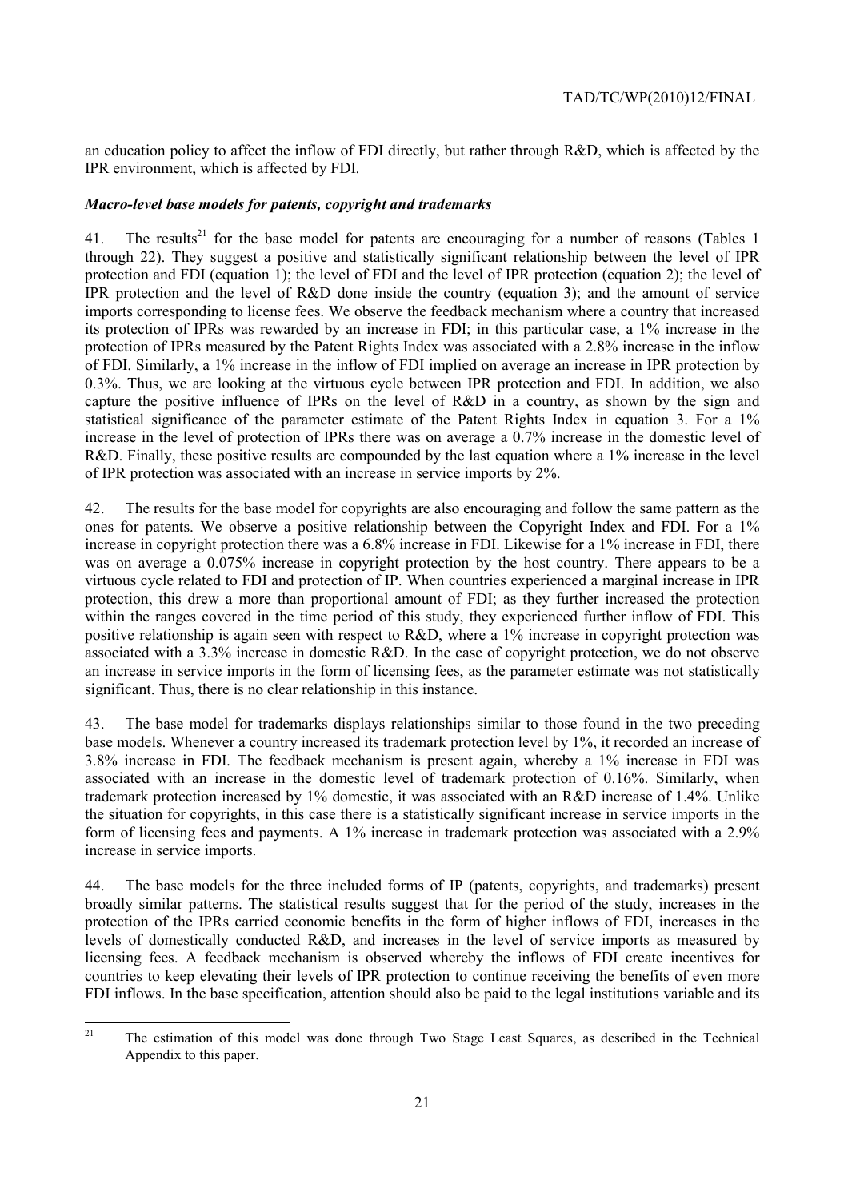an education policy to affect the inflow of FDI directly, but rather through R&D, which is affected by the IPR environment, which is affected by FDI.

### *Macro-level base models for patents, copyright and trademarks*

41. The results[21] for the base model for patents are encouraging for a number of reasons (Tables 1 through 22). They suggest a positive and statistically significant relationship between the level of IPR protection and FDI (equation 1); the level of FDI and the level of IPR protection (equation 2); the level of IPR protection and the level of R&D done inside the country (equation 3); and the amount of service imports corresponding to license fees. We observe the feedback mechanism where a country that increased its protection of IPRs was rewarded by an increase in FDI; in this particular case, a 1% increase in the protection of IPRs measured by the Patent Rights Index was associated with a 2.8% increase in the inflow of FDI. Similarly, a 1% increase in the inflow of FDI implied on average an increase in IPR protection by 0.3%. Thus, we are looking at the virtuous cycle between IPR protection and FDI. In addition, we also capture the positive influence of IPRs on the level of R&D in a country, as shown by the sign and statistical significance of the parameter estimate of the Patent Rights Index in equation 3. For a 1% increase in the level of protection of IPRs there was on average a 0.7% increase in the domestic level of R&D. Finally, these positive results are compounded by the last equation where a 1% increase in the level of IPR protection was associated with an increase in service imports by 2%.

42. The results for the base model for copyrights are also encouraging and follow the same pattern as the ones for patents. We observe a positive relationship between the Copyright Index and FDI. For a 1% increase in copyright protection there was a 6.8% increase in FDI. Likewise for a 1% increase in FDI, there was on average a 0.075% increase in copyright protection by the host country. There appears to be a virtuous cycle related to FDI and protection of IP. When countries experienced a marginal increase in IPR protection, this drew a more than proportional amount of FDI; as they further increased the protection within the ranges covered in the time period of this study, they experienced further inflow of FDI. This positive relationship is again seen with respect to R&D, where a 1% increase in copyright protection was associated with a 3.3% increase in domestic R&D. In the case of copyright protection, we do not observe an increase in service imports in the form of licensing fees, as the parameter estimate was not statistically significant. Thus, there is no clear relationship in this instance.

43. The base model for trademarks displays relationships similar to those found in the two preceding base models. Whenever a country increased its trademark protection level by 1%, it recorded an increase of 3.8% increase in FDI. The feedback mechanism is present again, whereby a 1% increase in FDI was associated with an increase in the domestic level of trademark protection of 0.16%. Similarly, when trademark protection increased by 1% domestic, it was associated with an R&D increase of 1.4%. Unlike the situation for copyrights, in this case there is a statistically significant increase in service imports in the form of licensing fees and payments. A 1% increase in trademark protection was associated with a 2.9% increase in service imports.

44. The base models for the three included forms of IP (patents, copyrights, and trademarks) present broadly similar patterns. The statistical results suggest that for the period of the study, increases in the protection of the IPRs carried economic benefits in the form of higher inflows of FDI, increases in the levels of domestically conducted R&D, and increases in the level of service imports as measured by licensing fees. A feedback mechanism is observed whereby the inflows of FDI create incentives for countries to keep elevating their levels of IPR protection to continue receiving the benefits of even more FDI inflows. In the base specification, attention should also be paid to the legal institutions variable and its

---

[21] The estimation of this model was done through Two Stage Least Squares, as described in the Technical Appendix to this paper.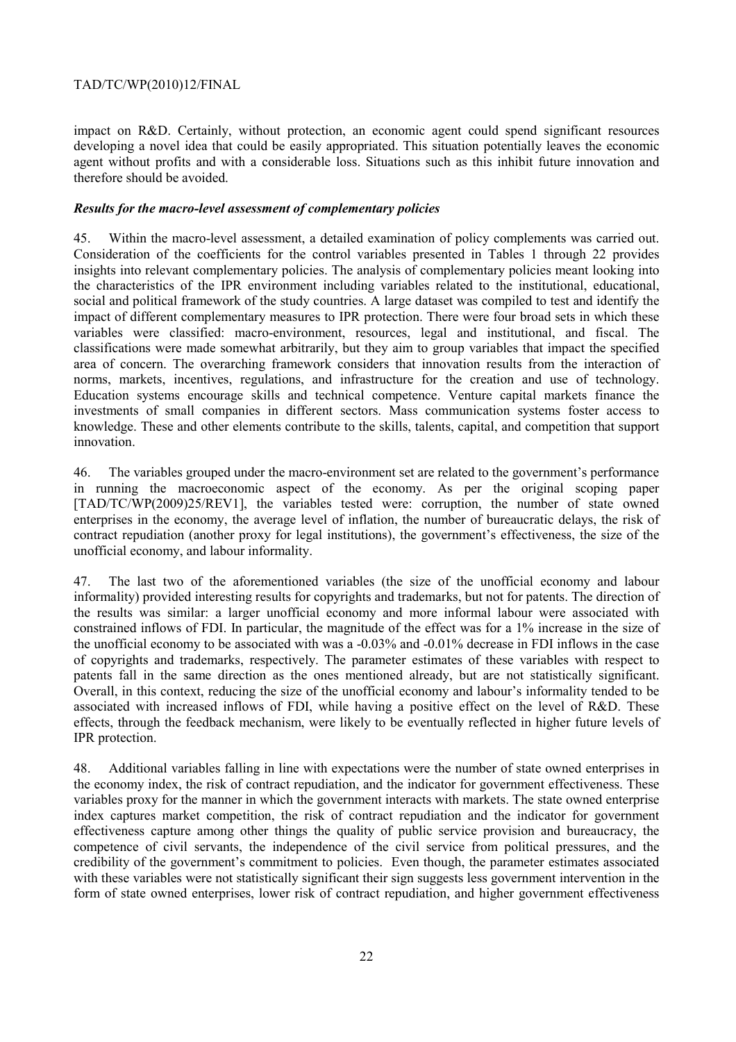impact on R&D. Certainly, without protection, an economic agent could spend significant resources developing a novel idea that could be easily appropriated. This situation potentially leaves the economic agent without profits and with a considerable loss. Situations such as this inhibit future innovation and therefore should be avoided.

### *Results for the macro-level assessment of complementary policies*

45. Within the macro-level assessment, a detailed examination of policy complements was carried out. Consideration of the coefficients for the control variables presented in Tables 1 through 22 provides insights into relevant complementary policies. The analysis of complementary policies meant looking into the characteristics of the IPR environment including variables related to the institutional, educational, social and political framework of the study countries. A large dataset was compiled to test and identify the impact of different complementary measures to IPR protection. There were four broad sets in which these variables were classified: macro-environment, resources, legal and institutional, and fiscal. The classifications were made somewhat arbitrarily, but they aim to group variables that impact the specified area of concern. The overarching framework considers that innovation results from the interaction of norms, markets, incentives, regulations, and infrastructure for the creation and use of technology. Education systems encourage skills and technical competence. Venture capital markets finance the investments of small companies in different sectors. Mass communication systems foster access to knowledge. These and other elements contribute to the skills, talents, capital, and competition that support innovation.

46. The variables grouped under the macro-environment set are related to the government's performance in running the macroeconomic aspect of the economy. As per the original scoping paper [TAD/TC/WP(2009)25/REV1], the variables tested were: corruption, the number of state owned enterprises in the economy, the average level of inflation, the number of bureaucratic delays, the risk of contract repudiation (another proxy for legal institutions), the government's effectiveness, the size of the unofficial economy, and labour informality.

47. The last two of the aforementioned variables (the size of the unofficial economy and labour informality) provided interesting results for copyrights and trademarks, but not for patents. The direction of the results was similar: a larger unofficial economy and more informal labour were associated with constrained inflows of FDI. In particular, the magnitude of the effect was for a 1% increase in the size of the unofficial economy to be associated with was a -0.03% and -0.01% decrease in FDI inflows in the case of copyrights and trademarks, respectively. The parameter estimates of these variables with respect to patents fall in the same direction as the ones mentioned already, but are not statistically significant. Overall, in this context, reducing the size of the unofficial economy and labour's informality tended to be associated with increased inflows of FDI, while having a positive effect on the level of R&D. These effects, through the feedback mechanism, were likely to be eventually reflected in higher future levels of IPR protection.

48. Additional variables falling in line with expectations were the number of state owned enterprises in the economy index, the risk of contract repudiation, and the indicator for government effectiveness. These variables proxy for the manner in which the government interacts with markets. The state owned enterprise index captures market competition, the risk of contract repudiation and the indicator for government effectiveness capture among other things the quality of public service provision and bureaucracy, the competence of civil servants, the independence of the civil service from political pressures, and the credibility of the government's commitment to policies. Even though, the parameter estimates associated with these variables were not statistically significant their sign suggests less government intervention in the form of state owned enterprises, lower risk of contract repudiation, and higher government effectiveness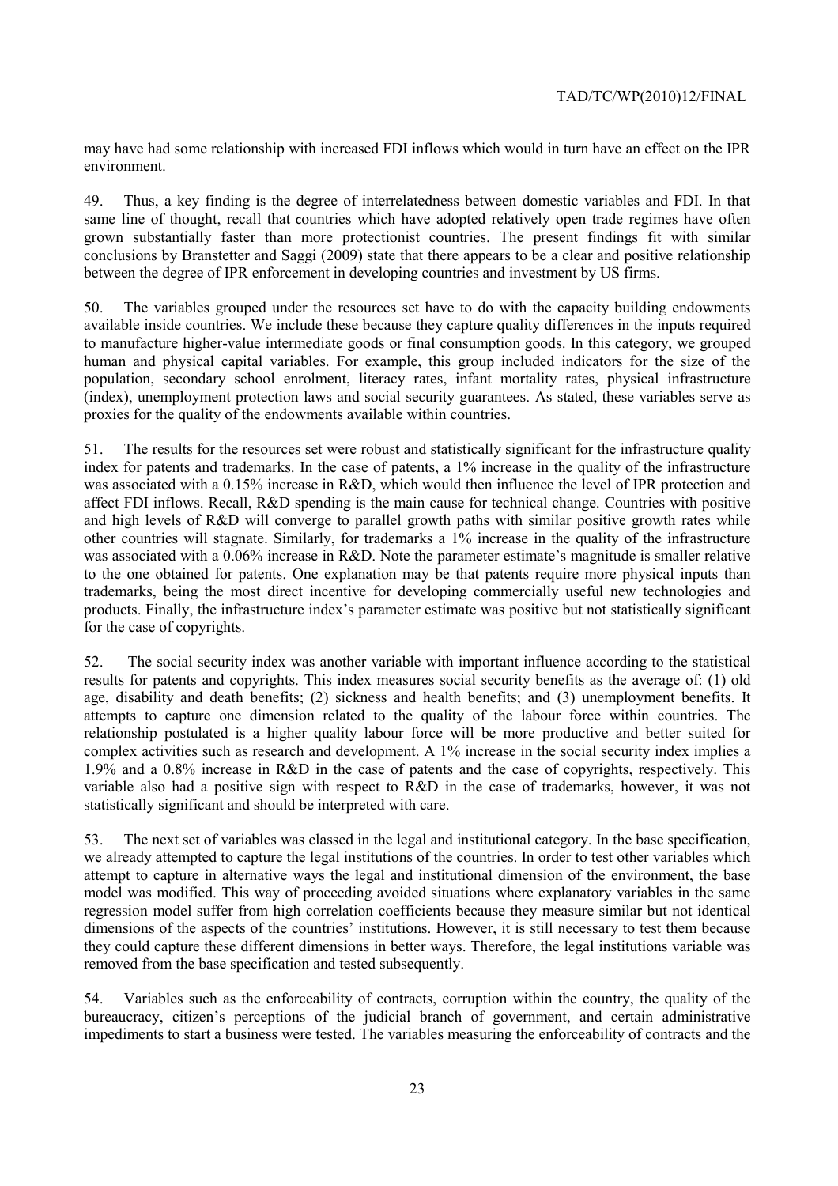may have had some relationship with increased FDI inflows which would in turn have an effect on the IPR environment.

49. Thus, a key finding is the degree of interrelatedness between domestic variables and FDI. In that same line of thought, recall that countries which have adopted relatively open trade regimes have often grown substantially faster than more protectionist countries. The present findings fit with similar conclusions by Branstetter and Saggi (2009) state that there appears to be a clear and positive relationship between the degree of IPR enforcement in developing countries and investment by US firms.

50. The variables grouped under the resources set have to do with the capacity building endowments available inside countries. We include these because they capture quality differences in the inputs required to manufacture higher-value intermediate goods or final consumption goods. In this category, we grouped human and physical capital variables. For example, this group included indicators for the size of the population, secondary school enrolment, literacy rates, infant mortality rates, physical infrastructure (index), unemployment protection laws and social security guarantees. As stated, these variables serve as proxies for the quality of the endowments available within countries.

51. The results for the resources set were robust and statistically significant for the infrastructure quality index for patents and trademarks. In the case of patents, a 1% increase in the quality of the infrastructure was associated with a 0.15% increase in R&D, which would then influence the level of IPR protection and affect FDI inflows. Recall, R&D spending is the main cause for technical change. Countries with positive and high levels of R&D will converge to parallel growth paths with similar positive growth rates while other countries will stagnate. Similarly, for trademarks a 1% increase in the quality of the infrastructure was associated with a 0.06% increase in R&D. Note the parameter estimate's magnitude is smaller relative to the one obtained for patents. One explanation may be that patents require more physical inputs than trademarks, being the most direct incentive for developing commercially useful new technologies and products. Finally, the infrastructure index's parameter estimate was positive but not statistically significant for the case of copyrights.

52. The social security index was another variable with important influence according to the statistical results for patents and copyrights. This index measures social security benefits as the average of: (1) old age, disability and death benefits; (2) sickness and health benefits; and (3) unemployment benefits. It attempts to capture one dimension related to the quality of the labour force within countries. The relationship postulated is a higher quality labour force will be more productive and better suited for complex activities such as research and development. A 1% increase in the social security index implies a 1.9% and a 0.8% increase in R&D in the case of patents and the case of copyrights, respectively. This variable also had a positive sign with respect to R&D in the case of trademarks, however, it was not statistically significant and should be interpreted with care.

53. The next set of variables was classed in the legal and institutional category. In the base specification, we already attempted to capture the legal institutions of the countries. In order to test other variables which attempt to capture in alternative ways the legal and institutional dimension of the environment, the base model was modified. This way of proceeding avoided situations where explanatory variables in the same regression model suffer from high correlation coefficients because they measure similar but not identical dimensions of the aspects of the countries' institutions. However, it is still necessary to test them because they could capture these different dimensions in better ways. Therefore, the legal institutions variable was removed from the base specification and tested subsequently.

54. Variables such as the enforceability of contracts, corruption within the country, the quality of the bureaucracy, citizen's perceptions of the judicial branch of government, and certain administrative impediments to start a business were tested. The variables measuring the enforceability of contracts and the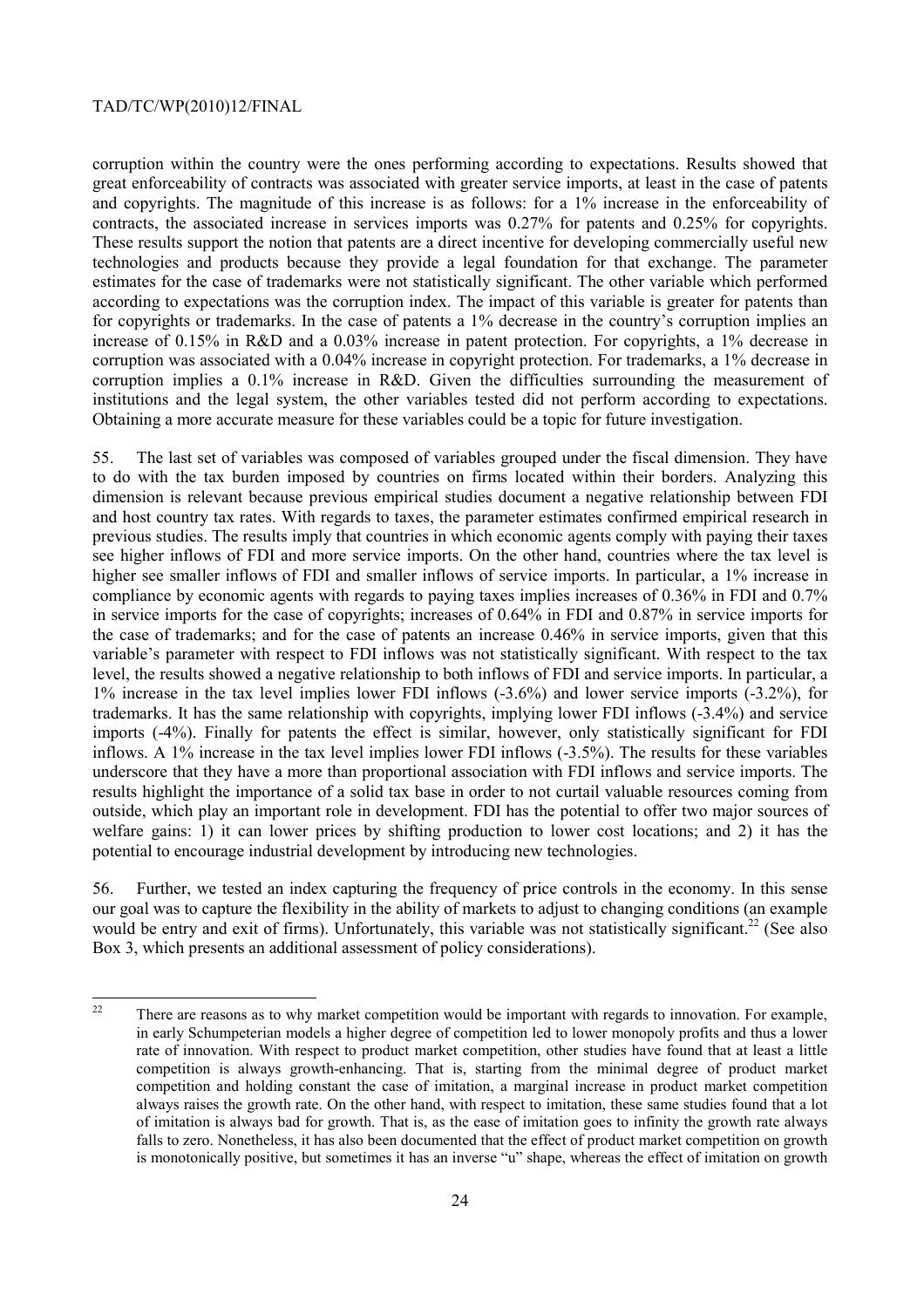corruption within the country were the ones performing according to expectations. Results showed that great enforceability of contracts was associated with greater service imports, at least in the case of patents and copyrights. The magnitude of this increase is as follows: for a 1% increase in the enforceability of contracts, the associated increase in services imports was 0.27% for patents and 0.25% for copyrights. These results support the notion that patents are a direct incentive for developing commercially useful new technologies and products because they provide a legal foundation for that exchange. The parameter estimates for the case of trademarks were not statistically significant. The other variable which performed according to expectations was the corruption index. The impact of this variable is greater for patents than for copyrights or trademarks. In the case of patents a 1% decrease in the country's corruption implies an increase of 0.15% in R&D and a 0.03% increase in patent protection. For copyrights, a 1% decrease in corruption was associated with a 0.04% increase in copyright protection. For trademarks, a 1% decrease in corruption implies a 0.1% increase in R&D. Given the difficulties surrounding the measurement of institutions and the legal system, the other variables tested did not perform according to expectations. Obtaining a more accurate measure for these variables could be a topic for future investigation.

55. The last set of variables was composed of variables grouped under the fiscal dimension. They have to do with the tax burden imposed by countries on firms located within their borders. Analyzing this dimension is relevant because previous empirical studies document a negative relationship between FDI and host country tax rates. With regards to taxes, the parameter estimates confirmed empirical research in previous studies. The results imply that countries in which economic agents comply with paying their taxes see higher inflows of FDI and more service imports. On the other hand, countries where the tax level is higher see smaller inflows of FDI and smaller inflows of service imports. In particular, a 1% increase in compliance by economic agents with regards to paying taxes implies increases of 0.36% in FDI and 0.7% in service imports for the case of copyrights; increases of 0.64% in FDI and 0.87% in service imports for the case of trademarks; and for the case of patents an increase 0.46% in service imports, given that this variable's parameter with respect to FDI inflows was not statistically significant. With respect to the tax level, the results showed a negative relationship to both inflows of FDI and service imports. In particular, a 1% increase in the tax level implies lower FDI inflows (-3.6%) and lower service imports (-3.2%), for trademarks. It has the same relationship with copyrights, implying lower FDI inflows (-3.4%) and service imports (-4%). Finally for patents the effect is similar, however, only statistically significant for FDI inflows. A 1% increase in the tax level implies lower FDI inflows (-3.5%). The results for these variables underscore that they have a more than proportional association with FDI inflows and service imports. The results highlight the importance of a solid tax base in order to not curtail valuable resources coming from outside, which play an important role in development. FDI has the potential to offer two major sources of welfare gains: 1) it can lower prices by shifting production to lower cost locations; and 2) it has the potential to encourage industrial development by introducing new technologies.

56. Further, we tested an index capturing the frequency of price controls in the economy. In this sense our goal was to capture the flexibility in the ability of markets to adjust to changing conditions (an example would be entry and exit of firms). Unfortunately, this variable was not statistically significant.[22] (See also Box 3, which presents an additional assessment of policy considerations).

[22] There are reasons as to why market competition would be important with regards to innovation. For example, in early Schumpeterian models a higher degree of competition led to lower monopoly profits and thus a lower rate of innovation. With respect to product market competition, other studies have found that at least a little competition is always growth-enhancing. That is, starting from the minimal degree of product market competition and holding constant the case of imitation, a marginal increase in product market competition always raises the growth rate. On the other hand, with respect to imitation, these same studies found that a lot of imitation is always bad for growth. That is, as the ease of imitation goes to infinity the growth rate always falls to zero. Nonetheless, it has also been documented that the effect of product market competition on growth is monotonically positive, but sometimes it has an inverse "u" shape, whereas the effect of imitation on growth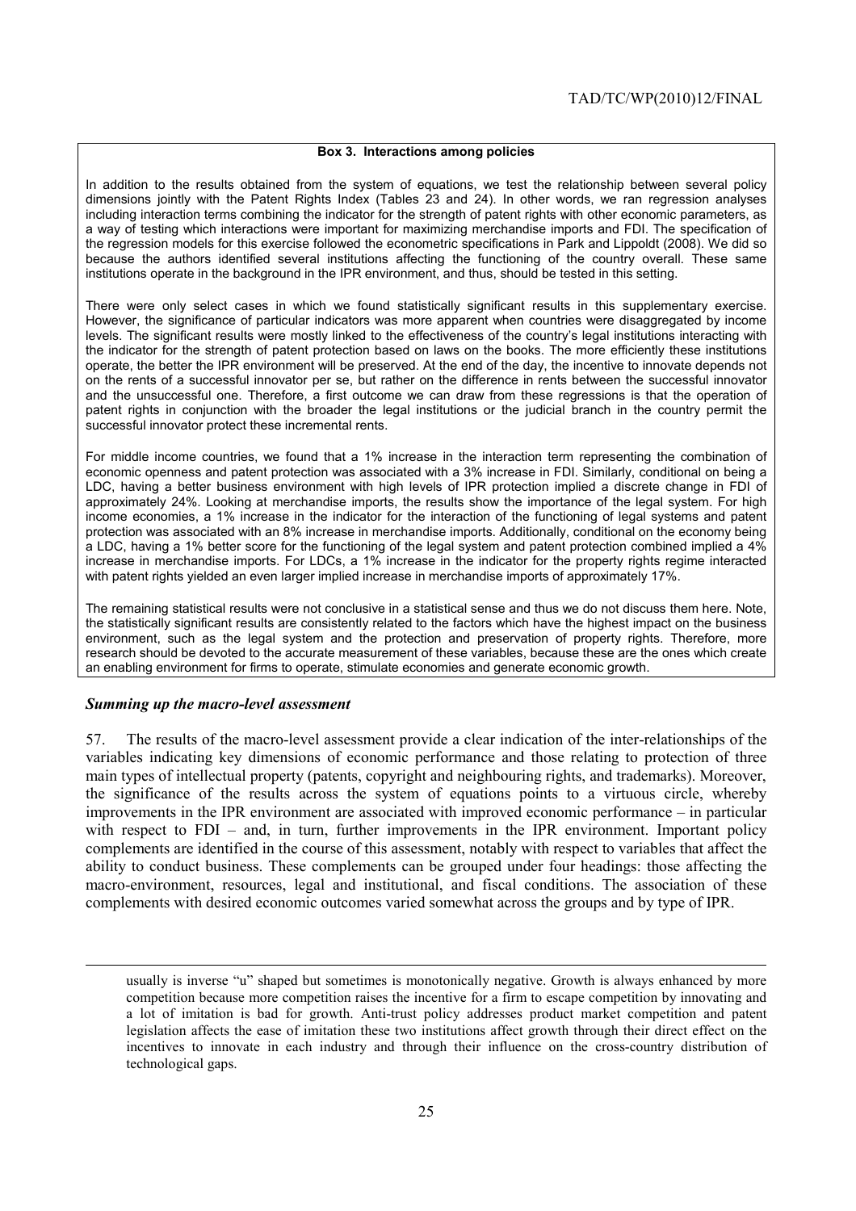**Box 3. Interactions among policies**

In addition to the results obtained from the system of equations, we test the relationship between several policy dimensions jointly with the Patent Rights Index (Tables 23 and 24). In other words, we ran regression analyses including interaction terms combining the indicator for the strength of patent rights with other economic parameters, as a way of testing which interactions were important for maximizing merchandise imports and FDI. The specification of the regression models for this exercise followed the econometric specifications in Park and Lippoldt (2008). We did so because the authors identified several institutions affecting the functioning of the country overall. These same institutions operate in the background in the IPR environment, and thus, should be tested in this setting.

There were only select cases in which we found statistically significant results in this supplementary exercise. However, the significance of particular indicators was more apparent when countries were disaggregated by income levels. The significant results were mostly linked to the effectiveness of the country's legal institutions interacting with the indicator for the strength of patent protection based on laws on the books. The more efficiently these institutions operate, the better the IPR environment will be preserved. At the end of the day, the incentive to innovate depends not on the rents of a successful innovator per se, but rather on the difference in rents between the successful innovator and the unsuccessful one. Therefore, a first outcome we can draw from these regressions is that the operation of patent rights in conjunction with the broader the legal institutions or the judicial branch in the country permit the successful innovator protect these incremental rents.

For middle income countries, we found that a 1% increase in the interaction term representing the combination of economic openness and patent protection was associated with a 3% increase in FDI. Similarly, conditional on being a LDC, having a better business environment with high levels of IPR protection implied a discrete change in FDI of approximately 24%. Looking at merchandise imports, the results show the importance of the legal system. For high income economies, a 1% increase in the indicator for the interaction of the functioning of legal systems and patent protection was associated with an 8% increase in merchandise imports. Additionally, conditional on the economy being a LDC, having a 1% better score for the functioning of the legal system and patent protection combined implied a 4% increase in merchandise imports. For LDCs, a 1% increase in the indicator for the property rights regime interacted with patent rights yielded an even larger implied increase in merchandise imports of approximately 17%.

The remaining statistical results were not conclusive in a statistical sense and thus we do not discuss them here. Note, the statistically significant results are consistently related to the factors which have the highest impact on the business environment, such as the legal system and the protection and preservation of property rights. Therefore, more research should be devoted to the accurate measurement of these variables, because these are the ones which create an enabling environment for firms to operate, stimulate economies and generate economic growth.

### *Summing up the macro-level assessment*

57. The results of the macro-level assessment provide a clear indication of the inter-relationships of the variables indicating key dimensions of economic performance and those relating to protection of three main types of intellectual property (patents, copyright and neighbouring rights, and trademarks). Moreover, the significance of the results across the system of equations points to a virtuous circle, whereby improvements in the IPR environment are associated with improved economic performance – in particular with respect to FDI – and, in turn, further improvements in the IPR environment. Important policy complements are identified in the course of this assessment, notably with respect to variables that affect the ability to conduct business. These complements can be grouped under four headings: those affecting the macro-environment, resources, legal and institutional, and fiscal conditions. The association of these complements with desired economic outcomes varied somewhat across the groups and by type of IPR.

---

usually is inverse "u" shaped but sometimes is monotonically negative. Growth is always enhanced by more competition because more competition raises the incentive for a firm to escape competition by innovating and a lot of imitation is bad for growth. Anti-trust policy addresses product market competition and patent legislation affects the ease of imitation these two institutions affect growth through their direct effect on the incentives to innovate in each industry and through their influence on the cross-country distribution of technological gaps.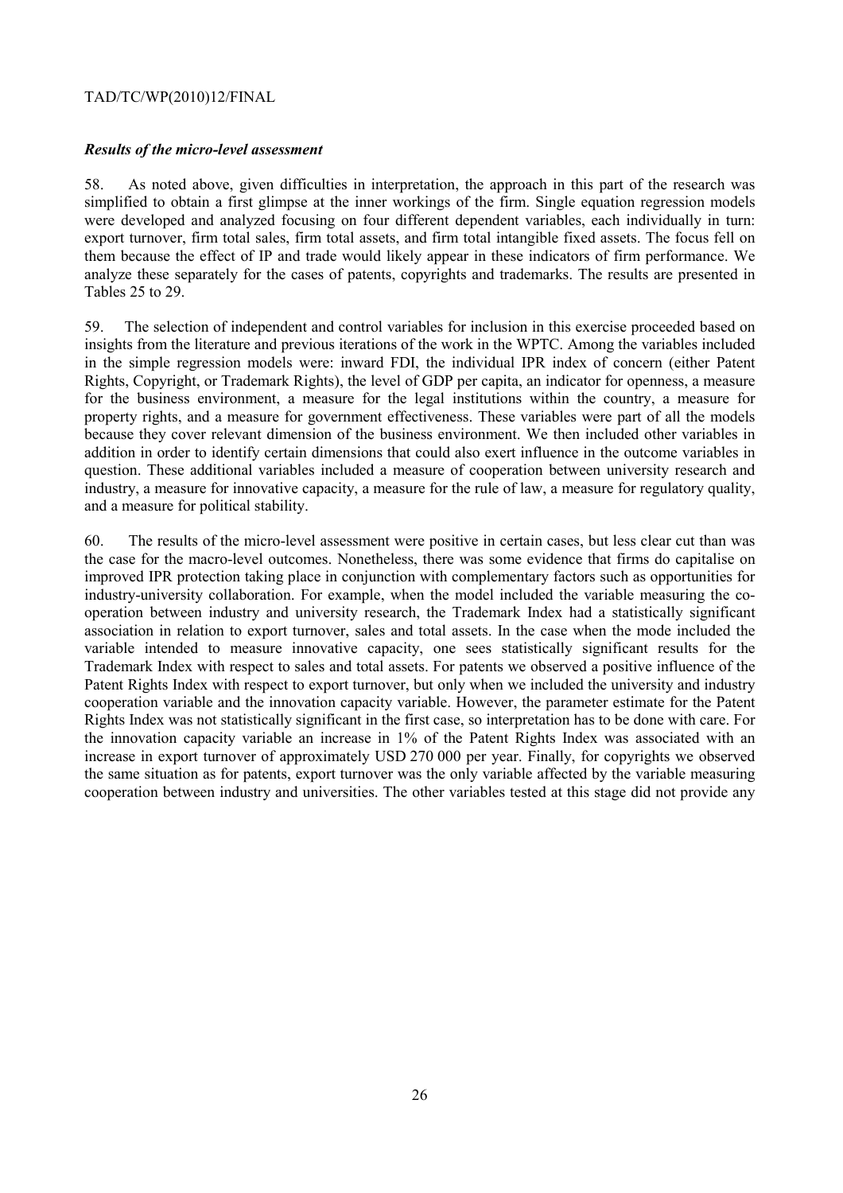### *Results of the micro-level assessment*

58. As noted above, given difficulties in interpretation, the approach in this part of the research was simplified to obtain a first glimpse at the inner workings of the firm. Single equation regression models were developed and analyzed focusing on four different dependent variables, each individually in turn: export turnover, firm total sales, firm total assets, and firm total intangible fixed assets. The focus fell on them because the effect of IP and trade would likely appear in these indicators of firm performance. We analyze these separately for the cases of patents, copyrights and trademarks. The results are presented in Tables 25 to 29.

59. The selection of independent and control variables for inclusion in this exercise proceeded based on insights from the literature and previous iterations of the work in the WPTC. Among the variables included in the simple regression models were: inward FDI, the individual IPR index of concern (either Patent Rights, Copyright, or Trademark Rights), the level of GDP per capita, an indicator for openness, a measure for the business environment, a measure for the legal institutions within the country, a measure for property rights, and a measure for government effectiveness. These variables were part of all the models because they cover relevant dimension of the business environment. We then included other variables in addition in order to identify certain dimensions that could also exert influence in the outcome variables in question. These additional variables included a measure of cooperation between university research and industry, a measure for innovative capacity, a measure for the rule of law, a measure for regulatory quality, and a measure for political stability.

60. The results of the micro-level assessment were positive in certain cases, but less clear cut than was the case for the macro-level outcomes. Nonetheless, there was some evidence that firms do capitalise on improved IPR protection taking place in conjunction with complementary factors such as opportunities for industry-university collaboration. For example, when the model included the variable measuring the co-operation between industry and university research, the Trademark Index had a statistically significant association in relation to export turnover, sales and total assets. In the case when the mode included the variable intended to measure innovative capacity, one sees statistically significant results for the Trademark Index with respect to sales and total assets. For patents we observed a positive influence of the Patent Rights Index with respect to export turnover, but only when we included the university and industry cooperation variable and the innovation capacity variable. However, the parameter estimate for the Patent Rights Index was not statistically significant in the first case, so interpretation has to be done with care. For the innovation capacity variable an increase in 1% of the Patent Rights Index was associated with an increase in export turnover of approximately USD 270 000 per year. Finally, for copyrights we observed the same situation as for patents, export turnover was the only variable affected by the variable measuring cooperation between industry and universities. The other variables tested at this stage did not provide any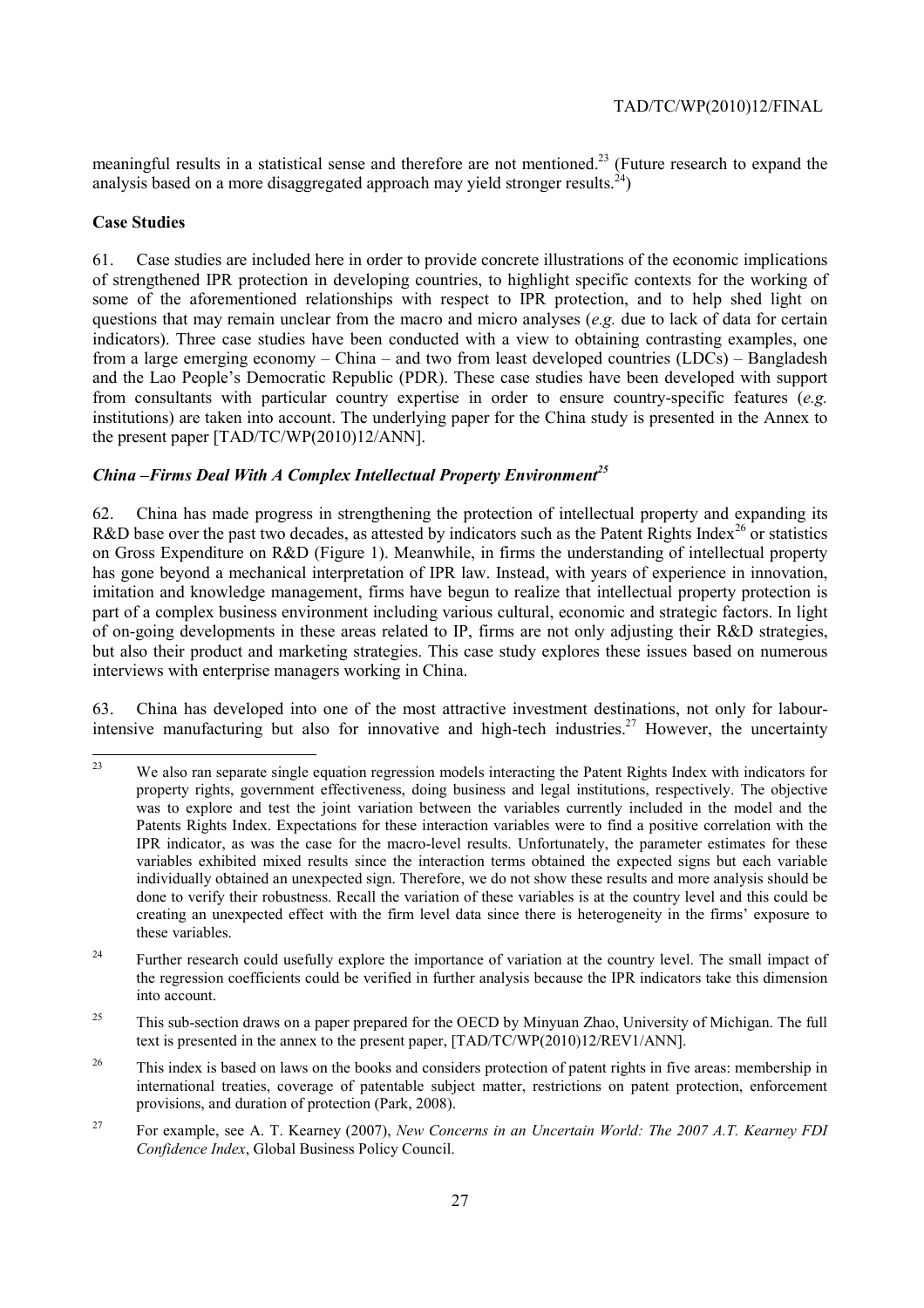meaningful results in a statistical sense and therefore are not mentioned.[23] (Future research to expand the analysis based on a more disaggregated approach may yield stronger results.[24])

**Case Studies**

61. Case studies are included here in order to provide concrete illustrations of the economic implications of strengthened IPR protection in developing countries, to highlight specific contexts for the working of some of the aforementioned relationships with respect to IPR protection, and to help shed light on questions that may remain unclear from the macro and micro analyses (*e.g.* due to lack of data for certain indicators). Three case studies have been conducted with a view to obtaining contrasting examples, one from a large emerging economy – China – and two from least developed countries (LDCs) – Bangladesh and the Lao People's Democratic Republic (PDR). These case studies have been developed with support from consultants with particular country expertise in order to ensure country-specific features (*e.g.* institutions) are taken into account. The underlying paper for the China study is presented in the Annex to the present paper [TAD/TC/WP(2010)12/ANN].

***China –Firms Deal With A Complex Intellectual Property Environment[25]***

62. China has made progress in strengthening the protection of intellectual property and expanding its R&D base over the past two decades, as attested by indicators such as the Patent Rights Index[26] or statistics on Gross Expenditure on R&D (Figure 1). Meanwhile, in firms the understanding of intellectual property has gone beyond a mechanical interpretation of IPR law. Instead, with years of experience in innovation, imitation and knowledge management, firms have begun to realize that intellectual property protection is part of a complex business environment including various cultural, economic and strategic factors. In light of on-going developments in these areas related to IP, firms are not only adjusting their R&D strategies, but also their product and marketing strategies. This case study explores these issues based on numerous interviews with enterprise managers working in China.

63. China has developed into one of the most attractive investment destinations, not only for labour-intensive manufacturing but also for innovative and high-tech industries.[27] However, the uncertainty

---

[23] We also ran separate single equation regression models interacting the Patent Rights Index with indicators for property rights, government effectiveness, doing business and legal institutions, respectively. The objective was to explore and test the joint variation between the variables currently included in the model and the Patents Rights Index. Expectations for these interaction variables were to find a positive correlation with the IPR indicator, as was the case for the macro-level results. Unfortunately, the parameter estimates for these variables exhibited mixed results since the interaction terms obtained the expected signs but each variable individually obtained an unexpected sign. Therefore, we do not show these results and more analysis should be done to verify their robustness. Recall the variation of these variables is at the country level and this could be creating an unexpected effect with the firm level data since there is heterogeneity in the firms' exposure to these variables.

[24] Further research could usefully explore the importance of variation at the country level. The small impact of the regression coefficients could be verified in further analysis because the IPR indicators take this dimension into account.

[25] This sub-section draws on a paper prepared for the OECD by Minyuan Zhao, University of Michigan. The full text is presented in the annex to the present paper, [TAD/TC/WP(2010)12/REV1/ANN].

[26] This index is based on laws on the books and considers protection of patent rights in five areas: membership in international treaties, coverage of patentable subject matter, restrictions on patent protection, enforcement provisions, and duration of protection (Park, 2008).

[27] For example, see A. T. Kearney (2007), *New Concerns in an Uncertain World: The 2007 A.T. Kearney FDI Confidence Index*, Global Business Policy Council.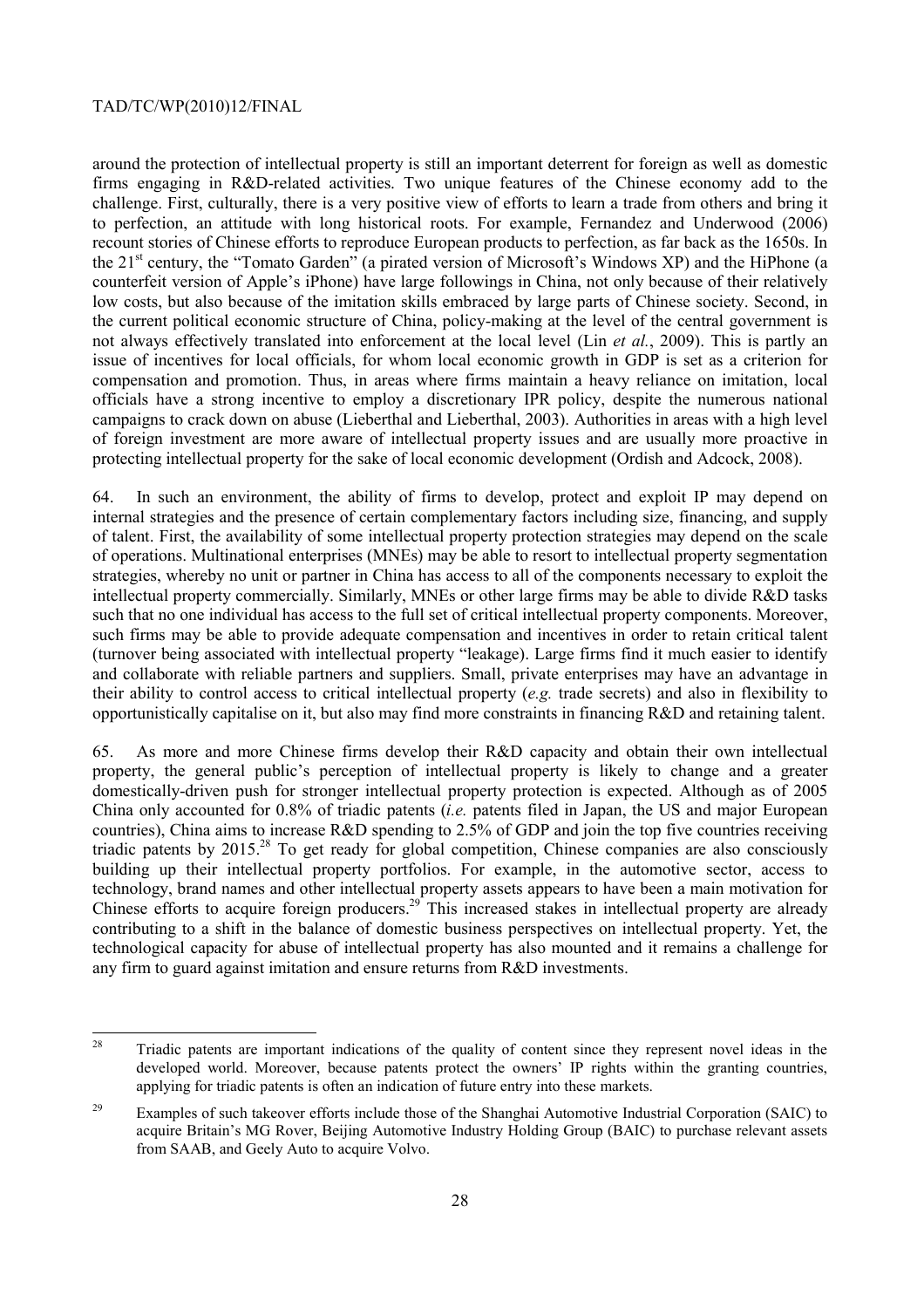around the protection of intellectual property is still an important deterrent for foreign as well as domestic firms engaging in R&D-related activities. Two unique features of the Chinese economy add to the challenge. First, culturally, there is a very positive view of efforts to learn a trade from others and bring it to perfection, an attitude with long historical roots. For example, Fernandez and Underwood (2006) recount stories of Chinese efforts to reproduce European products to perfection, as far back as the 1650s. In the 21st century, the "Tomato Garden" (a pirated version of Microsoft's Windows XP) and the HiPhone (a counterfeit version of Apple's iPhone) have large followings in China, not only because of their relatively low costs, but also because of the imitation skills embraced by large parts of Chinese society. Second, in the current political economic structure of China, policy-making at the level of the central government is not always effectively translated into enforcement at the local level (Lin *et al.*, 2009). This is partly an issue of incentives for local officials, for whom local economic growth in GDP is set as a criterion for compensation and promotion. Thus, in areas where firms maintain a heavy reliance on imitation, local officials have a strong incentive to employ a discretionary IPR policy, despite the numerous national campaigns to crack down on abuse (Lieberthal and Lieberthal, 2003). Authorities in areas with a high level of foreign investment are more aware of intellectual property issues and are usually more proactive in protecting intellectual property for the sake of local economic development (Ordish and Adcock, 2008).

64. In such an environment, the ability of firms to develop, protect and exploit IP may depend on internal strategies and the presence of certain complementary factors including size, financing, and supply of talent. First, the availability of some intellectual property protection strategies may depend on the scale of operations. Multinational enterprises (MNEs) may be able to resort to intellectual property segmentation strategies, whereby no unit or partner in China has access to all of the components necessary to exploit the intellectual property commercially. Similarly, MNEs or other large firms may be able to divide R&D tasks such that no one individual has access to the full set of critical intellectual property components. Moreover, such firms may be able to provide adequate compensation and incentives in order to retain critical talent (turnover being associated with intellectual property "leakage). Large firms find it much easier to identify and collaborate with reliable partners and suppliers. Small, private enterprises may have an advantage in their ability to control access to critical intellectual property (*e.g.* trade secrets) and also in flexibility to opportunistically capitalise on it, but also may find more constraints in financing R&D and retaining talent.

65. As more and more Chinese firms develop their R&D capacity and obtain their own intellectual property, the general public's perception of intellectual property is likely to change and a greater domestically-driven push for stronger intellectual property protection is expected. Although as of 2005 China only accounted for 0.8% of triadic patents (*i.e.* patents filed in Japan, the US and major European countries), China aims to increase R&D spending to 2.5% of GDP and join the top five countries receiving triadic patents by 2015.[28] To get ready for global competition, Chinese companies are also consciously building up their intellectual property portfolios. For example, in the automotive sector, access to technology, brand names and other intellectual property assets appears to have been a main motivation for Chinese efforts to acquire foreign producers.[29] This increased stakes in intellectual property are already contributing to a shift in the balance of domestic business perspectives on intellectual property. Yet, the technological capacity for abuse of intellectual property has also mounted and it remains a challenge for any firm to guard against imitation and ensure returns from R&D investments.

---

[28] Triadic patents are important indications of the quality of content since they represent novel ideas in the developed world. Moreover, because patents protect the owners' IP rights within the granting countries, applying for triadic patents is often an indication of future entry into these markets.

[29] Examples of such takeover efforts include those of the Shanghai Automotive Industrial Corporation (SAIC) to acquire Britain's MG Rover, Beijing Automotive Industry Holding Group (BAIC) to purchase relevant assets from SAAB, and Geely Auto to acquire Volvo.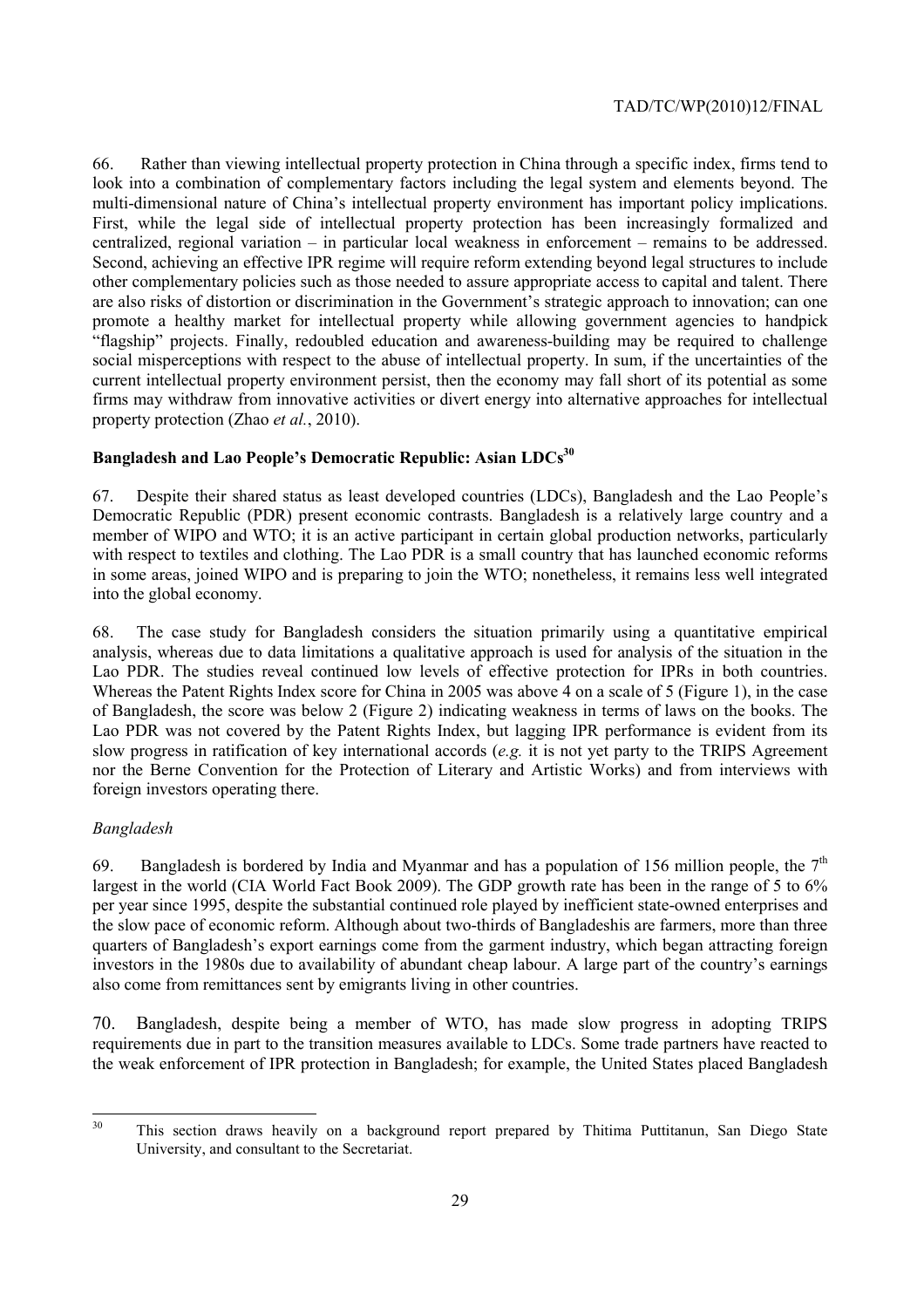66. Rather than viewing intellectual property protection in China through a specific index, firms tend to look into a combination of complementary factors including the legal system and elements beyond. The multi-dimensional nature of China's intellectual property environment has important policy implications. First, while the legal side of intellectual property protection has been increasingly formalized and centralized, regional variation – in particular local weakness in enforcement – remains to be addressed. Second, achieving an effective IPR regime will require reform extending beyond legal structures to include other complementary policies such as those needed to assure appropriate access to capital and talent. There are also risks of distortion or discrimination in the Government's strategic approach to innovation; can one promote a healthy market for intellectual property while allowing government agencies to handpick "flagship" projects. Finally, redoubled education and awareness-building may be required to challenge social misperceptions with respect to the abuse of intellectual property. In sum, if the uncertainties of the current intellectual property environment persist, then the economy may fall short of its potential as some firms may withdraw from innovative activities or divert energy into alternative approaches for intellectual property protection (Zhao *et al.*, 2010).

## Bangladesh and Lao People's Democratic Republic: Asian LDCs[30]

67. Despite their shared status as least developed countries (LDCs), Bangladesh and the Lao People's Democratic Republic (PDR) present economic contrasts. Bangladesh is a relatively large country and a member of WIPO and WTO; it is an active participant in certain global production networks, particularly with respect to textiles and clothing. The Lao PDR is a small country that has launched economic reforms in some areas, joined WIPO and is preparing to join the WTO; nonetheless, it remains less well integrated into the global economy.

68. The case study for Bangladesh considers the situation primarily using a quantitative empirical analysis, whereas due to data limitations a qualitative approach is used for analysis of the situation in the Lao PDR. The studies reveal continued low levels of effective protection for IPRs in both countries. Whereas the Patent Rights Index score for China in 2005 was above 4 on a scale of 5 (Figure 1), in the case of Bangladesh, the score was below 2 (Figure 2) indicating weakness in terms of laws on the books. The Lao PDR was not covered by the Patent Rights Index, but lagging IPR performance is evident from its slow progress in ratification of key international accords (*e.g.* it is not yet party to the TRIPS Agreement nor the Berne Convention for the Protection of Literary and Artistic Works) and from interviews with foreign investors operating there.

### *Bangladesh*

69. Bangladesh is bordered by India and Myanmar and has a population of 156 million people, the 7th largest in the world (CIA World Fact Book 2009). The GDP growth rate has been in the range of 5 to 6% per year since 1995, despite the substantial continued role played by inefficient state-owned enterprises and the slow pace of economic reform. Although about two-thirds of Bangladeshis are farmers, more than three quarters of Bangladesh's export earnings come from the garment industry, which began attracting foreign investors in the 1980s due to availability of abundant cheap labour. A large part of the country's earnings also come from remittances sent by emigrants living in other countries.

70. Bangladesh, despite being a member of WTO, has made slow progress in adopting TRIPS requirements due in part to the transition measures available to LDCs. Some trade partners have reacted to the weak enforcement of IPR protection in Bangladesh; for example, the United States placed Bangladesh

---

[30] This section draws heavily on a background report prepared by Thitima Puttitanun, San Diego State University, and consultant to the Secretariat.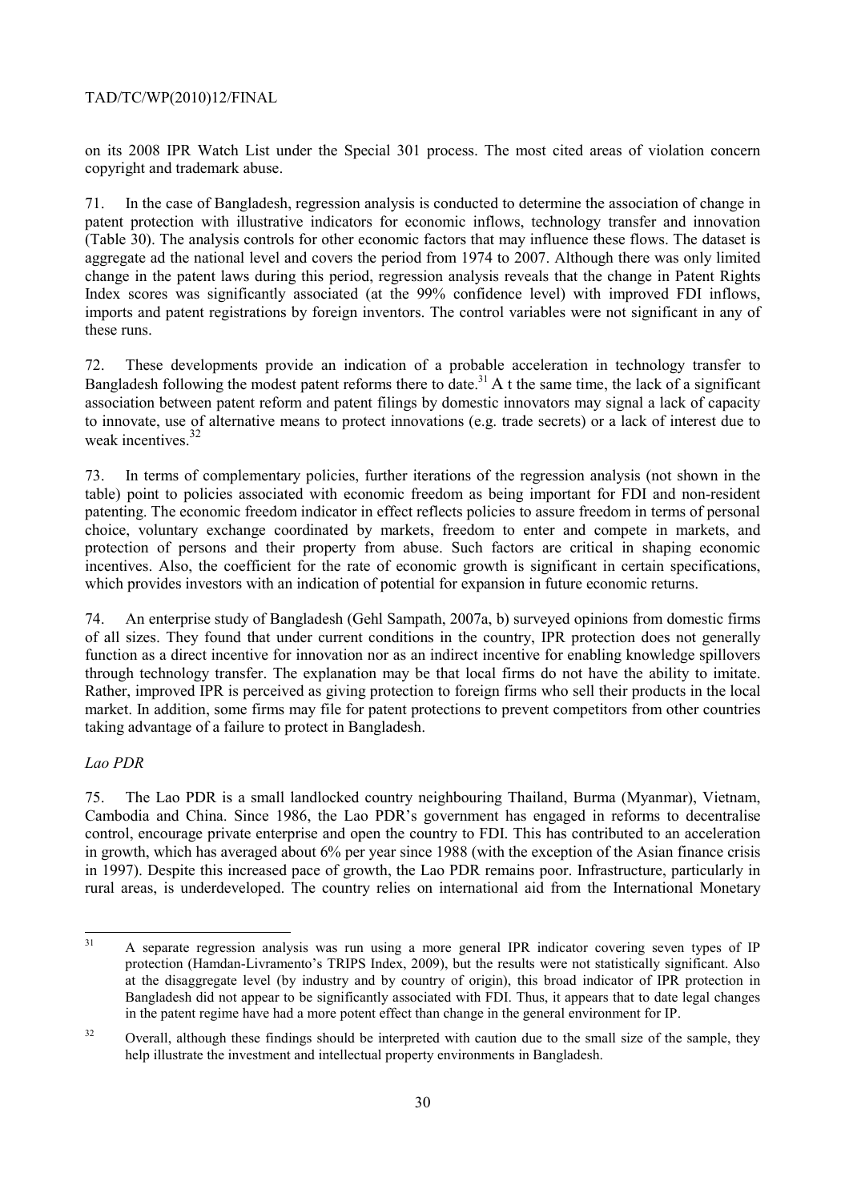on its 2008 IPR Watch List under the Special 301 process. The most cited areas of violation concern copyright and trademark abuse.

71. In the case of Bangladesh, regression analysis is conducted to determine the association of change in patent protection with illustrative indicators for economic inflows, technology transfer and innovation (Table 30). The analysis controls for other economic factors that may influence these flows. The dataset is aggregate ad the national level and covers the period from 1974 to 2007. Although there was only limited change in the patent laws during this period, regression analysis reveals that the change in Patent Rights Index scores was significantly associated (at the 99% confidence level) with improved FDI inflows, imports and patent registrations by foreign inventors. The control variables were not significant in any of these runs.

72. These developments provide an indication of a probable acceleration in technology transfer to Bangladesh following the modest patent reforms there to date.[31] A t the same time, the lack of a significant association between patent reform and patent filings by domestic innovators may signal a lack of capacity to innovate, use of alternative means to protect innovations (e.g. trade secrets) or a lack of interest due to weak incentives.[32]

73. In terms of complementary policies, further iterations of the regression analysis (not shown in the table) point to policies associated with economic freedom as being important for FDI and non-resident patenting. The economic freedom indicator in effect reflects policies to assure freedom in terms of personal choice, voluntary exchange coordinated by markets, freedom to enter and compete in markets, and protection of persons and their property from abuse. Such factors are critical in shaping economic incentives. Also, the coefficient for the rate of economic growth is significant in certain specifications, which provides investors with an indication of potential for expansion in future economic returns.

74. An enterprise study of Bangladesh (Gehl Sampath, 2007a, b) surveyed opinions from domestic firms of all sizes. They found that under current conditions in the country, IPR protection does not generally function as a direct incentive for innovation nor as an indirect incentive for enabling knowledge spillovers through technology transfer. The explanation may be that local firms do not have the ability to imitate. Rather, improved IPR is perceived as giving protection to foreign firms who sell their products in the local market. In addition, some firms may file for patent protections to prevent competitors from other countries taking advantage of a failure to protect in Bangladesh.

*Lao PDR*

75. The Lao PDR is a small landlocked country neighbouring Thailand, Burma (Myanmar), Vietnam, Cambodia and China. Since 1986, the Lao PDR's government has engaged in reforms to decentralise control, encourage private enterprise and open the country to FDI. This has contributed to an acceleration in growth, which has averaged about 6% per year since 1988 (with the exception of the Asian finance crisis in 1997). Despite this increased pace of growth, the Lao PDR remains poor. Infrastructure, particularly in rural areas, is underdeveloped. The country relies on international aid from the International Monetary

---

[31] A separate regression analysis was run using a more general IPR indicator covering seven types of IP protection (Hamdan-Livramento's TRIPS Index, 2009), but the results were not statistically significant. Also at the disaggregate level (by industry and by country of origin), this broad indicator of IPR protection in Bangladesh did not appear to be significantly associated with FDI. Thus, it appears that to date legal changes in the patent regime have had a more potent effect than change in the general environment for IP.

[32] Overall, although these findings should be interpreted with caution due to the small size of the sample, they help illustrate the investment and intellectual property environments in Bangladesh.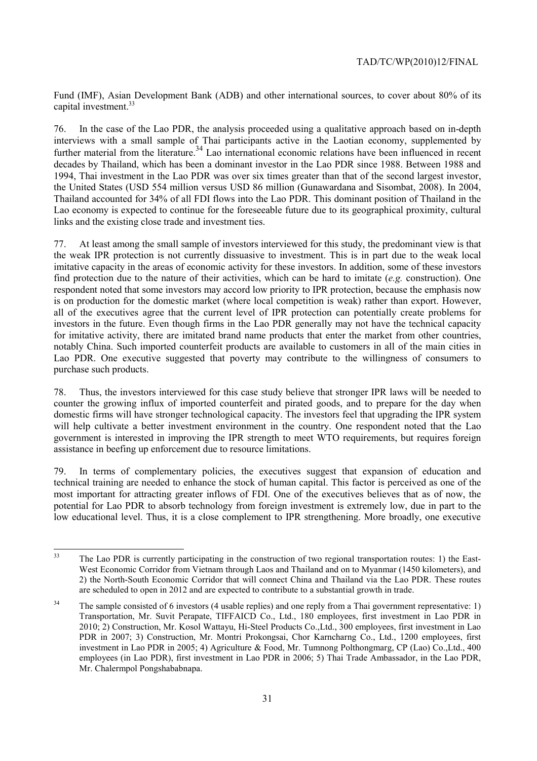Fund (IMF), Asian Development Bank (ADB) and other international sources, to cover about 80% of its capital investment.[33]

76. In the case of the Lao PDR, the analysis proceeded using a qualitative approach based on in-depth interviews with a small sample of Thai participants active in the Laotian economy, supplemented by further material from the literature.[34] Lao international economic relations have been influenced in recent decades by Thailand, which has been a dominant investor in the Lao PDR since 1988. Between 1988 and 1994, Thai investment in the Lao PDR was over six times greater than that of the second largest investor, the United States (USD 554 million versus USD 86 million (Gunawardana and Sisombat, 2008). In 2004, Thailand accounted for 34% of all FDI flows into the Lao PDR. This dominant position of Thailand in the Lao economy is expected to continue for the foreseeable future due to its geographical proximity, cultural links and the existing close trade and investment ties.

77. At least among the small sample of investors interviewed for this study, the predominant view is that the weak IPR protection is not currently dissuasive to investment. This is in part due to the weak local imitative capacity in the areas of economic activity for these investors. In addition, some of these investors find protection due to the nature of their activities, which can be hard to imitate (*e.g.* construction). One respondent noted that some investors may accord low priority to IPR protection, because the emphasis now is on production for the domestic market (where local competition is weak) rather than export. However, all of the executives agree that the current level of IPR protection can potentially create problems for investors in the future. Even though firms in the Lao PDR generally may not have the technical capacity for imitative activity, there are imitated brand name products that enter the market from other countries, notably China. Such imported counterfeit products are available to customers in all of the main cities in Lao PDR. One executive suggested that poverty may contribute to the willingness of consumers to purchase such products.

78. Thus, the investors interviewed for this case study believe that stronger IPR laws will be needed to counter the growing influx of imported counterfeit and pirated goods, and to prepare for the day when domestic firms will have stronger technological capacity. The investors feel that upgrading the IPR system will help cultivate a better investment environment in the country. One respondent noted that the Lao government is interested in improving the IPR strength to meet WTO requirements, but requires foreign assistance in beefing up enforcement due to resource limitations.

79. In terms of complementary policies, the executives suggest that expansion of education and technical training are needed to enhance the stock of human capital. This factor is perceived as one of the most important for attracting greater inflows of FDI. One of the executives believes that as of now, the potential for Lao PDR to absorb technology from foreign investment is extremely low, due in part to the low educational level. Thus, it is a close complement to IPR strengthening. More broadly, one executive

---

[33] The Lao PDR is currently participating in the construction of two regional transportation routes: 1) the East-West Economic Corridor from Vietnam through Laos and Thailand and on to Myanmar (1450 kilometers), and 2) the North-South Economic Corridor that will connect China and Thailand via the Lao PDR. These routes are scheduled to open in 2012 and are expected to contribute to a substantial growth in trade.

[34] The sample consisted of 6 investors (4 usable replies) and one reply from a Thai government representative: 1) Transportation, Mr. Suvit Perapate, TIFFAICD Co., Ltd., 180 employees, first investment in Lao PDR in 2010; 2) Construction, Mr. Kosol Wattayu, Hi-Steel Products Co.,Ltd., 300 employees, first investment in Lao PDR in 2007; 3) Construction, Mr. Montri Prokongsai, Chor Karncharng Co., Ltd., 1200 employees, first investment in Lao PDR in 2005; 4) Agriculture & Food, Mr. Tumnong Polthongmarg, CP (Lao) Co.,Ltd., 400 employees (in Lao PDR), first investment in Lao PDR in 2006; 5) Thai Trade Ambassador, in the Lao PDR, Mr. Chalermpol Pongshababnapa.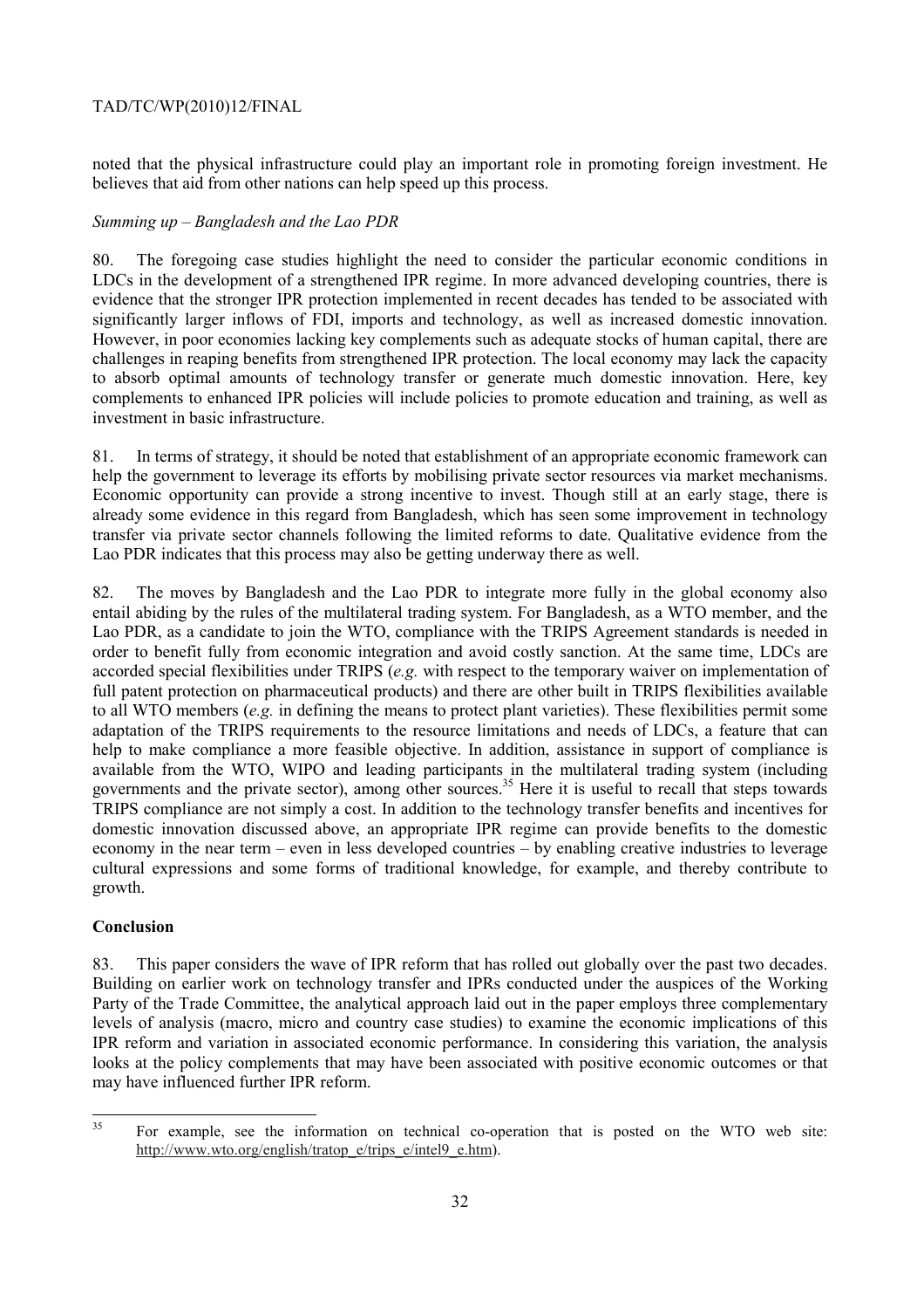noted that the physical infrastructure could play an important role in promoting foreign investment. He believes that aid from other nations can help speed up this process.

*Summing up – Bangladesh and the Lao PDR*

80. The foregoing case studies highlight the need to consider the particular economic conditions in LDCs in the development of a strengthened IPR regime. In more advanced developing countries, there is evidence that the stronger IPR protection implemented in recent decades has tended to be associated with significantly larger inflows of FDI, imports and technology, as well as increased domestic innovation. However, in poor economies lacking key complements such as adequate stocks of human capital, there are challenges in reaping benefits from strengthened IPR protection. The local economy may lack the capacity to absorb optimal amounts of technology transfer or generate much domestic innovation. Here, key complements to enhanced IPR policies will include policies to promote education and training, as well as investment in basic infrastructure.

81. In terms of strategy, it should be noted that establishment of an appropriate economic framework can help the government to leverage its efforts by mobilising private sector resources via market mechanisms. Economic opportunity can provide a strong incentive to invest. Though still at an early stage, there is already some evidence in this regard from Bangladesh, which has seen some improvement in technology transfer via private sector channels following the limited reforms to date. Qualitative evidence from the Lao PDR indicates that this process may also be getting underway there as well.

82. The moves by Bangladesh and the Lao PDR to integrate more fully in the global economy also entail abiding by the rules of the multilateral trading system. For Bangladesh, as a WTO member, and the Lao PDR, as a candidate to join the WTO, compliance with the TRIPS Agreement standards is needed in order to benefit fully from economic integration and avoid costly sanction. At the same time, LDCs are accorded special flexibilities under TRIPS (*e.g.* with respect to the temporary waiver on implementation of full patent protection on pharmaceutical products) and there are other built in TRIPS flexibilities available to all WTO members (*e.g.* in defining the means to protect plant varieties). These flexibilities permit some adaptation of the TRIPS requirements to the resource limitations and needs of LDCs, a feature that can help to make compliance a more feasible objective. In addition, assistance in support of compliance is available from the WTO, WIPO and leading participants in the multilateral trading system (including governments and the private sector), among other sources.[35] Here it is useful to recall that steps towards TRIPS compliance are not simply a cost. In addition to the technology transfer benefits and incentives for domestic innovation discussed above, an appropriate IPR regime can provide benefits to the domestic economy in the near term – even in less developed countries – by enabling creative industries to leverage cultural expressions and some forms of traditional knowledge, for example, and thereby contribute to growth.

## Conclusion

83. This paper considers the wave of IPR reform that has rolled out globally over the past two decades. Building on earlier work on technology transfer and IPRs conducted under the auspices of the Working Party of the Trade Committee, the analytical approach laid out in the paper employs three complementary levels of analysis (macro, micro and country case studies) to examine the economic implications of this IPR reform and variation in associated economic performance. In considering this variation, the analysis looks at the policy complements that may have been associated with positive economic outcomes or that may have influenced further IPR reform.

---

[35] For example, see the information on technical co-operation that is posted on the WTO web site: http://www.wto.org/english/tratop_e/trips_e/intel9_e.htm).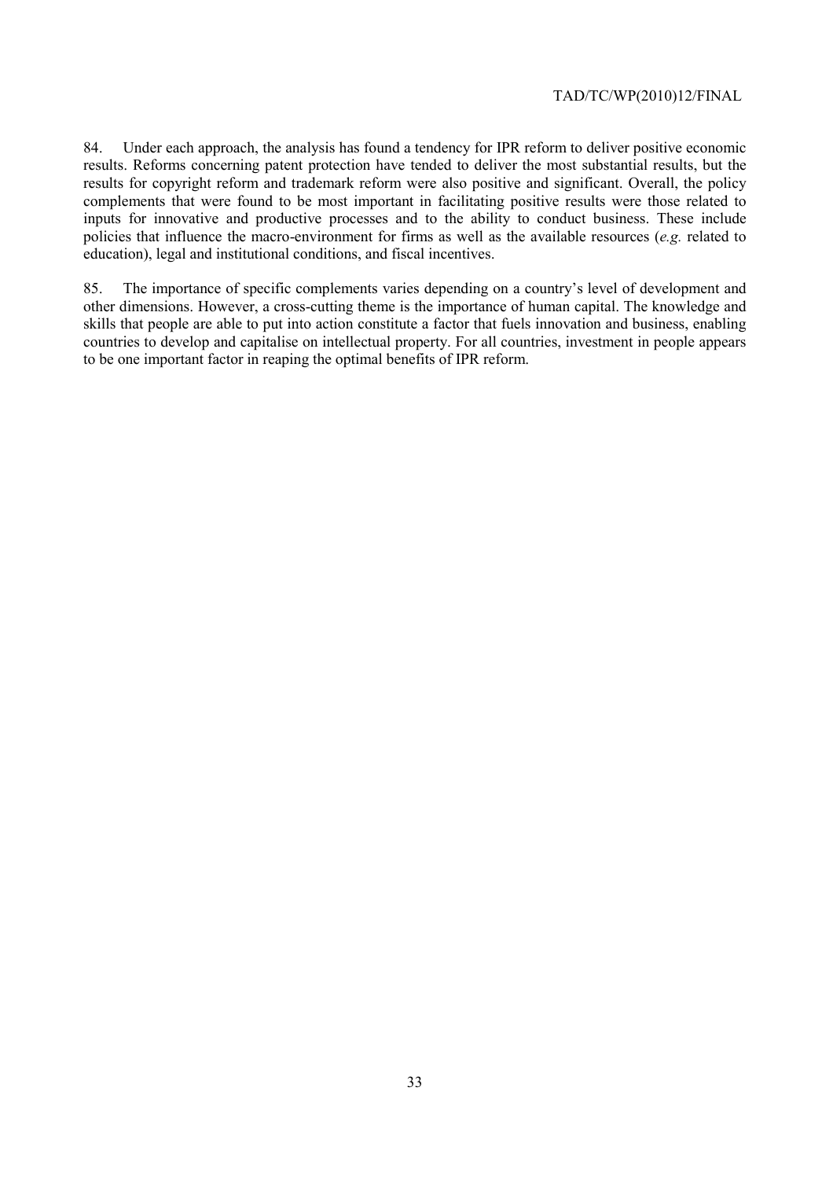84. Under each approach, the analysis has found a tendency for IPR reform to deliver positive economic results. Reforms concerning patent protection have tended to deliver the most substantial results, but the results for copyright reform and trademark reform were also positive and significant. Overall, the policy complements that were found to be most important in facilitating positive results were those related to inputs for innovative and productive processes and to the ability to conduct business. These include policies that influence the macro-environment for firms as well as the available resources (*e.g.* related to education), legal and institutional conditions, and fiscal incentives.

85. The importance of specific complements varies depending on a country's level of development and other dimensions. However, a cross-cutting theme is the importance of human capital. The knowledge and skills that people are able to put into action constitute a factor that fuels innovation and business, enabling countries to develop and capitalise on intellectual property. For all countries, investment in people appears to be one important factor in reaping the optimal benefits of IPR reform.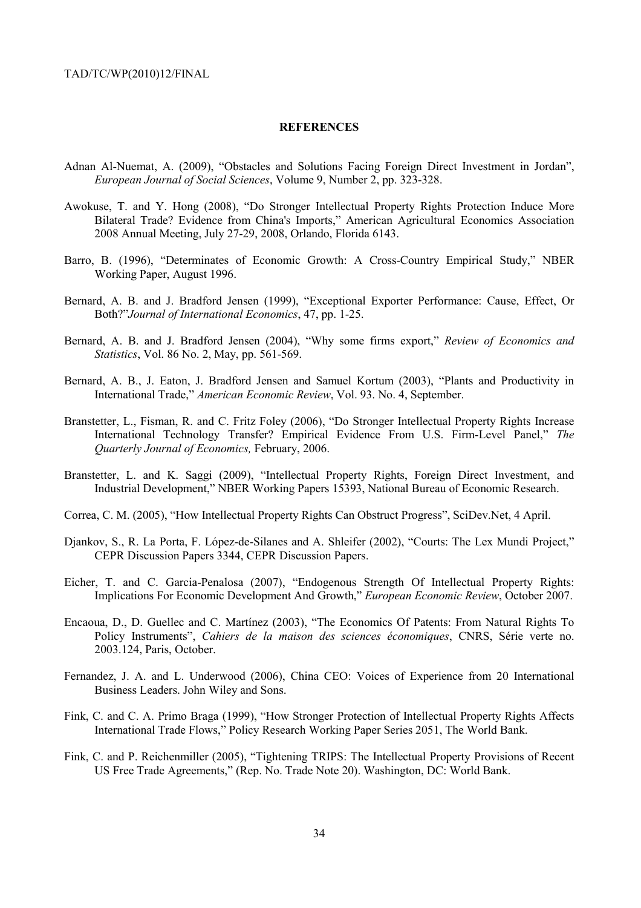## REFERENCES

Adnan Al-Nuemat, A. (2009), "Obstacles and Solutions Facing Foreign Direct Investment in Jordan", *European Journal of Social Sciences*, Volume 9, Number 2, pp. 323-328.

Awokuse, T. and Y. Hong (2008), "Do Stronger Intellectual Property Rights Protection Induce More Bilateral Trade? Evidence from China's Imports," American Agricultural Economics Association 2008 Annual Meeting, July 27-29, 2008, Orlando, Florida 6143.

Barro, B. (1996), "Determinates of Economic Growth: A Cross-Country Empirical Study," NBER Working Paper, August 1996.

Bernard, A. B. and J. Bradford Jensen (1999), "Exceptional Exporter Performance: Cause, Effect, Or Both?"*Journal of International Economics*, 47, pp. 1-25.

Bernard, A. B. and J. Bradford Jensen (2004), "Why some firms export," *Review of Economics and Statistics*, Vol. 86 No. 2, May, pp. 561-569.

Bernard, A. B., J. Eaton, J. Bradford Jensen and Samuel Kortum (2003), "Plants and Productivity in International Trade," *American Economic Review*, Vol. 93. No. 4, September.

Branstetter, L., Fisman, R. and C. Fritz Foley (2006), "Do Stronger Intellectual Property Rights Increase International Technology Transfer? Empirical Evidence From U.S. Firm-Level Panel," *The Quarterly Journal of Economics,* February, 2006.

Branstetter, L. and K. Saggi (2009), "Intellectual Property Rights, Foreign Direct Investment, and Industrial Development," NBER Working Papers 15393, National Bureau of Economic Research.

Correa, C. M. (2005), "How Intellectual Property Rights Can Obstruct Progress", SciDev.Net, 4 April.

Djankov, S., R. La Porta, F. López-de-Silanes and A. Shleifer (2002), "Courts: The Lex Mundi Project," CEPR Discussion Papers 3344, CEPR Discussion Papers.

Eicher, T. and C. Garcia-Penalosa (2007), "Endogenous Strength Of Intellectual Property Rights: Implications For Economic Development And Growth," *European Economic Review*, October 2007.

Encaoua, D., D. Guellec and C. Martínez (2003), "The Economics Of Patents: From Natural Rights To Policy Instruments", *Cahiers de la maison des sciences économiques*, CNRS, Série verte no. 2003.124, Paris, October.

Fernandez, J. A. and L. Underwood (2006), China CEO: Voices of Experience from 20 International Business Leaders. John Wiley and Sons.

Fink, C. and C. A. Primo Braga (1999), "How Stronger Protection of Intellectual Property Rights Affects International Trade Flows," Policy Research Working Paper Series 2051, The World Bank.

Fink, C. and P. Reichenmiller (2005), "Tightening TRIPS: The Intellectual Property Provisions of Recent US Free Trade Agreements," (Rep. No. Trade Note 20). Washington, DC: World Bank.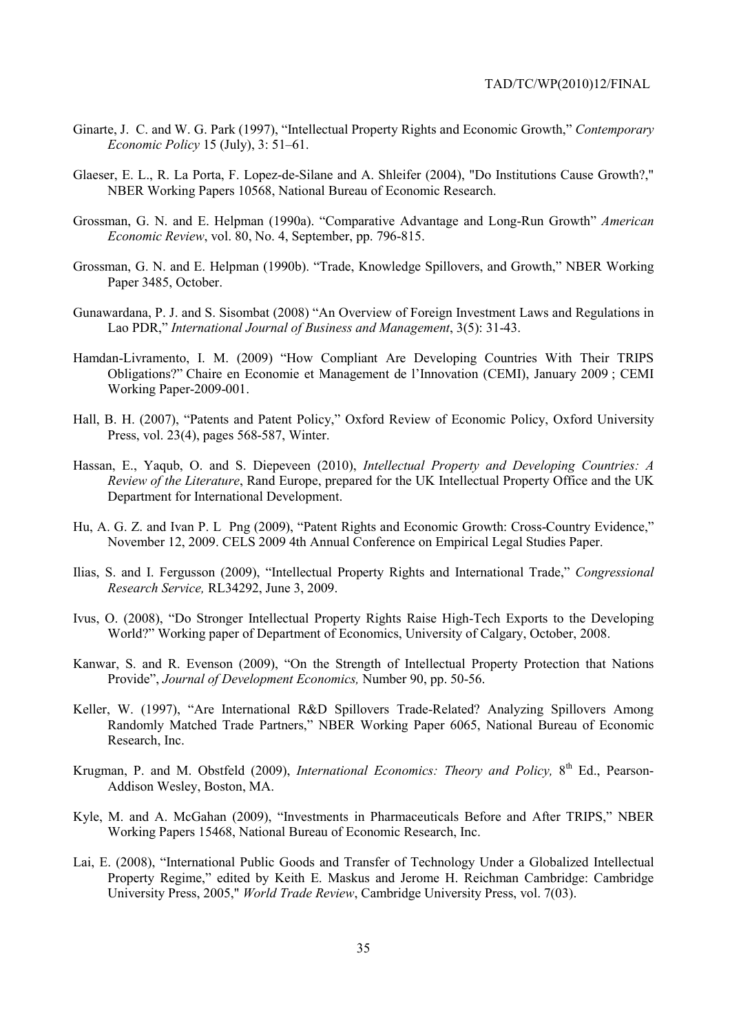Ginarte, J. C. and W. G. Park (1997), "Intellectual Property Rights and Economic Growth," *Contemporary Economic Policy* 15 (July), 3: 51–61.

Glaeser, E. L., R. La Porta, F. Lopez-de-Silane and A. Shleifer (2004), "Do Institutions Cause Growth?," NBER Working Papers 10568, National Bureau of Economic Research.

Grossman, G. N. and E. Helpman (1990a). "Comparative Advantage and Long-Run Growth" *American Economic Review*, vol. 80, No. 4, September, pp. 796-815.

Grossman, G. N. and E. Helpman (1990b). "Trade, Knowledge Spillovers, and Growth," NBER Working Paper 3485, October.

Gunawardana, P. J. and S. Sisombat (2008) "An Overview of Foreign Investment Laws and Regulations in Lao PDR," *International Journal of Business and Management*, 3(5): 31-43.

Hamdan-Livramento, I. M. (2009) "How Compliant Are Developing Countries With Their TRIPS Obligations?" Chaire en Economie et Management de l'Innovation (CEMI), January 2009 ; CEMI Working Paper-2009-001.

Hall, B. H. (2007), "Patents and Patent Policy," Oxford Review of Economic Policy, Oxford University Press, vol. 23(4), pages 568-587, Winter.

Hassan, E., Yaqub, O. and S. Diepeveen (2010), *Intellectual Property and Developing Countries: A Review of the Literature*, Rand Europe, prepared for the UK Intellectual Property Office and the UK Department for International Development.

Hu, A. G. Z. and Ivan P. L Png (2009), "Patent Rights and Economic Growth: Cross-Country Evidence," November 12, 2009. CELS 2009 4th Annual Conference on Empirical Legal Studies Paper.

Ilias, S. and I. Fergusson (2009), "Intellectual Property Rights and International Trade," *Congressional Research Service,* RL34292, June 3, 2009.

Ivus, O. (2008), "Do Stronger Intellectual Property Rights Raise High-Tech Exports to the Developing World?" Working paper of Department of Economics, University of Calgary, October, 2008.

Kanwar, S. and R. Evenson (2009), "On the Strength of Intellectual Property Protection that Nations Provide", *Journal of Development Economics,* Number 90, pp. 50-56.

Keller, W. (1997), "Are International R&D Spillovers Trade-Related? Analyzing Spillovers Among Randomly Matched Trade Partners," NBER Working Paper 6065, National Bureau of Economic Research, Inc.

Krugman, P. and M. Obstfeld (2009), *International Economics: Theory and Policy,* 8th Ed., Pearson-Addison Wesley, Boston, MA.

Kyle, M. and A. McGahan (2009), "Investments in Pharmaceuticals Before and After TRIPS," NBER Working Papers 15468, National Bureau of Economic Research, Inc.

Lai, E. (2008), "International Public Goods and Transfer of Technology Under a Globalized Intellectual Property Regime," edited by Keith E. Maskus and Jerome H. Reichman Cambridge: Cambridge University Press, 2005," *World Trade Review*, Cambridge University Press, vol. 7(03).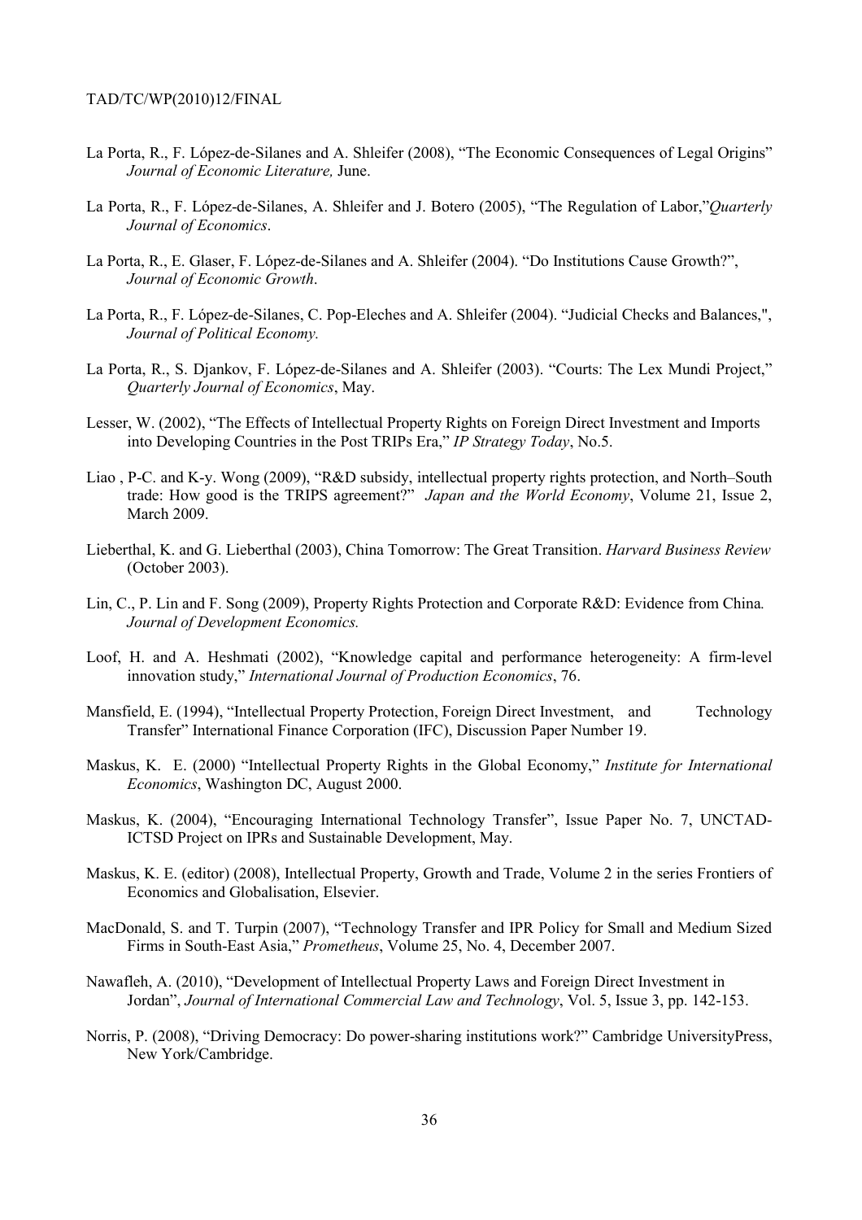La Porta, R., F. López-de-Silanes and A. Shleifer (2008), "The Economic Consequences of Legal Origins" *Journal of Economic Literature,* June.

La Porta, R., F. López-de-Silanes, A. Shleifer and J. Botero (2005), "The Regulation of Labor,"*Quarterly Journal of Economics*.

La Porta, R., E. Glaser, F. López-de-Silanes and A. Shleifer (2004). "Do Institutions Cause Growth?", *Journal of Economic Growth*.

La Porta, R., F. López-de-Silanes, C. Pop-Eleches and A. Shleifer (2004). "Judicial Checks and Balances,", *Journal of Political Economy.*

La Porta, R., S. Djankov, F. López-de-Silanes and A. Shleifer (2003). "Courts: The Lex Mundi Project," *Quarterly Journal of Economics*, May.

Lesser, W. (2002), "The Effects of Intellectual Property Rights on Foreign Direct Investment and Imports into Developing Countries in the Post TRIPs Era," *IP Strategy Today*, No.5.

Liao , P-C. and K-y. Wong (2009), "R&D subsidy, intellectual property rights protection, and North–South trade: How good is the TRIPS agreement?" *Japan and the World Economy*, Volume 21, Issue 2, March 2009.

Lieberthal, K. and G. Lieberthal (2003), China Tomorrow: The Great Transition. *Harvard Business Review* (October 2003).

Lin, C., P. Lin and F. Song (2009), Property Rights Protection and Corporate R&D: Evidence from China*. Journal of Development Economics.*

Loof, H. and A. Heshmati (2002), "Knowledge capital and performance heterogeneity: A firm-level innovation study," *International Journal of Production Economics*, 76.

Mansfield, E. (1994), "Intellectual Property Protection, Foreign Direct Investment, and Technology Transfer" International Finance Corporation (IFC), Discussion Paper Number 19.

Maskus, K. E. (2000) "Intellectual Property Rights in the Global Economy," *Institute for International Economics*, Washington DC, August 2000.

Maskus, K. (2004), "Encouraging International Technology Transfer", Issue Paper No. 7, UNCTAD-ICTSD Project on IPRs and Sustainable Development, May.

Maskus, K. E. (editor) (2008), Intellectual Property, Growth and Trade, Volume 2 in the series Frontiers of Economics and Globalisation, Elsevier.

MacDonald, S. and T. Turpin (2007), "Technology Transfer and IPR Policy for Small and Medium Sized Firms in South-East Asia," *Prometheus*, Volume 25, No. 4, December 2007.

Nawafleh, A. (2010), "Development of Intellectual Property Laws and Foreign Direct Investment in Jordan", *Journal of International Commercial Law and Technology*, Vol. 5, Issue 3, pp. 142-153.

Norris, P. (2008), "Driving Democracy: Do power-sharing institutions work?" Cambridge UniversityPress, New York/Cambridge.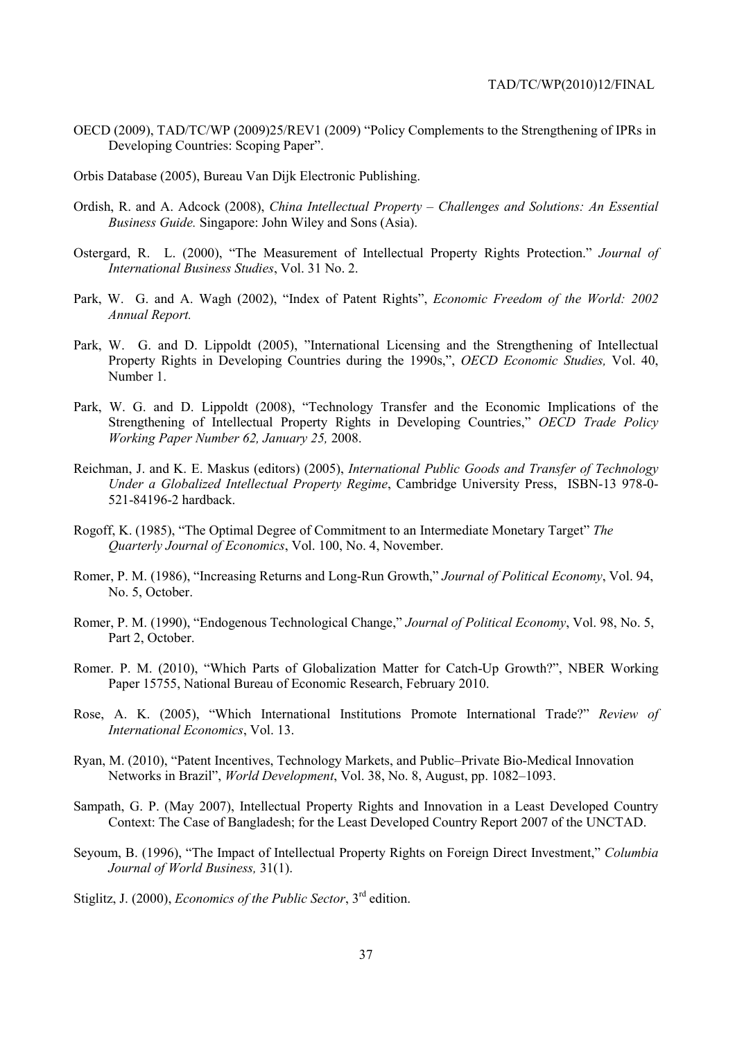OECD (2009), TAD/TC/WP (2009)25/REV1 (2009) "Policy Complements to the Strengthening of IPRs in Developing Countries: Scoping Paper".

Orbis Database (2005), Bureau Van Dijk Electronic Publishing.

Ordish, R. and A. Adcock (2008), *China Intellectual Property – Challenges and Solutions: An Essential Business Guide.* Singapore: John Wiley and Sons (Asia).

Ostergard, R. L. (2000), "The Measurement of Intellectual Property Rights Protection." *Journal of International Business Studies*, Vol. 31 No. 2.

Park, W. G. and A. Wagh (2002), "Index of Patent Rights", *Economic Freedom of the World: 2002 Annual Report.*

Park, W. G. and D. Lippoldt (2005), "International Licensing and the Strengthening of Intellectual Property Rights in Developing Countries during the 1990s,", *OECD Economic Studies,* Vol. 40, Number 1.

Park, W. G. and D. Lippoldt (2008), "Technology Transfer and the Economic Implications of the Strengthening of Intellectual Property Rights in Developing Countries," *OECD Trade Policy Working Paper Number 62, January 25,* 2008.

Reichman, J. and K. E. Maskus (editors) (2005), *International Public Goods and Transfer of Technology Under a Globalized Intellectual Property Regime*, Cambridge University Press, ISBN-13 978-0-521-84196-2 hardback.

Rogoff, K. (1985), "The Optimal Degree of Commitment to an Intermediate Monetary Target" *The Quarterly Journal of Economics*, Vol. 100, No. 4, November.

Romer, P. M. (1986), "Increasing Returns and Long-Run Growth," *Journal of Political Economy*, Vol. 94, No. 5, October.

Romer, P. M. (1990), "Endogenous Technological Change," *Journal of Political Economy*, Vol. 98, No. 5, Part 2, October.

Romer. P. M. (2010), "Which Parts of Globalization Matter for Catch-Up Growth?", NBER Working Paper 15755, National Bureau of Economic Research, February 2010.

Rose, A. K. (2005), "Which International Institutions Promote International Trade?" *Review of International Economics*, Vol. 13.

Ryan, M. (2010), "Patent Incentives, Technology Markets, and Public–Private Bio-Medical Innovation Networks in Brazil", *World Development*, Vol. 38, No. 8, August, pp. 1082–1093.

Sampath, G. P. (May 2007), Intellectual Property Rights and Innovation in a Least Developed Country Context: The Case of Bangladesh; for the Least Developed Country Report 2007 of the UNCTAD.

Seyoum, B. (1996), "The Impact of Intellectual Property Rights on Foreign Direct Investment," *Columbia Journal of World Business,* 31(1).

Stiglitz, J. (2000), *Economics of the Public Sector*, 3rd edition.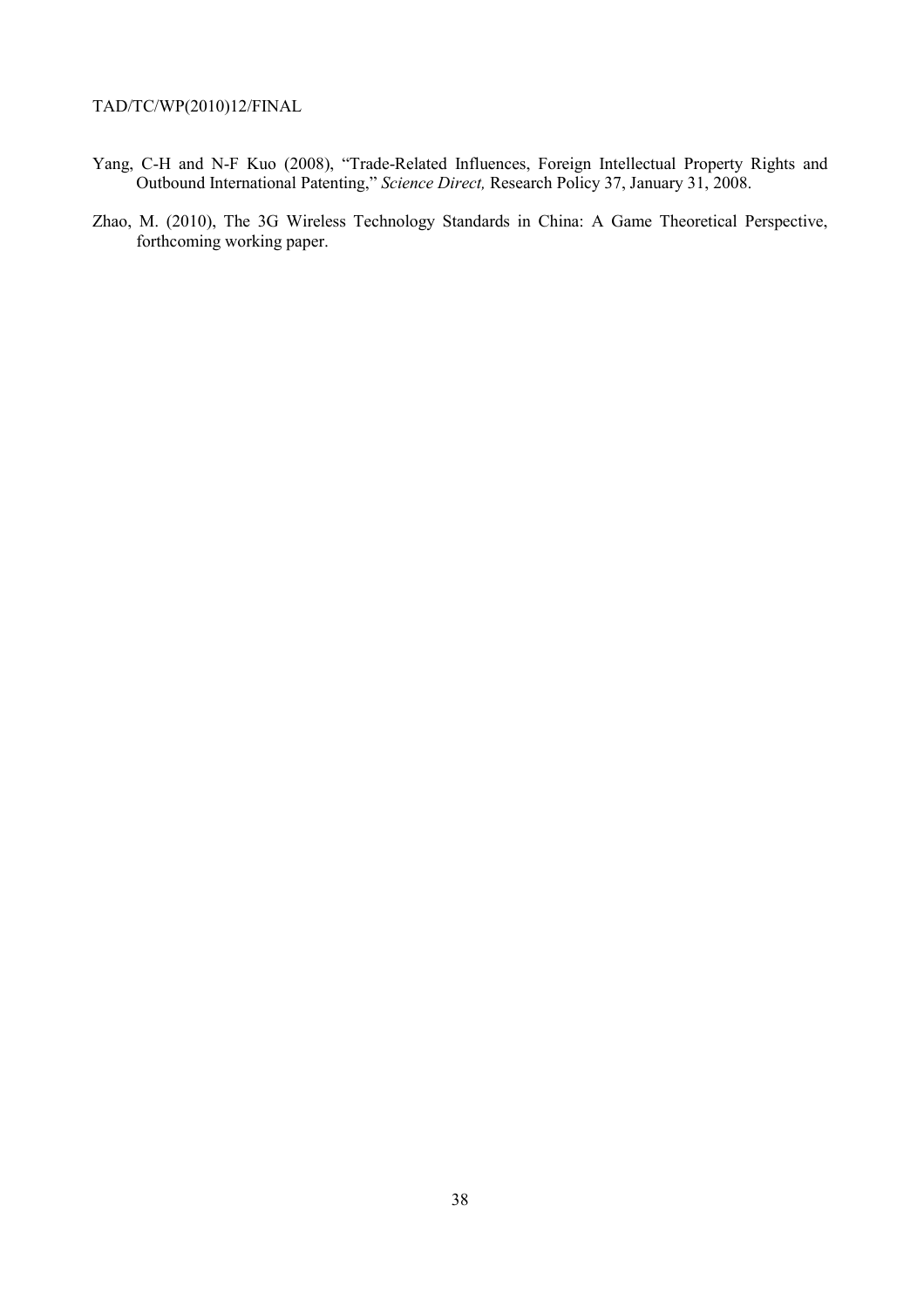Yang, C-H and N-F Kuo (2008), "Trade-Related Influences, Foreign Intellectual Property Rights and Outbound International Patenting," *Science Direct,* Research Policy 37, January 31, 2008.

Zhao, M. (2010), The 3G Wireless Technology Standards in China: A Game Theoretical Perspective, forthcoming working paper.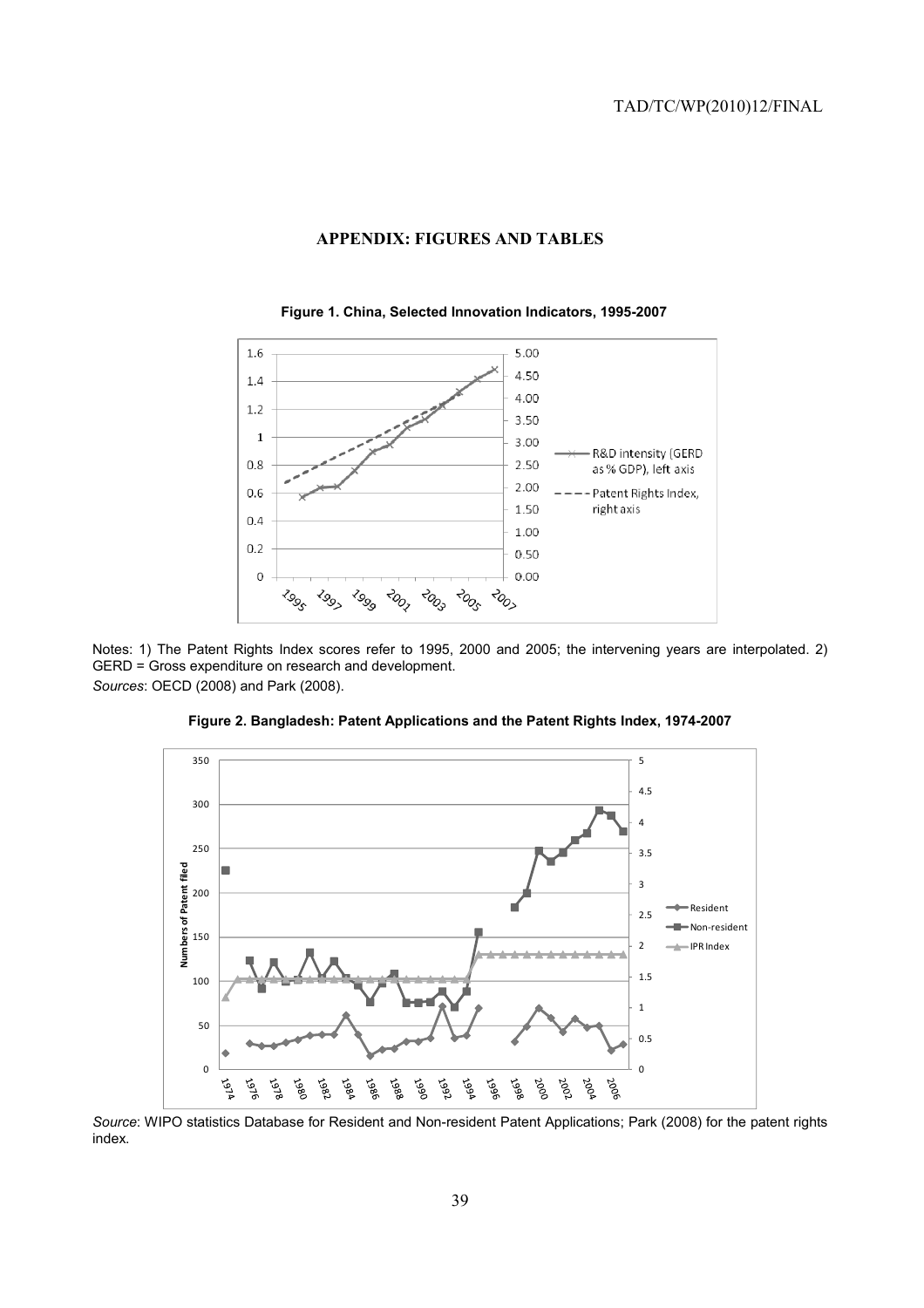## APPENDIX: FIGURES AND TABLES

**Figure 1. China, Selected Innovation Indicators, 1995-2007**

Notes: 1) The Patent Rights Index scores refer to 1995, 2000 and 2005; the intervening years are interpolated. 2) GERD = Gross expenditure on research and development.

*Sources*: OECD (2008) and Park (2008).

**Figure 2. Bangladesh: Patent Applications and the Patent Rights Index, 1974-2007**

*Source*: WIPO statistics Database for Resident and Non-resident Patent Applications; Park (2008) for the patent rights index.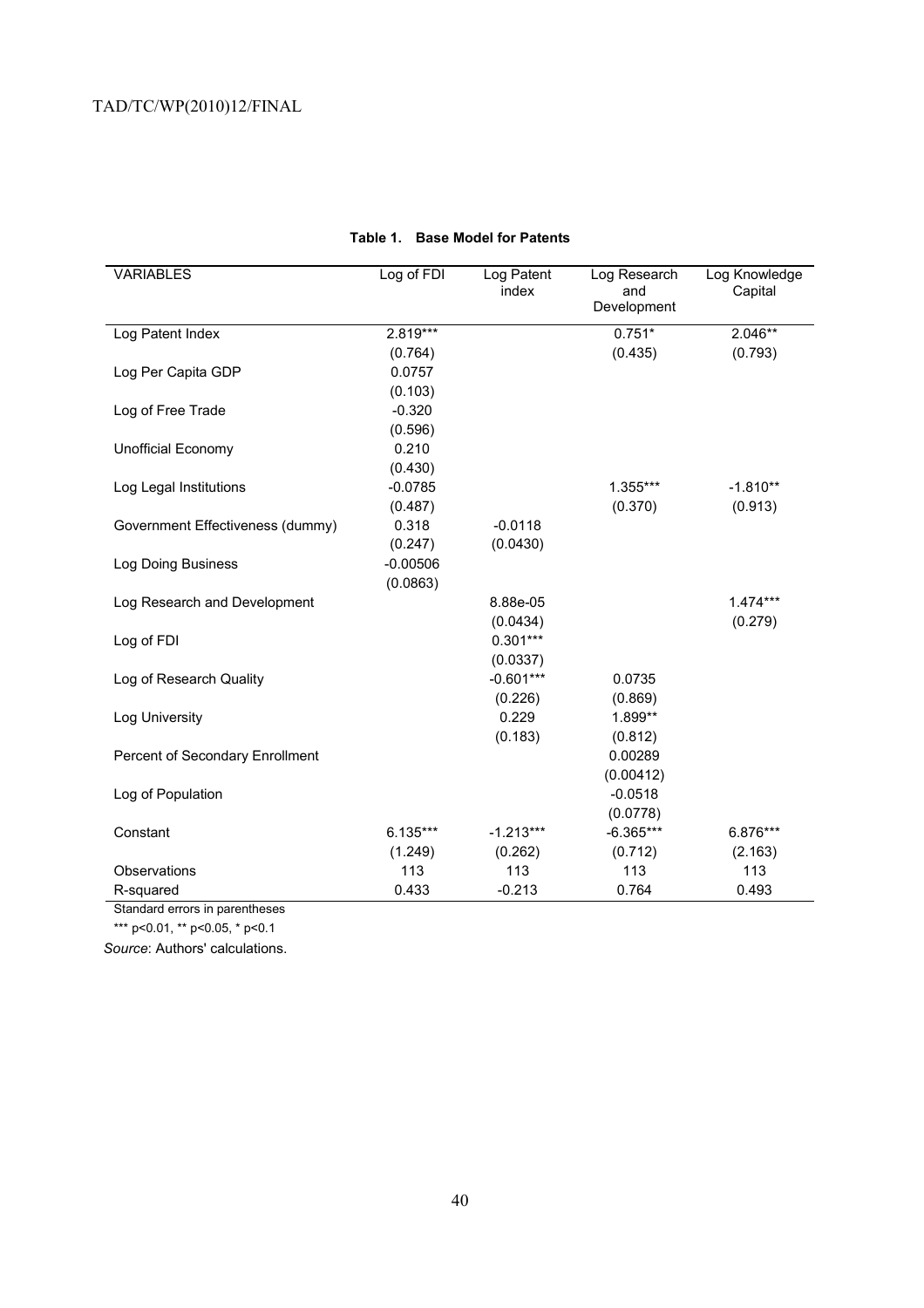**Table 1. Base Model for Patents**

| VARIABLES | Log of FDI | Log Patent index | Log Research and Development | Log Knowledge Capital |
|---|---|---|---|---|
| Log Patent Index | 2.819*** | | 0.751* | 2.046** |
| | (0.764) | | (0.435) | (0.793) |
| Log Per Capita GDP | 0.0757 | | | |
| | (0.103) | | | |
| Log of Free Trade | -0.320 | | | |
| | (0.596) | | | |
| Unofficial Economy | 0.210 | | | |
| | (0.430) | | | |
| Log Legal Institutions | -0.0785 | | 1.355*** | -1.810** |
| | (0.487) | | (0.370) | (0.913) |
| Government Effectiveness (dummy) | 0.318 | -0.0118 | | |
| | (0.247) | (0.0430) | | |
| Log Doing Business | -0.00506 | | | |
| | (0.0863) | | | |
| Log Research and Development | | 8.88e-05 | | 1.474*** |
| | | (0.0434) | | (0.279) |
| Log of FDI | | 0.301*** | | |
| | | (0.0337) | | |
| Log of Research Quality | | -0.601*** | 0.0735 | |
| | | (0.226) | (0.869) | |
| Log University | | 0.229 | 1.899** | |
| | | (0.183) | (0.812) | |
| Percent of Secondary Enrollment | | | 0.00289 | |
| | | | (0.00412) | |
| Log of Population | | | -0.0518 | |
| | | | (0.0778) | |
| Constant | 6.135*** | -1.213*** | -6.365*** | 6.876*** |
| | (1.249) | (0.262) | (0.712) | (2.163) |
| Observations | 113 | 113 | 113 | 113 |
| R-squared | 0.433 | -0.213 | 0.764 | 0.493 |

Standard errors in parentheses

*** p<0.01, ** p<0.05, * p<0.1

*Source*: Authors' calculations.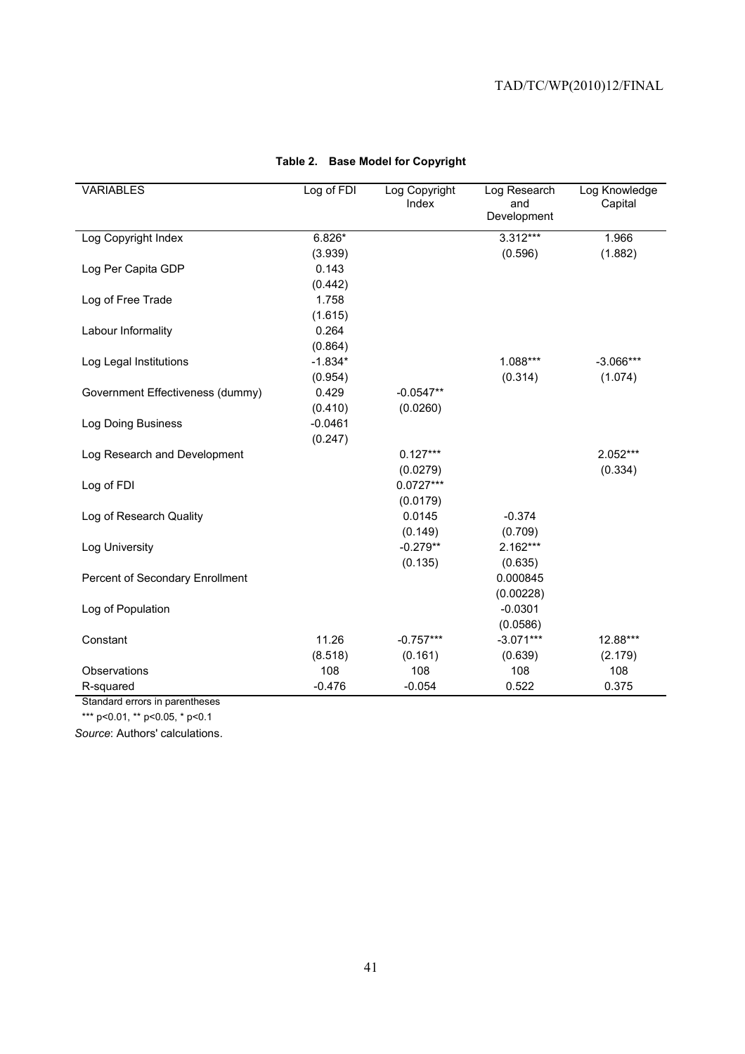**Table 2. Base Model for Copyright**

| VARIABLES | Log of FDI | Log Copyright Index | Log Research and Development | Log Knowledge Capital |
|---|---|---|---|---|
| Log Copyright Index | 6.826* | | 3.312*** | 1.966 |
| | (3.939) | | (0.596) | (1.882) |
| Log Per Capita GDP | 0.143 | | | |
| | (0.442) | | | |
| Log of Free Trade | 1.758 | | | |
| | (1.615) | | | |
| Labour Informality | 0.264 | | | |
| | (0.864) | | | |
| Log Legal Institutions | -1.834* | | 1.088*** | -3.066*** |
| | (0.954) | | (0.314) | (1.074) |
| Government Effectiveness (dummy) | 0.429 | -0.0547** | | |
| | (0.410) | (0.0260) | | |
| Log Doing Business | -0.0461 | | | |
| | (0.247) | | | |
| Log Research and Development | | 0.127*** | | 2.052*** |
| | | (0.0279) | | (0.334) |
| Log of FDI | | 0.0727*** | | |
| | | (0.0179) | | |
| Log of Research Quality | | 0.0145 | -0.374 | |
| | | (0.149) | (0.709) | |
| Log University | | -0.279** | 2.162*** | |
| | | (0.135) | (0.635) | |
| Percent of Secondary Enrollment | | | 0.000845 | |
| | | | (0.00228) | |
| Log of Population | | | -0.0301 | |
| | | | (0.0586) | |
| Constant | 11.26 | -0.757*** | -3.071*** | 12.88*** |
| | (8.518) | (0.161) | (0.639) | (2.179) |
| Observations | 108 | 108 | 108 | 108 |
| R-squared | -0.476 | -0.054 | 0.522 | 0.375 |

Standard errors in parentheses

*** p<0.01, ** p<0.05, * p<0.1

*Source*: Authors' calculations.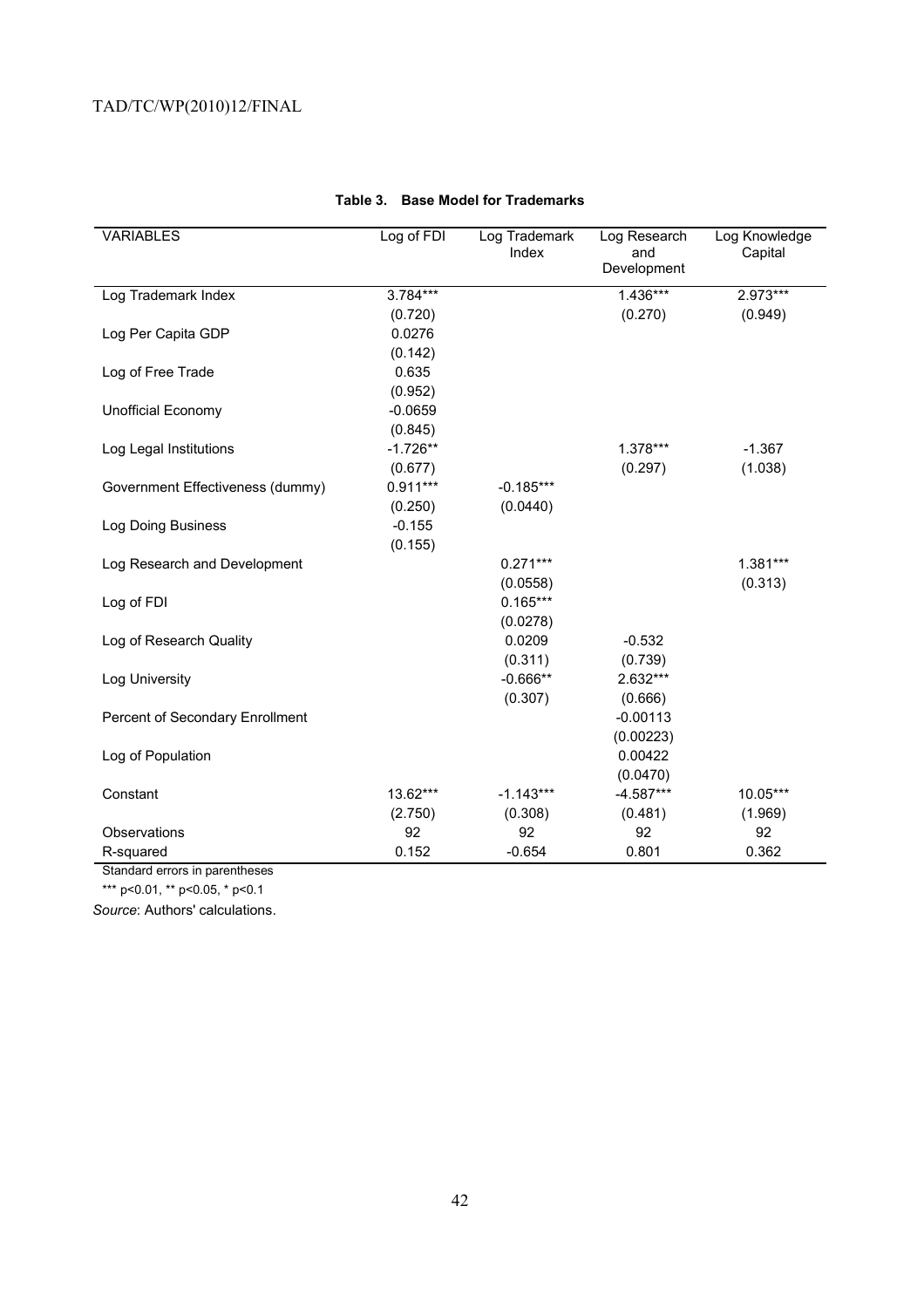**Table 3. Base Model for Trademarks**

| VARIABLES | Log of FDI | Log Trademark Index | Log Research and Development | Log Knowledge Capital |
|---|---|---|---|---|
| Log Trademark Index | 3.784*** | | 1.436*** | 2.973*** |
| | (0.720) | | (0.270) | (0.949) |
| Log Per Capita GDP | 0.0276 | | | |
| | (0.142) | | | |
| Log of Free Trade | 0.635 | | | |
| | (0.952) | | | |
| Unofficial Economy | -0.0659 | | | |
| | (0.845) | | | |
| Log Legal Institutions | -1.726** | | 1.378*** | -1.367 |
| | (0.677) | | (0.297) | (1.038) |
| Government Effectiveness (dummy) | 0.911*** | -0.185*** | | |
| | (0.250) | (0.0440) | | |
| Log Doing Business | -0.155 | | | |
| | (0.155) | | | |
| Log Research and Development | | 0.271*** | | 1.381*** |
| | | (0.0558) | | (0.313) |
| Log of FDI | | 0.165*** | | |
| | | (0.0278) | | |
| Log of Research Quality | | 0.0209 | -0.532 | |
| | | (0.311) | (0.739) | |
| Log University | | -0.666** | 2.632*** | |
| | | (0.307) | (0.666) | |
| Percent of Secondary Enrollment | | | -0.00113 | |
| | | | (0.00223) | |
| Log of Population | | | 0.00422 | |
| | | | (0.0470) | |
| Constant | 13.62*** | -1.143*** | -4.587*** | 10.05*** |
| | (2.750) | (0.308) | (0.481) | (1.969) |
| Observations | 92 | 92 | 92 | 92 |
| R-squared | 0.152 | -0.654 | 0.801 | 0.362 |

Standard errors in parentheses

*** p<0.01, ** p<0.05, * p<0.1

*Source*: Authors' calculations.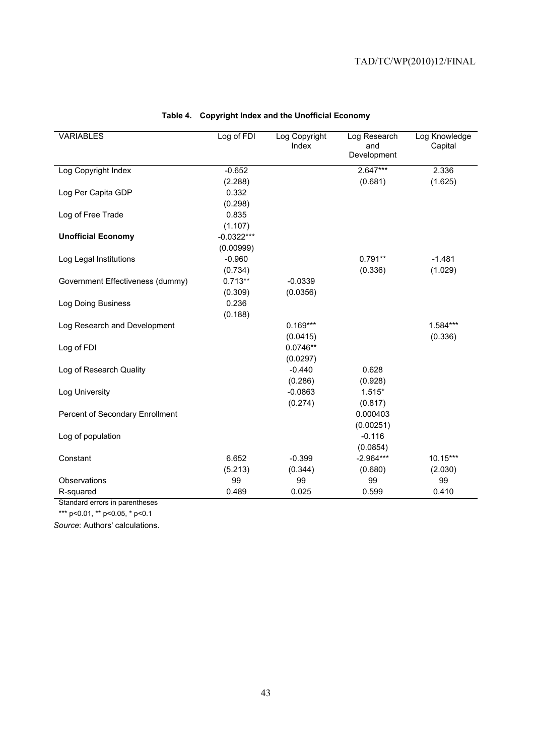**Table 4. Copyright Index and the Unofficial Economy**

| VARIABLES | Log of FDI | Log Copyright Index | Log Research and Development | Log Knowledge Capital |
|---|---|---|---|---|
| Log Copyright Index | -0.652 | | 2.647*** | 2.336 |
| | (2.288) | | (0.681) | (1.625) |
| Log Per Capita GDP | 0.332 | | | |
| | (0.298) | | | |
| Log of Free Trade | 0.835 | | | |
| | (1.107) | | | |
| **Unofficial Economy** | -0.0322*** | | | |
| | (0.00999) | | | |
| Log Legal Institutions | -0.960 | | 0.791** | -1.481 |
| | (0.734) | | (0.336) | (1.029) |
| Government Effectiveness (dummy) | 0.713** | -0.0339 | | |
| | (0.309) | (0.0356) | | |
| Log Doing Business | 0.236 | | | |
| | (0.188) | | | |
| Log Research and Development | | 0.169*** | | 1.584*** |
| | | (0.0415) | | (0.336) |
| Log of FDI | | 0.0746** | | |
| | | (0.0297) | | |
| Log of Research Quality | | -0.440 | 0.628 | |
| | | (0.286) | (0.928) | |
| Log University | | -0.0863 | 1.515* | |
| | | (0.274) | (0.817) | |
| Percent of Secondary Enrollment | | | 0.000403 | |
| | | | (0.00251) | |
| Log of population | | | -0.116 | |
| | | | (0.0854) | |
| Constant | 6.652 | -0.399 | -2.964*** | 10.15*** |
| | (5.213) | (0.344) | (0.680) | (2.030) |
| Observations | 99 | 99 | 99 | 99 |
| R-squared | 0.489 | 0.025 | 0.599 | 0.410 |

Standard errors in parentheses

*** p<0.01, ** p<0.05, * p<0.1

*Source*: Authors' calculations.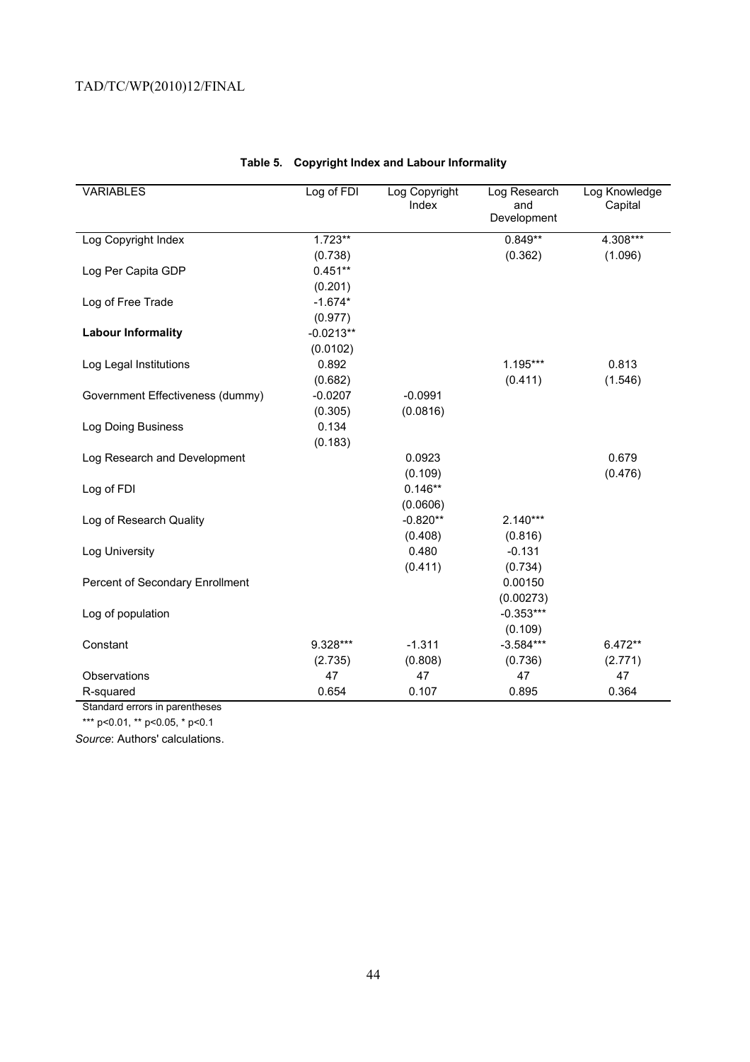**Table 5. Copyright Index and Labour Informality**

| VARIABLES | Log of FDI | Log Copyright Index | Log Research and Development | Log Knowledge Capital |
|---|---|---|---|---|
| Log Copyright Index | 1.723** | | 0.849** | 4.308*** |
| | (0.738) | | (0.362) | (1.096) |
| Log Per Capita GDP | 0.451** | | | |
| | (0.201) | | | |
| Log of Free Trade | -1.674* | | | |
| | (0.977) | | | |
| **Labour Informality** | -0.0213** | | | |
| | (0.0102) | | | |
| Log Legal Institutions | 0.892 | | 1.195*** | 0.813 |
| | (0.682) | | (0.411) | (1.546) |
| Government Effectiveness (dummy) | -0.0207 | -0.0991 | | |
| | (0.305) | (0.0816) | | |
| Log Doing Business | 0.134 | | | |
| | (0.183) | | | |
| Log Research and Development | | 0.0923 | | 0.679 |
| | | (0.109) | | (0.476) |
| Log of FDI | | 0.146** | | |
| | | (0.0606) | | |
| Log of Research Quality | | -0.820** | 2.140*** | |
| | | (0.408) | (0.816) | |
| Log University | | 0.480 | -0.131 | |
| | | (0.411) | (0.734) | |
| Percent of Secondary Enrollment | | | 0.00150 | |
| | | | (0.00273) | |
| Log of population | | | -0.353*** | |
| | | | (0.109) | |
| Constant | 9.328*** | -1.311 | -3.584*** | 6.472** |
| | (2.735) | (0.808) | (0.736) | (2.771) |
| Observations | 47 | 47 | 47 | 47 |
| R-squared | 0.654 | 0.107 | 0.895 | 0.364 |

Standard errors in parentheses

*** p<0.01, ** p<0.05, * p<0.1

*Source*: Authors' calculations.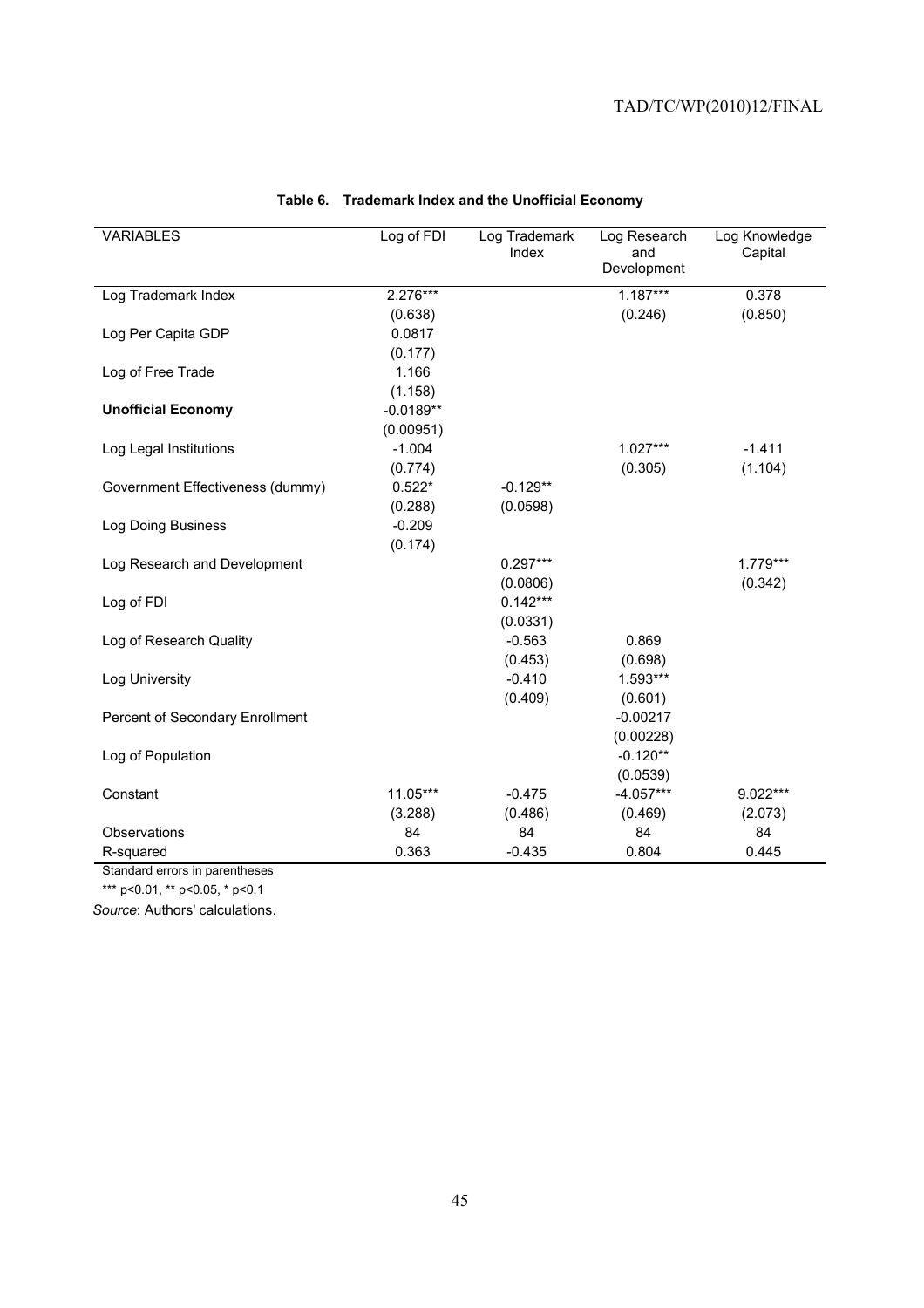**Table 6. Trademark Index and the Unofficial Economy**

| VARIABLES | Log of FDI | Log Trademark Index | Log Research and Development | Log Knowledge Capital |
|---|---|---|---|---|
| Log Trademark Index | 2.276*** | | 1.187*** | 0.378 |
| | (0.638) | | (0.246) | (0.850) |
| Log Per Capita GDP | 0.0817 | | | |
| | (0.177) | | | |
| Log of Free Trade | 1.166 | | | |
| | (1.158) | | | |
| **Unofficial Economy** | -0.0189** | | | |
| | (0.00951) | | | |
| Log Legal Institutions | -1.004 | | 1.027*** | -1.411 |
| | (0.774) | | (0.305) | (1.104) |
| Government Effectiveness (dummy) | 0.522* | -0.129** | | |
| | (0.288) | (0.0598) | | |
| Log Doing Business | -0.209 | | | |
| | (0.174) | | | |
| Log Research and Development | | 0.297*** | | 1.779*** |
| | | (0.0806) | | (0.342) |
| Log of FDI | | 0.142*** | | |
| | | (0.0331) | | |
| Log of Research Quality | | -0.563 | 0.869 | |
| | | (0.453) | (0.698) | |
| Log University | | -0.410 | 1.593*** | |
| | | (0.409) | (0.601) | |
| Percent of Secondary Enrollment | | | -0.00217 | |
| | | | (0.00228) | |
| Log of Population | | | -0.120** | |
| | | | (0.0539) | |
| Constant | 11.05*** | -0.475 | -4.057*** | 9.022*** |
| | (3.288) | (0.486) | (0.469) | (2.073) |
| Observations | 84 | 84 | 84 | 84 |
| R-squared | 0.363 | -0.435 | 0.804 | 0.445 |

Standard errors in parentheses

*** p<0.01, ** p<0.05, * p<0.1

*Source*: Authors' calculations.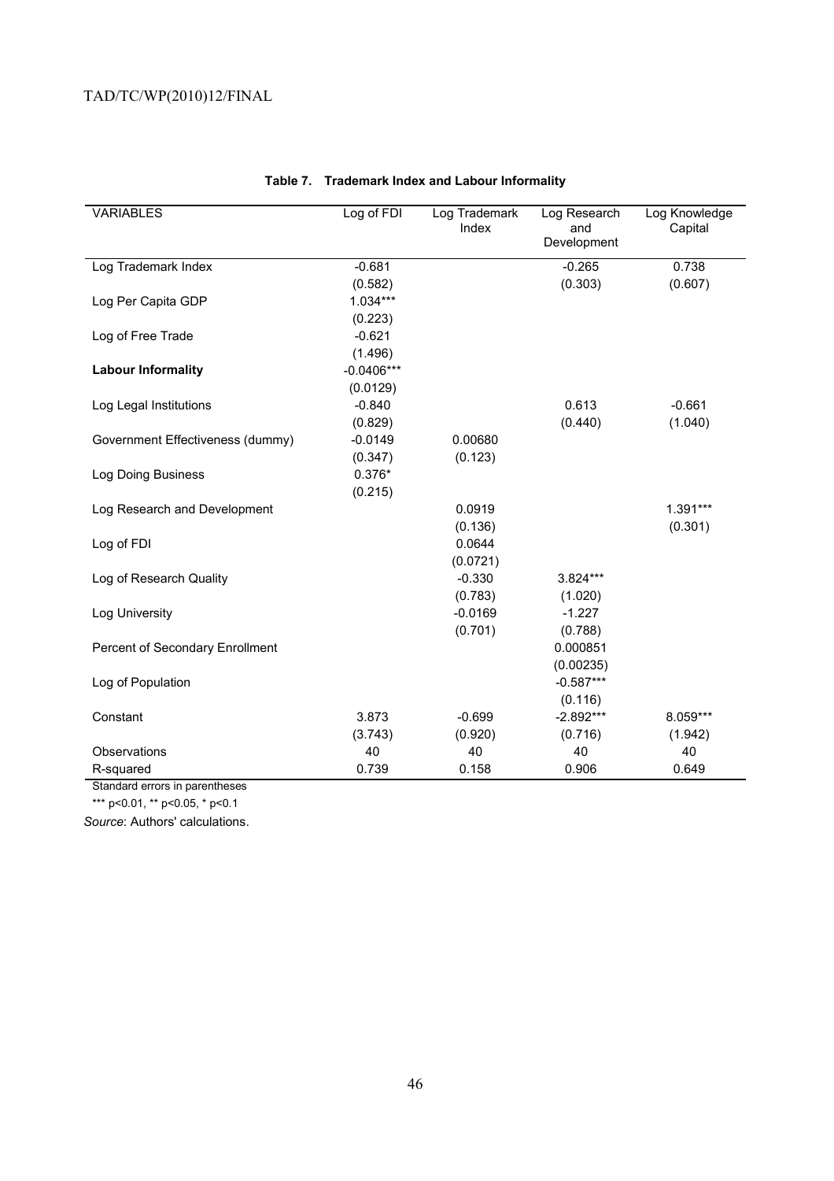**Table 7. Trademark Index and Labour Informality**

| VARIABLES | Log of FDI | Log Trademark Index | Log Research and Development | Log Knowledge Capital |
|---|---|---|---|---|
| Log Trademark Index | -0.681 | | -0.265 | 0.738 |
| | (0.582) | | (0.303) | (0.607) |
| Log Per Capita GDP | 1.034*** | | | |
| | (0.223) | | | |
| Log of Free Trade | -0.621 | | | |
| | (1.496) | | | |
| **Labour Informality** | -0.0406*** | | | |
| | (0.0129) | | | |
| Log Legal Institutions | -0.840 | | 0.613 | -0.661 |
| | (0.829) | | (0.440) | (1.040) |
| Government Effectiveness (dummy) | -0.0149 | 0.00680 | | |
| | (0.347) | (0.123) | | |
| Log Doing Business | 0.376* | | | |
| | (0.215) | | | |
| Log Research and Development | | 0.0919 | | 1.391*** |
| | | (0.136) | | (0.301) |
| Log of FDI | | 0.0644 | | |
| | | (0.0721) | | |
| Log of Research Quality | | -0.330 | 3.824*** | |
| | | (0.783) | (1.020) | |
| Log University | | -0.0169 | -1.227 | |
| | | (0.701) | (0.788) | |
| Percent of Secondary Enrollment | | | 0.000851 | |
| | | | (0.00235) | |
| Log of Population | | | -0.587*** | |
| | | | (0.116) | |
| Constant | 3.873 | -0.699 | -2.892*** | 8.059*** |
| | (3.743) | (0.920) | (0.716) | (1.942) |
| Observations | 40 | 40 | 40 | 40 |
| R-squared | 0.739 | 0.158 | 0.906 | 0.649 |

Standard errors in parentheses

*** p<0.01, ** p<0.05, * p<0.1

*Source*: Authors' calculations.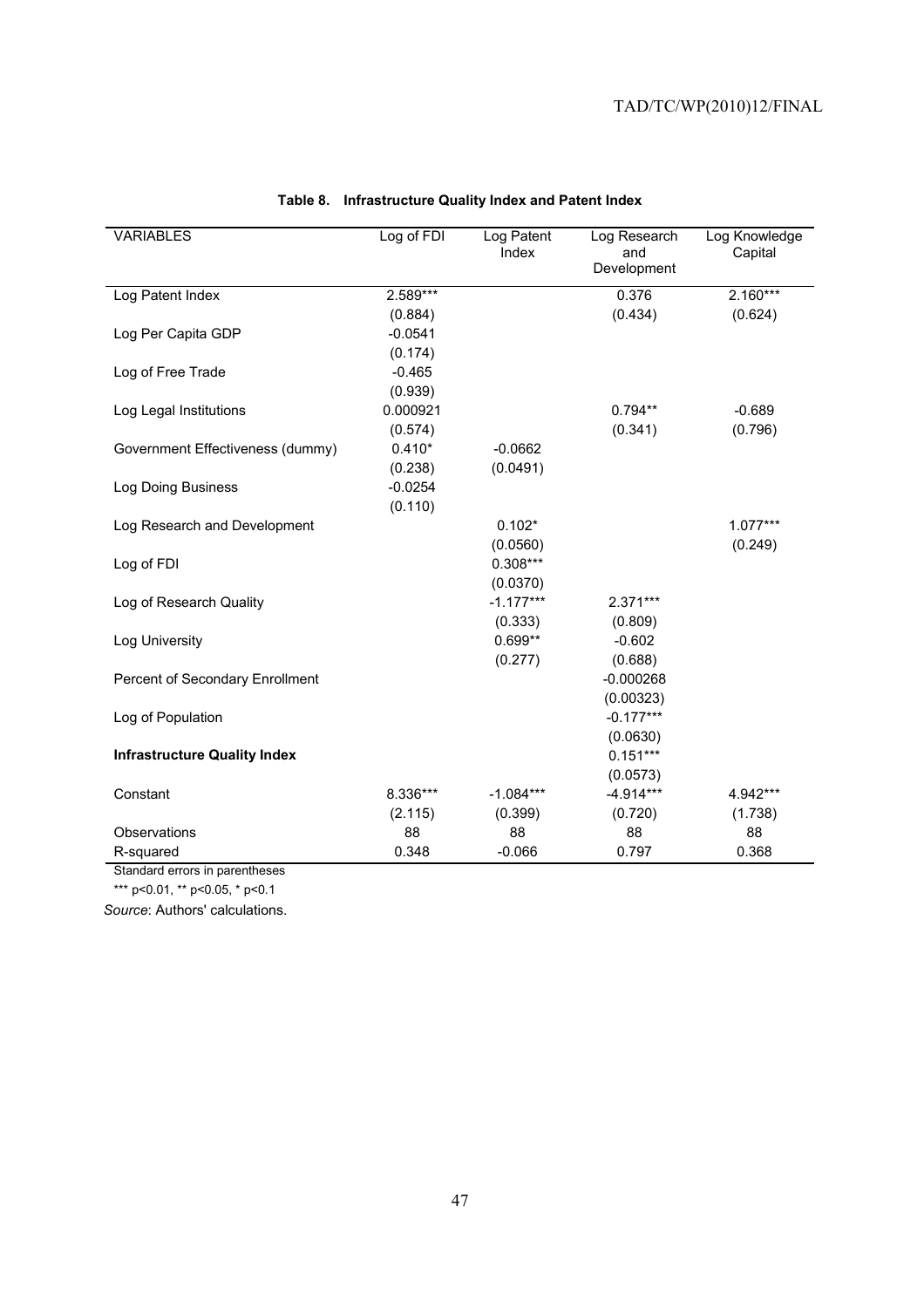**Table 8. Infrastructure Quality Index and Patent Index**

| VARIABLES | Log of FDI | Log Patent Index | Log Research and Development | Log Knowledge Capital |
|---|---|---|---|---|
| Log Patent Index | 2.589*** | | 0.376 | 2.160*** |
| | (0.884) | | (0.434) | (0.624) |
| Log Per Capita GDP | -0.0541 | | | |
| | (0.174) | | | |
| Log of Free Trade | -0.465 | | | |
| | (0.939) | | | |
| Log Legal Institutions | 0.000921 | | 0.794** | -0.689 |
| | (0.574) | | (0.341) | (0.796) |
| Government Effectiveness (dummy) | 0.410* | -0.0662 | | |
| | (0.238) | (0.0491) | | |
| Log Doing Business | -0.0254 | | | |
| | (0.110) | | | |
| Log Research and Development | | 0.102* | | 1.077*** |
| | | (0.0560) | | (0.249) |
| Log of FDI | | 0.308*** | | |
| | | (0.0370) | | |
| Log of Research Quality | | -1.177*** | 2.371*** | |
| | | (0.333) | (0.809) | |
| Log University | | 0.699** | -0.602 | |
| | | (0.277) | (0.688) | |
| Percent of Secondary Enrollment | | | -0.000268 | |
| | | | (0.00323) | |
| Log of Population | | | -0.177*** | |
| | | | (0.0630) | |
| **Infrastructure Quality Index** | | | 0.151*** | |
| | | | (0.0573) | |
| Constant | 8.336*** | -1.084*** | -4.914*** | 4.942*** |
| | (2.115) | (0.399) | (0.720) | (1.738) |
| Observations | 88 | 88 | 88 | 88 |
| R-squared | 0.348 | -0.066 | 0.797 | 0.368 |

Standard errors in parentheses

*** p<0.01, ** p<0.05, * p<0.1

*Source*: Authors' calculations.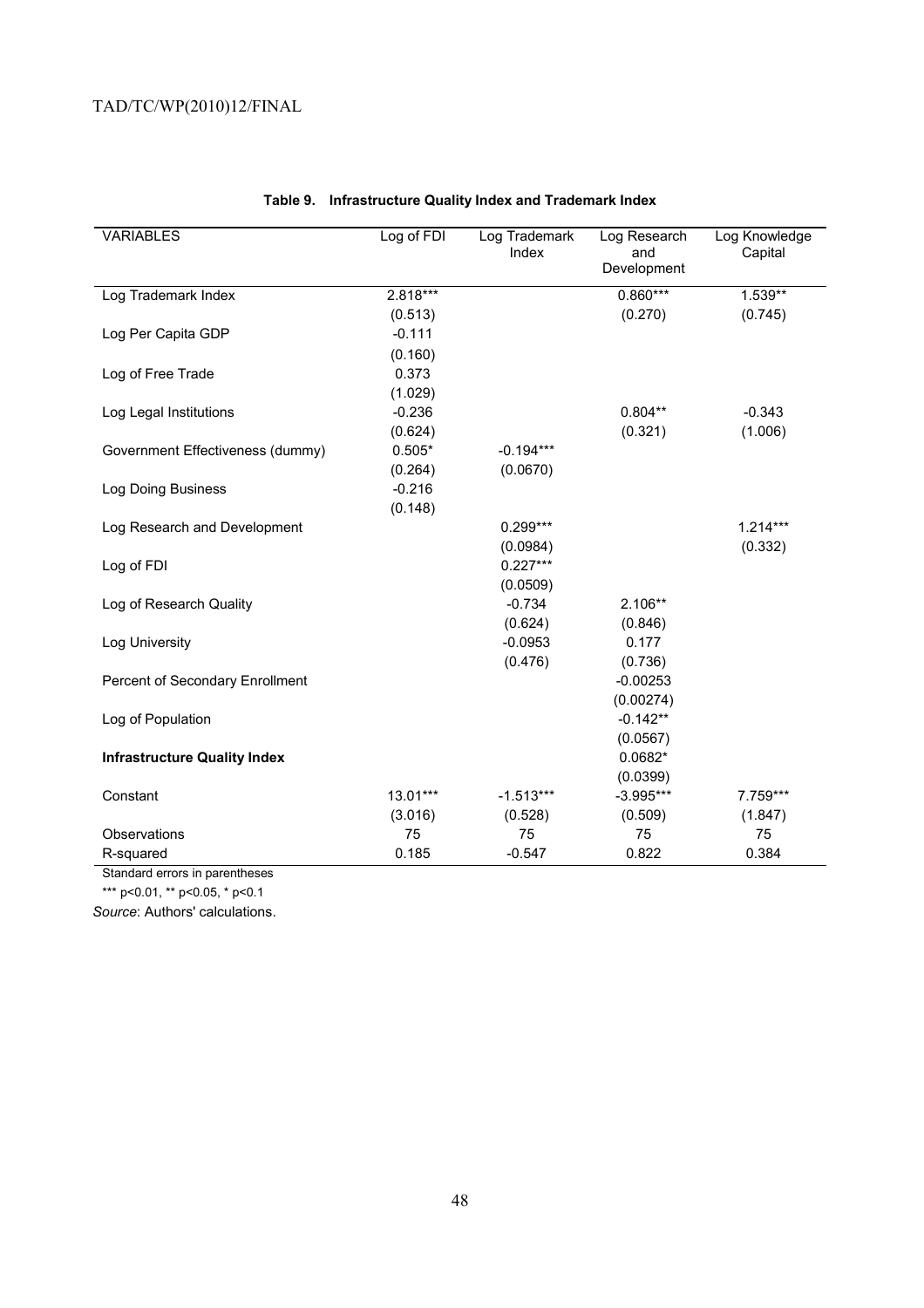**Table 9. Infrastructure Quality Index and Trademark Index**

| VARIABLES | Log of FDI | Log Trademark Index | Log Research and Development | Log Knowledge Capital |
|---|---|---|---|---|
| Log Trademark Index | 2.818*** | | 0.860*** | 1.539** |
| | (0.513) | | (0.270) | (0.745) |
| Log Per Capita GDP | -0.111 | | | |
| | (0.160) | | | |
| Log of Free Trade | 0.373 | | | |
| | (1.029) | | | |
| Log Legal Institutions | -0.236 | | 0.804** | -0.343 |
| | (0.624) | | (0.321) | (1.006) |
| Government Effectiveness (dummy) | 0.505* | -0.194*** | | |
| | (0.264) | (0.0670) | | |
| Log Doing Business | -0.216 | | | |
| | (0.148) | | | |
| Log Research and Development | | 0.299*** | | 1.214*** |
| | | (0.0984) | | (0.332) |
| Log of FDI | | 0.227*** | | |
| | | (0.0509) | | |
| Log of Research Quality | | -0.734 | 2.106** | |
| | | (0.624) | (0.846) | |
| Log University | | -0.0953 | 0.177 | |
| | | (0.476) | (0.736) | |
| Percent of Secondary Enrollment | | | -0.00253 | |
| | | | (0.00274) | |
| Log of Population | | | -0.142** | |
| | | | (0.0567) | |
| **Infrastructure Quality Index** | | | 0.0682* | |
| | | | (0.0399) | |
| Constant | 13.01*** | -1.513*** | -3.995*** | 7.759*** |
| | (3.016) | (0.528) | (0.509) | (1.847) |
| Observations | 75 | 75 | 75 | 75 |
| R-squared | 0.185 | -0.547 | 0.822 | 0.384 |

Standard errors in parentheses

*** p<0.01, ** p<0.05, * p<0.1

*Source*: Authors' calculations.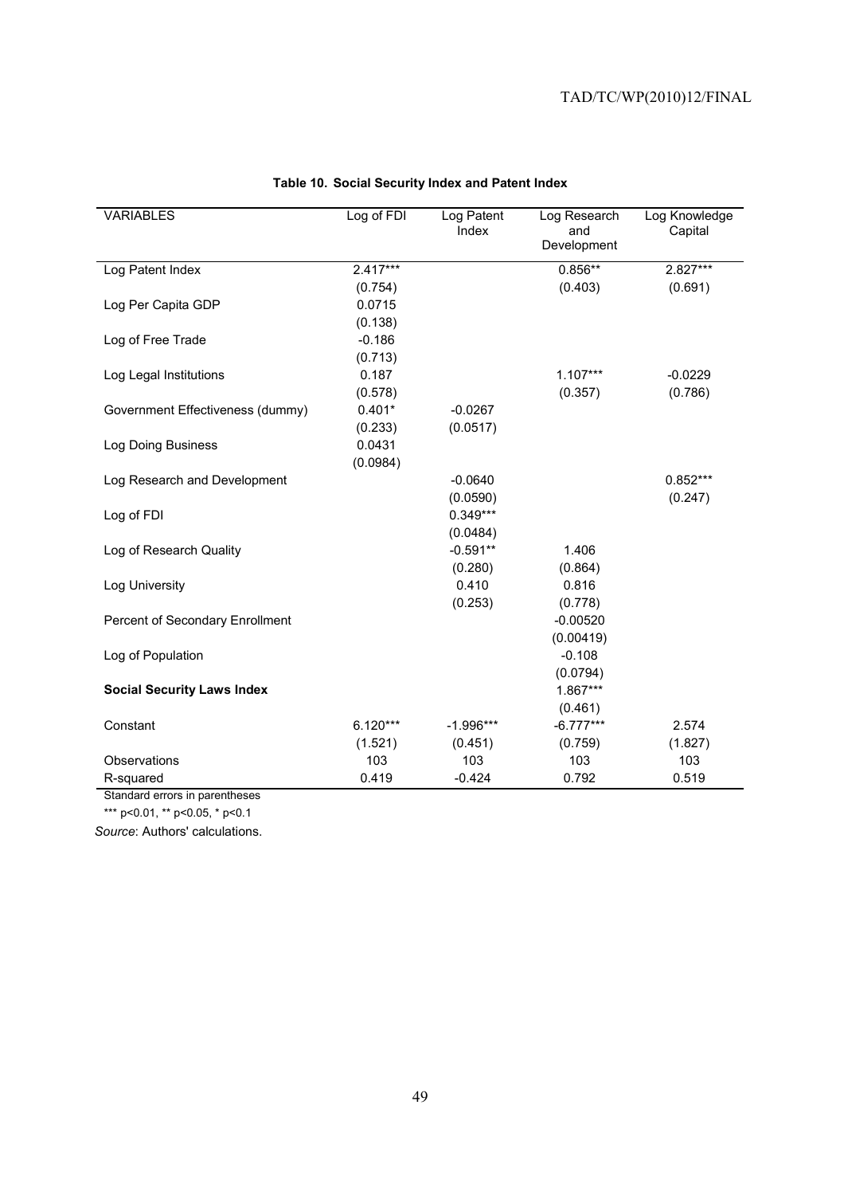**Table 10. Social Security Index and Patent Index**

| VARIABLES | Log of FDI | Log Patent Index | Log Research and Development | Log Knowledge Capital |
|---|---|---|---|---|
| Log Patent Index | 2.417*** | | 0.856** | 2.827*** |
| | (0.754) | | (0.403) | (0.691) |
| Log Per Capita GDP | 0.0715 | | | |
| | (0.138) | | | |
| Log of Free Trade | -0.186 | | | |
| | (0.713) | | | |
| Log Legal Institutions | 0.187 | | 1.107*** | -0.0229 |
| | (0.578) | | (0.357) | (0.786) |
| Government Effectiveness (dummy) | 0.401* | -0.0267 | | |
| | (0.233) | (0.0517) | | |
| Log Doing Business | 0.0431 | | | |
| | (0.0984) | | | |
| Log Research and Development | | -0.0640 | | 0.852*** |
| | | (0.0590) | | (0.247) |
| Log of FDI | | 0.349*** | | |
| | | (0.0484) | | |
| Log of Research Quality | | -0.591** | 1.406 | |
| | | (0.280) | (0.864) | |
| Log University | | 0.410 | 0.816 | |
| | | (0.253) | (0.778) | |
| Percent of Secondary Enrollment | | | -0.00520 | |
| | | | (0.00419) | |
| Log of Population | | | -0.108 | |
| | | | (0.0794) | |
| **Social Security Laws Index** | | | 1.867*** | |
| | | | (0.461) | |
| Constant | 6.120*** | -1.996*** | -6.777*** | 2.574 |
| | (1.521) | (0.451) | (0.759) | (1.827) |
| Observations | 103 | 103 | 103 | 103 |
| R-squared | 0.419 | -0.424 | 0.792 | 0.519 |

Standard errors in parentheses

*** p<0.01, ** p<0.05, * p<0.1

*Source*: Authors' calculations.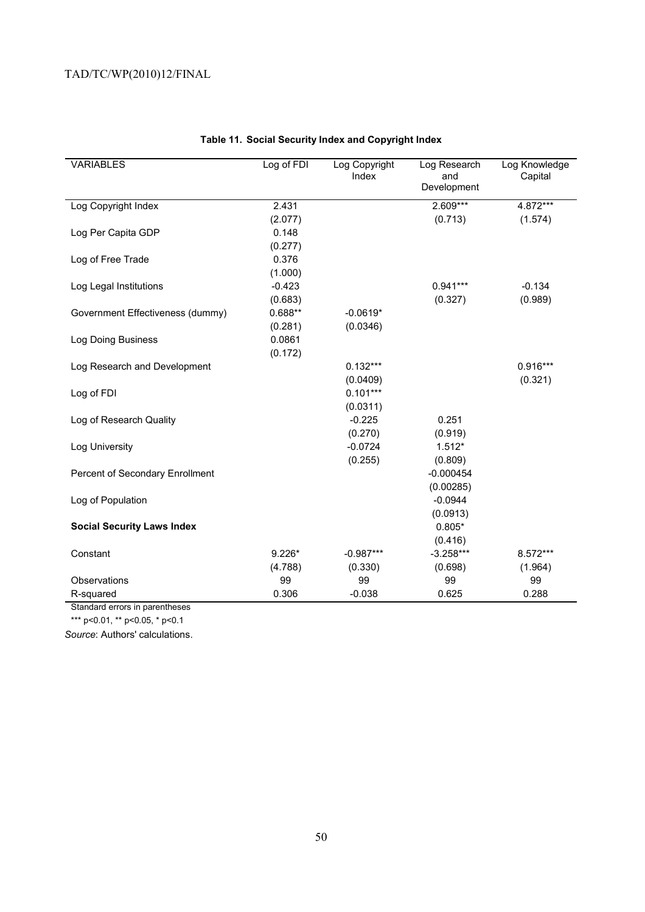**Table 11. Social Security Index and Copyright Index**

| VARIABLES | Log of FDI | Log Copyright Index | Log Research and Development | Log Knowledge Capital |
|---|---|---|---|---|
| Log Copyright Index | 2.431 | | 2.609*** | 4.872*** |
| | (2.077) | | (0.713) | (1.574) |
| Log Per Capita GDP | 0.148 | | | |
| | (0.277) | | | |
| Log of Free Trade | 0.376 | | | |
| | (1.000) | | | |
| Log Legal Institutions | -0.423 | | 0.941*** | -0.134 |
| | (0.683) | | (0.327) | (0.989) |
| Government Effectiveness (dummy) | 0.688** | -0.0619* | | |
| | (0.281) | (0.0346) | | |
| Log Doing Business | 0.0861 | | | |
| | (0.172) | | | |
| Log Research and Development | | 0.132*** | | 0.916*** |
| | | (0.0409) | | (0.321) |
| Log of FDI | | 0.101*** | | |
| | | (0.0311) | | |
| Log of Research Quality | | -0.225 | 0.251 | |
| | | (0.270) | (0.919) | |
| Log University | | -0.0724 | 1.512* | |
| | | (0.255) | (0.809) | |
| Percent of Secondary Enrollment | | | -0.000454 | |
| | | | (0.00285) | |
| Log of Population | | | -0.0944 | |
| | | | (0.0913) | |
| **Social Security Laws Index** | | | 0.805* | |
| | | | (0.416) | |
| Constant | 9.226* | -0.987*** | -3.258*** | 8.572*** |
| | (4.788) | (0.330) | (0.698) | (1.964) |
| Observations | 99 | 99 | 99 | 99 |
| R-squared | 0.306 | -0.038 | 0.625 | 0.288 |

Standard errors in parentheses

*** p<0.01, ** p<0.05, * p<0.1

*Source*: Authors' calculations.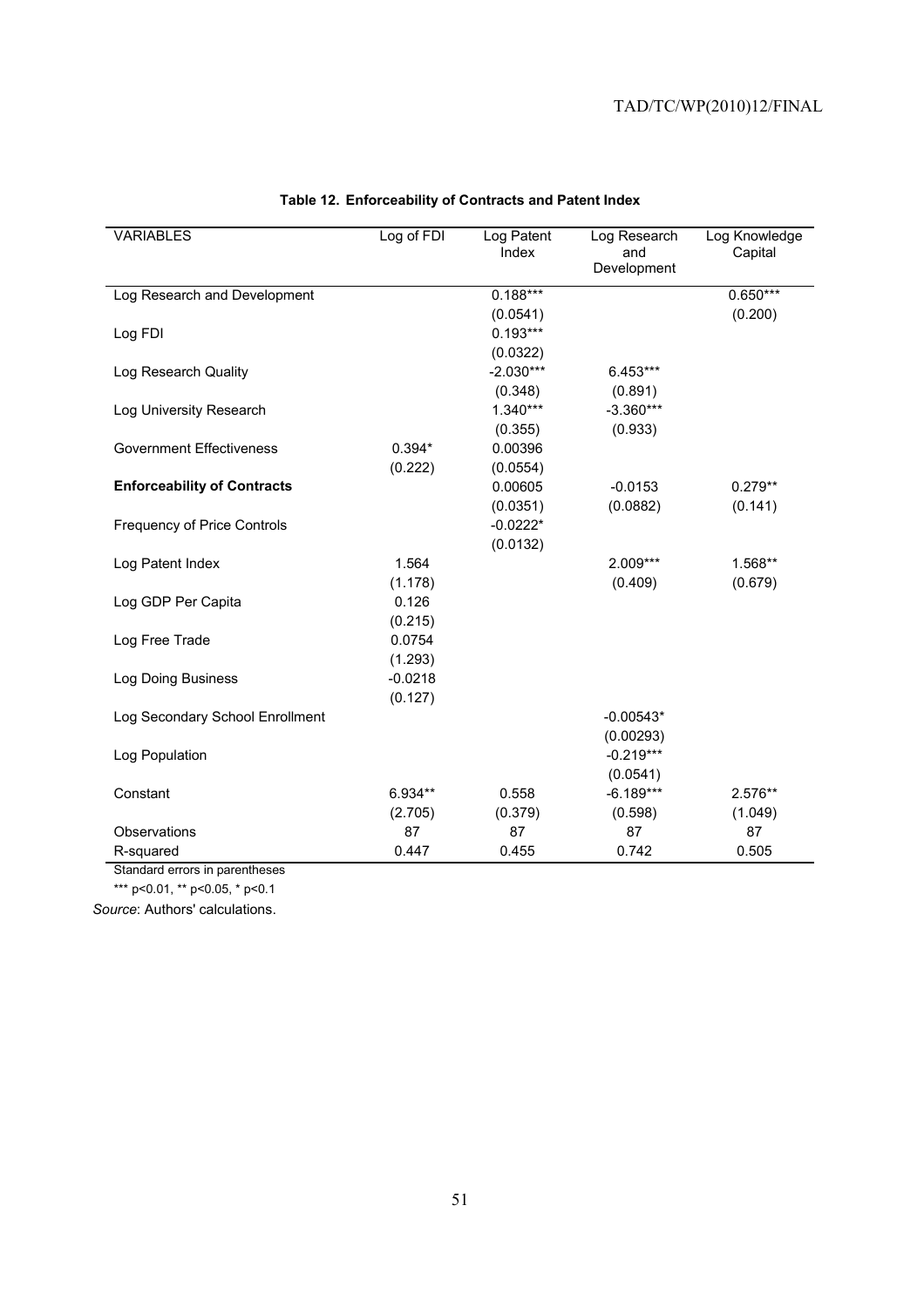**Table 12. Enforceability of Contracts and Patent Index**

| VARIABLES | Log of FDI | Log Patent Index | Log Research and Development | Log Knowledge Capital |
|---|---|---|---|---|
| Log Research and Development | | 0.188*** | | 0.650*** |
| | | (0.0541) | | (0.200) |
| Log FDI | | 0.193*** | | |
| | | (0.0322) | | |
| Log Research Quality | | -2.030*** | 6.453*** | |
| | | (0.348) | (0.891) | |
| Log University Research | | 1.340*** | -3.360*** | |
| | | (0.355) | (0.933) | |
| Government Effectiveness | 0.394* | 0.00396 | | |
| | (0.222) | (0.0554) | | |
| **Enforceability of Contracts** | | 0.00605 | -0.0153 | 0.279** |
| | | (0.0351) | (0.0882) | (0.141) |
| Frequency of Price Controls | | -0.0222* | | |
| | | (0.0132) | | |
| Log Patent Index | 1.564 | | 2.009*** | 1.568** |
| | (1.178) | | (0.409) | (0.679) |
| Log GDP Per Capita | 0.126 | | | |
| | (0.215) | | | |
| Log Free Trade | 0.0754 | | | |
| | (1.293) | | | |
| Log Doing Business | -0.0218 | | | |
| | (0.127) | | | |
| Log Secondary School Enrollment | | | -0.00543* | |
| | | | (0.00293) | |
| Log Population | | | -0.219*** | |
| | | | (0.0541) | |
| Constant | 6.934** | 0.558 | -6.189*** | 2.576** |
| | (2.705) | (0.379) | (0.598) | (1.049) |
| Observations | 87 | 87 | 87 | 87 |
| R-squared | 0.447 | 0.455 | 0.742 | 0.505 |

Standard errors in parentheses

*** p<0.01, ** p<0.05, * p<0.1

*Source*: Authors' calculations.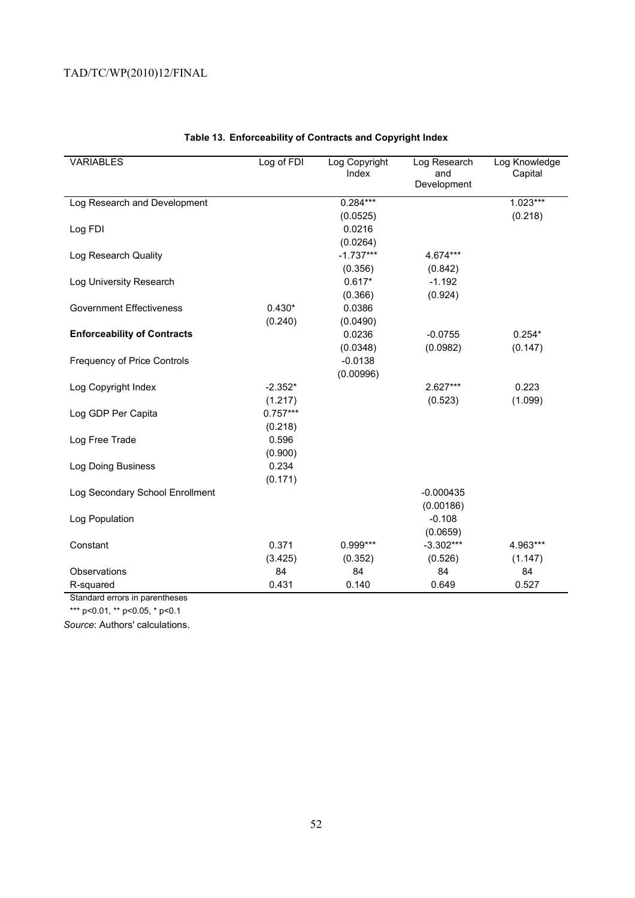**Table 13. Enforceability of Contracts and Copyright Index**

| VARIABLES | Log of FDI | Log Copyright Index | Log Research and Development | Log Knowledge Capital |
|---|---|---|---|---|
| Log Research and Development | | 0.284*** | | 1.023*** |
| | | (0.0525) | | (0.218) |
| Log FDI | | 0.0216 | | |
| | | (0.0264) | | |
| Log Research Quality | | -1.737*** | 4.674*** | |
| | | (0.356) | (0.842) | |
| Log University Research | | 0.617* | -1.192 | |
| | | (0.366) | (0.924) | |
| Government Effectiveness | 0.430* | 0.0386 | | |
| | (0.240) | (0.0490) | | |
| **Enforceability of Contracts** | | 0.0236 | -0.0755 | 0.254* |
| | | (0.0348) | (0.0982) | (0.147) |
| Frequency of Price Controls | | -0.0138 | | |
| | | (0.00996) | | |
| Log Copyright Index | -2.352* | | 2.627*** | 0.223 |
| | (1.217) | | (0.523) | (1.099) |
| Log GDP Per Capita | 0.757*** | | | |
| | (0.218) | | | |
| Log Free Trade | 0.596 | | | |
| | (0.900) | | | |
| Log Doing Business | 0.234 | | | |
| | (0.171) | | | |
| Log Secondary School Enrollment | | | -0.000435 | |
| | | | (0.00186) | |
| Log Population | | | -0.108 | |
| | | | (0.0659) | |
| Constant | 0.371 | 0.999*** | -3.302*** | 4.963*** |
| | (3.425) | (0.352) | (0.526) | (1.147) |
| Observations | 84 | 84 | 84 | 84 |
| R-squared | 0.431 | 0.140 | 0.649 | 0.527 |

Standard errors in parentheses

*** p<0.01, ** p<0.05, * p<0.1

*Source*: Authors' calculations.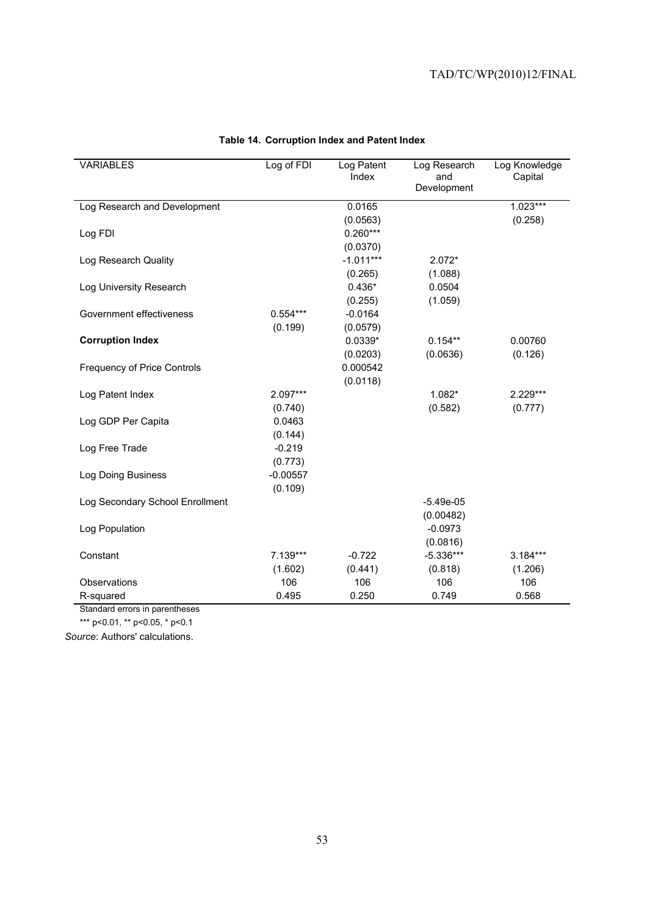**Table 14. Corruption Index and Patent Index**

| VARIABLES | Log of FDI | Log Patent Index | Log Research and Development | Log Knowledge Capital |
|---|---|---|---|---|
| Log Research and Development | | 0.0165 | | 1.023*** |
| | | (0.0563) | | (0.258) |
| Log FDI | | 0.260*** | | |
| | | (0.0370) | | |
| Log Research Quality | | -1.011*** | 2.072* | |
| | | (0.265) | (1.088) | |
| Log University Research | | 0.436* | 0.0504 | |
| | | (0.255) | (1.059) | |
| Government effectiveness | 0.554*** | -0.0164 | | |
| | (0.199) | (0.0579) | | |
| **Corruption Index** | | 0.0339* | 0.154** | 0.00760 |
| | | (0.0203) | (0.0636) | (0.126) |
| Frequency of Price Controls | | 0.000542 | | |
| | | (0.0118) | | |
| Log Patent Index | 2.097*** | | 1.082* | 2.229*** |
| | (0.740) | | (0.582) | (0.777) |
| Log GDP Per Capita | 0.0463 | | | |
| | (0.144) | | | |
| Log Free Trade | -0.219 | | | |
| | (0.773) | | | |
| Log Doing Business | -0.00557 | | | |
| | (0.109) | | | |
| Log Secondary School Enrollment | | | -5.49e-05 | |
| | | | (0.00482) | |
| Log Population | | | -0.0973 | |
| | | | (0.0816) | |
| Constant | 7.139*** | -0.722 | -5.336*** | 3.184*** |
| | (1.602) | (0.441) | (0.818) | (1.206) |
| Observations | 106 | 106 | 106 | 106 |
| R-squared | 0.495 | 0.250 | 0.749 | 0.568 |

Standard errors in parentheses

*** p<0.01, ** p<0.05, * p<0.1

*Source*: Authors' calculations.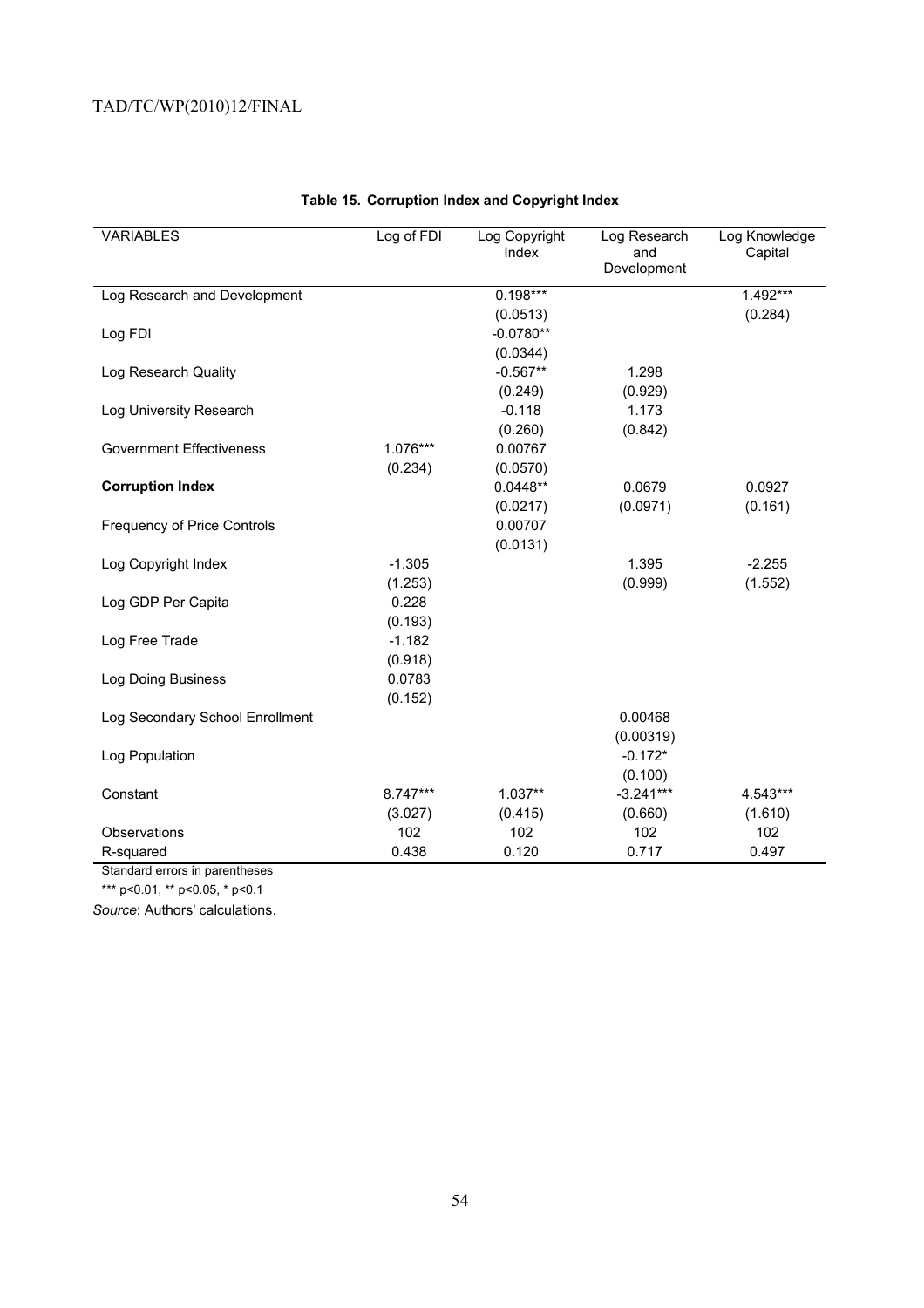**Table 15. Corruption Index and Copyright Index**

| VARIABLES | Log of FDI | Log Copyright Index | Log Research and Development | Log Knowledge Capital |
|---|---|---|---|---|
| Log Research and Development | | 0.198*** | | 1.492*** |
| | | (0.0513) | | (0.284) |
| Log FDI | | -0.0780** | | |
| | | (0.0344) | | |
| Log Research Quality | | -0.567** | 1.298 | |
| | | (0.249) | (0.929) | |
| Log University Research | | -0.118 | 1.173 | |
| | | (0.260) | (0.842) | |
| Government Effectiveness | 1.076*** | 0.00767 | | |
| | (0.234) | (0.0570) | | |
| **Corruption Index** | | 0.0448** | 0.0679 | 0.0927 |
| | | (0.0217) | (0.0971) | (0.161) |
| Frequency of Price Controls | | 0.00707 | | |
| | | (0.0131) | | |
| Log Copyright Index | -1.305 | | 1.395 | -2.255 |
| | (1.253) | | (0.999) | (1.552) |
| Log GDP Per Capita | 0.228 | | | |
| | (0.193) | | | |
| Log Free Trade | -1.182 | | | |
| | (0.918) | | | |
| Log Doing Business | 0.0783 | | | |
| | (0.152) | | | |
| Log Secondary School Enrollment | | | 0.00468 | |
| | | | (0.00319) | |
| Log Population | | | -0.172* | |
| | | | (0.100) | |
| Constant | 8.747*** | 1.037** | -3.241*** | 4.543*** |
| | (3.027) | (0.415) | (0.660) | (1.610) |
| Observations | 102 | 102 | 102 | 102 |
| R-squared | 0.438 | 0.120 | 0.717 | 0.497 |

Standard errors in parentheses

*** p<0.01, ** p<0.05, * p<0.1

*Source*: Authors' calculations.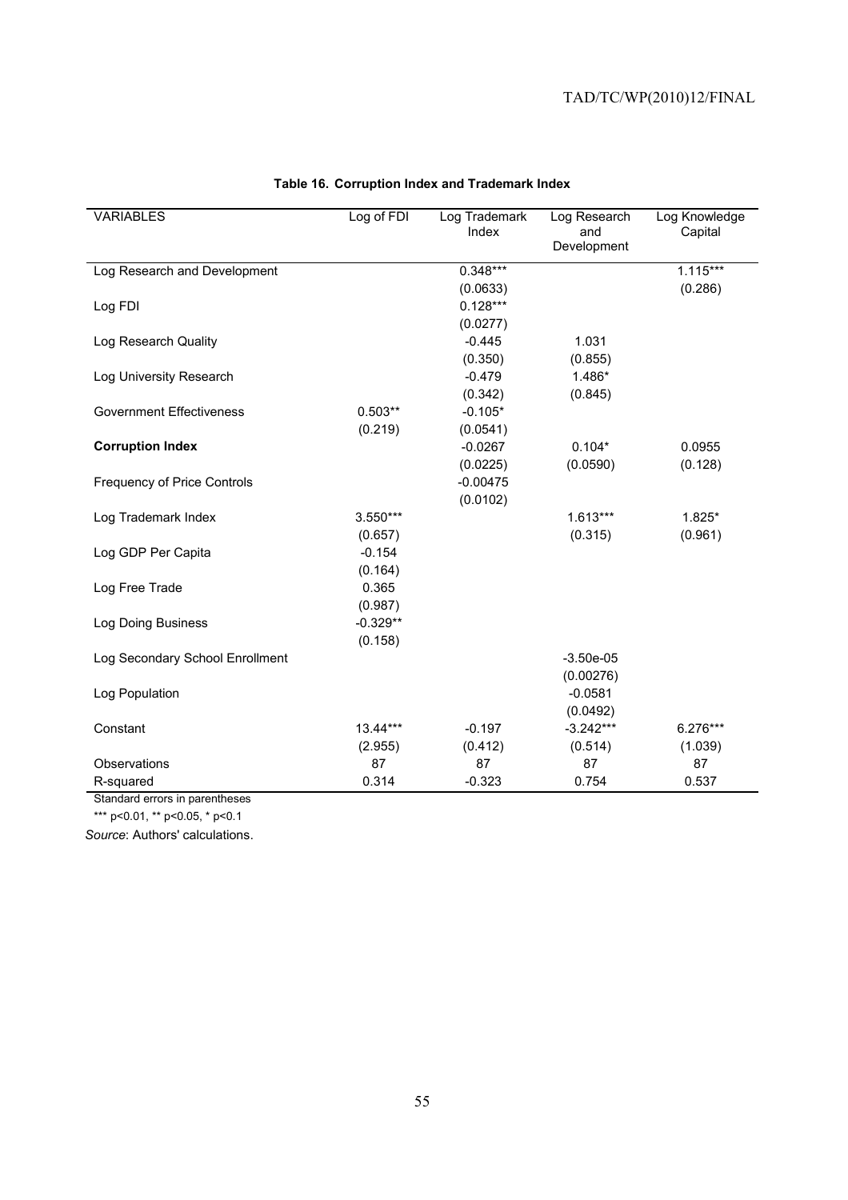**Table 16. Corruption Index and Trademark Index**

| VARIABLES | Log of FDI | Log Trademark Index | Log Research and Development | Log Knowledge Capital |
|---|---|---|---|---|
| Log Research and Development | | 0.348*** | | 1.115*** |
| | | (0.0633) | | (0.286) |
| Log FDI | | 0.128*** | | |
| | | (0.0277) | | |
| Log Research Quality | | -0.445 | 1.031 | |
| | | (0.350) | (0.855) | |
| Log University Research | | -0.479 | 1.486* | |
| | | (0.342) | (0.845) | |
| Government Effectiveness | 0.503** | -0.105* | | |
| | (0.219) | (0.0541) | | |
| **Corruption Index** | | -0.0267 | 0.104* | 0.0955 |
| | | (0.0225) | (0.0590) | (0.128) |
| Frequency of Price Controls | | -0.00475 | | |
| | | (0.0102) | | |
| Log Trademark Index | 3.550*** | | 1.613*** | 1.825* |
| | (0.657) | | (0.315) | (0.961) |
| Log GDP Per Capita | -0.154 | | | |
| | (0.164) | | | |
| Log Free Trade | 0.365 | | | |
| | (0.987) | | | |
| Log Doing Business | -0.329** | | | |
| | (0.158) | | | |
| Log Secondary School Enrollment | | | -3.50e-05 | |
| | | | (0.00276) | |
| Log Population | | | -0.0581 | |
| | | | (0.0492) | |
| Constant | 13.44*** | -0.197 | -3.242*** | 6.276*** |
| | (2.955) | (0.412) | (0.514) | (1.039) |
| Observations | 87 | 87 | 87 | 87 |
| R-squared | 0.314 | -0.323 | 0.754 | 0.537 |

Standard errors in parentheses

*** p<0.01, ** p<0.05, * p<0.1

*Source*: Authors' calculations.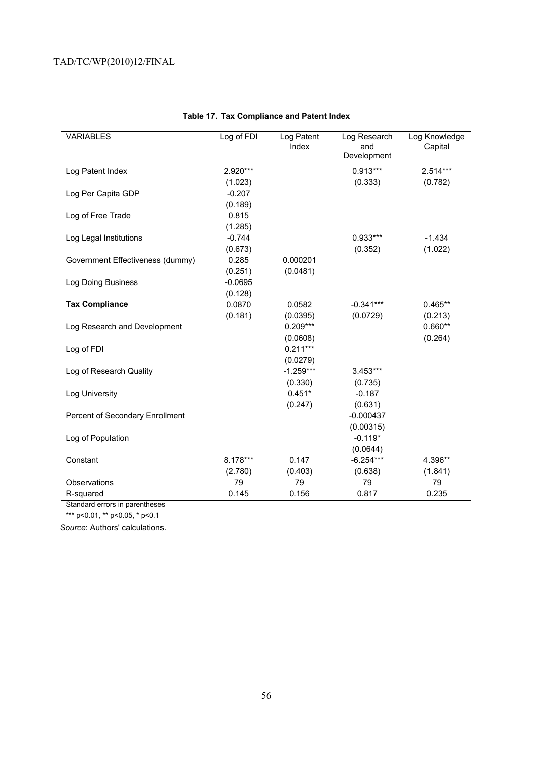**Table 17. Tax Compliance and Patent Index**

| VARIABLES | Log of FDI | Log Patent Index | Log Research and Development | Log Knowledge Capital |
|---|---|---|---|---|
| Log Patent Index | 2.920*** | | 0.913*** | 2.514*** |
| | (1.023) | | (0.333) | (0.782) |
| Log Per Capita GDP | -0.207 | | | |
| | (0.189) | | | |
| Log of Free Trade | 0.815 | | | |
| | (1.285) | | | |
| Log Legal Institutions | -0.744 | | 0.933*** | -1.434 |
| | (0.673) | | (0.352) | (1.022) |
| Government Effectiveness (dummy) | 0.285 | 0.000201 | | |
| | (0.251) | (0.0481) | | |
| Log Doing Business | -0.0695 | | | |
| | (0.128) | | | |
| **Tax Compliance** | 0.0870 | 0.0582 | -0.341*** | 0.465** |
| | (0.181) | (0.0395) | (0.0729) | (0.213) |
| Log Research and Development | | 0.209*** | | 0.660** |
| | | (0.0608) | | (0.264) |
| Log of FDI | | 0.211*** | | |
| | | (0.0279) | | |
| Log of Research Quality | | -1.259*** | 3.453*** | |
| | | (0.330) | (0.735) | |
| Log University | | 0.451* | -0.187 | |
| | | (0.247) | (0.631) | |
| Percent of Secondary Enrollment | | | -0.000437 | |
| | | | (0.00315) | |
| Log of Population | | | -0.119* | |
| | | | (0.0644) | |
| Constant | 8.178*** | 0.147 | -6.254*** | 4.396** |
| | (2.780) | (0.403) | (0.638) | (1.841) |
| Observations | 79 | 79 | 79 | 79 |
| R-squared | 0.145 | 0.156 | 0.817 | 0.235 |

Standard errors in parentheses

*** p<0.01, ** p<0.05, * p<0.1

*Source*: Authors' calculations.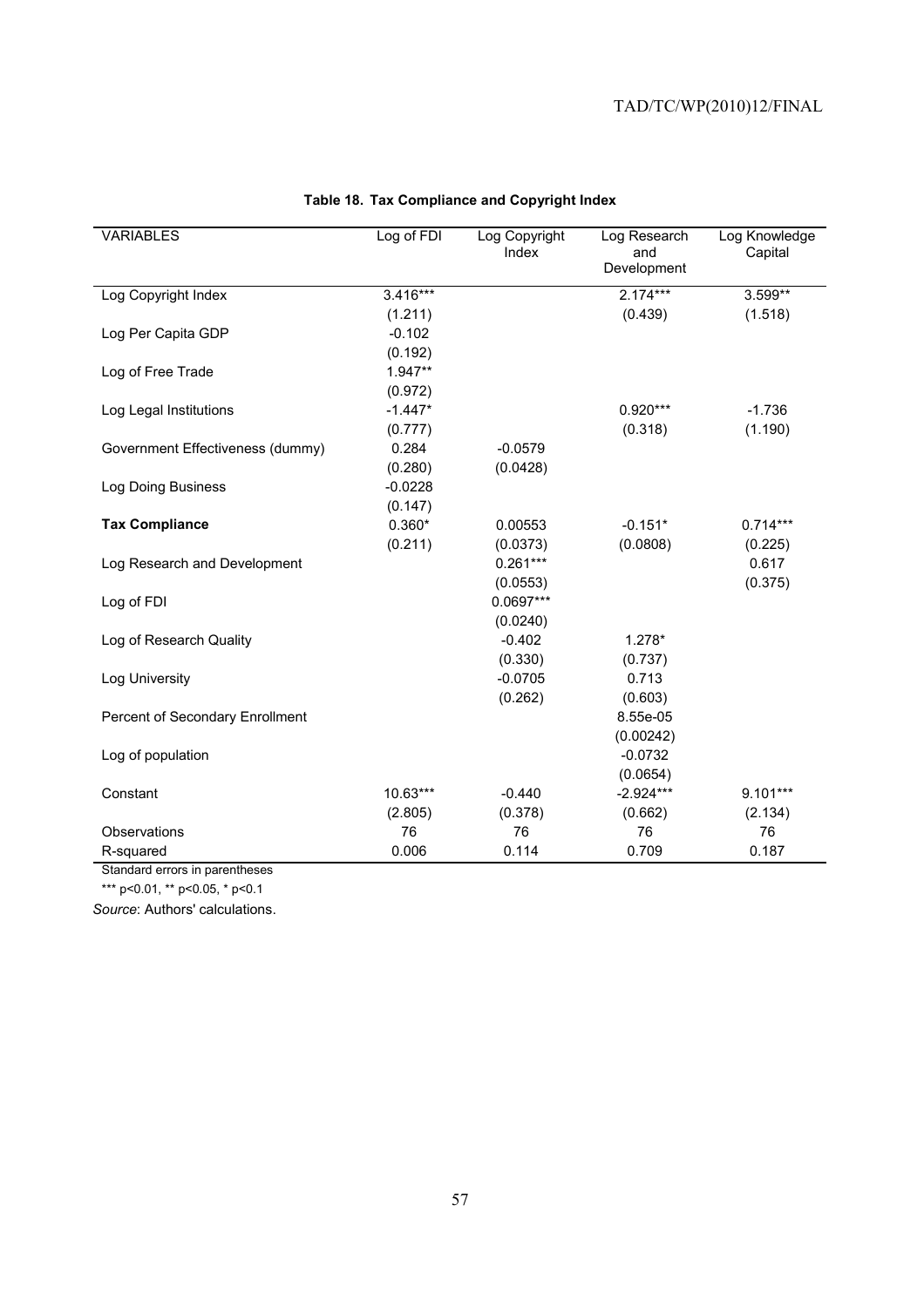**Table 18. Tax Compliance and Copyright Index**

| VARIABLES | Log of FDI | Log Copyright Index | Log Research and Development | Log Knowledge Capital |
|---|---|---|---|---|
| Log Copyright Index | 3.416*** | | 2.174*** | 3.599** |
| | (1.211) | | (0.439) | (1.518) |
| Log Per Capita GDP | -0.102 | | | |
| | (0.192) | | | |
| Log of Free Trade | 1.947** | | | |
| | (0.972) | | | |
| Log Legal Institutions | -1.447* | | 0.920*** | -1.736 |
| | (0.777) | | (0.318) | (1.190) |
| Government Effectiveness (dummy) | 0.284 | -0.0579 | | |
| | (0.280) | (0.0428) | | |
| Log Doing Business | -0.0228 | | | |
| | (0.147) | | | |
| **Tax Compliance** | 0.360* | 0.00553 | -0.151* | 0.714*** |
| | (0.211) | (0.0373) | (0.0808) | (0.225) |
| Log Research and Development | | 0.261*** | | 0.617 |
| | | (0.0553) | | (0.375) |
| Log of FDI | | 0.0697*** | | |
| | | (0.0240) | | |
| Log of Research Quality | | -0.402 | 1.278* | |
| | | (0.330) | (0.737) | |
| Log University | | -0.0705 | 0.713 | |
| | | (0.262) | (0.603) | |
| Percent of Secondary Enrollment | | | 8.55e-05 | |
| | | | (0.00242) | |
| Log of population | | | -0.0732 | |
| | | | (0.0654) | |
| Constant | 10.63*** | -0.440 | -2.924*** | 9.101*** |
| | (2.805) | (0.378) | (0.662) | (2.134) |
| Observations | 76 | 76 | 76 | 76 |
| R-squared | 0.006 | 0.114 | 0.709 | 0.187 |

Standard errors in parentheses

*** p<0.01, ** p<0.05, * p<0.1

*Source*: Authors' calculations.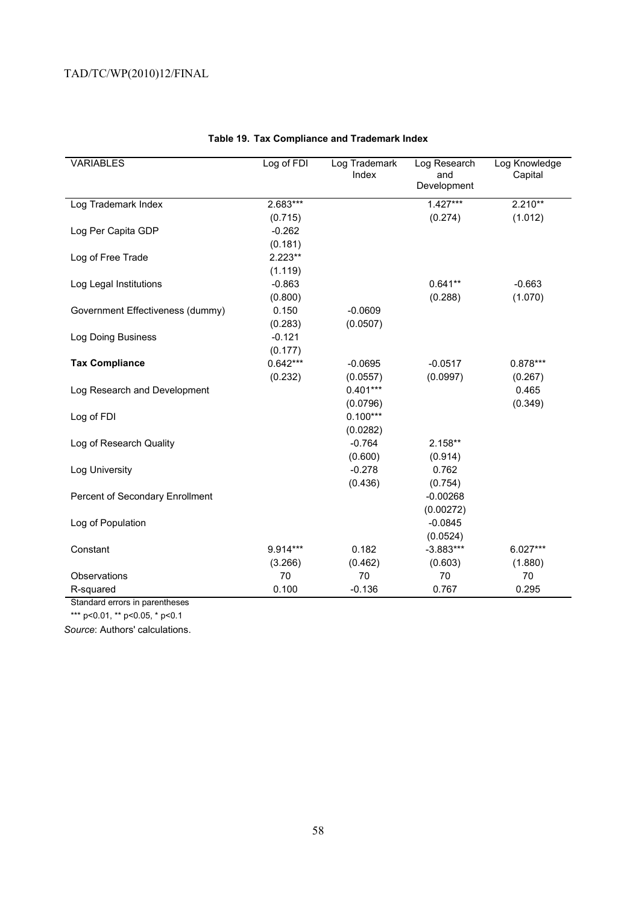**Table 19. Tax Compliance and Trademark Index**

| VARIABLES | Log of FDI | Log Trademark Index | Log Research and Development | Log Knowledge Capital |
|---|---|---|---|---|
| Log Trademark Index | 2.683*** | | 1.427*** | 2.210** |
| | (0.715) | | (0.274) | (1.012) |
| Log Per Capita GDP | -0.262 | | | |
| | (0.181) | | | |
| Log of Free Trade | 2.223** | | | |
| | (1.119) | | | |
| Log Legal Institutions | -0.863 | | 0.641** | -0.663 |
| | (0.800) | | (0.288) | (1.070) |
| Government Effectiveness (dummy) | 0.150 | -0.0609 | | |
| | (0.283) | (0.0507) | | |
| Log Doing Business | -0.121 | | | |
| | (0.177) | | | |
| **Tax Compliance** | 0.642*** | -0.0695 | -0.0517 | 0.878*** |
| | (0.232) | (0.0557) | (0.0997) | (0.267) |
| Log Research and Development | | 0.401*** | | 0.465 |
| | | (0.0796) | | (0.349) |
| Log of FDI | | 0.100*** | | |
| | | (0.0282) | | |
| Log of Research Quality | | -0.764 | 2.158** | |
| | | (0.600) | (0.914) | |
| Log University | | -0.278 | 0.762 | |
| | | (0.436) | (0.754) | |
| Percent of Secondary Enrollment | | | -0.00268 | |
| | | | (0.00272) | |
| Log of Population | | | -0.0845 | |
| | | | (0.0524) | |
| Constant | 9.914*** | 0.182 | -3.883*** | 6.027*** |
| | (3.266) | (0.462) | (0.603) | (1.880) |
| Observations | 70 | 70 | 70 | 70 |
| R-squared | 0.100 | -0.136 | 0.767 | 0.295 |

Standard errors in parentheses

*** p<0.01, ** p<0.05, * p<0.1

*Source*: Authors' calculations.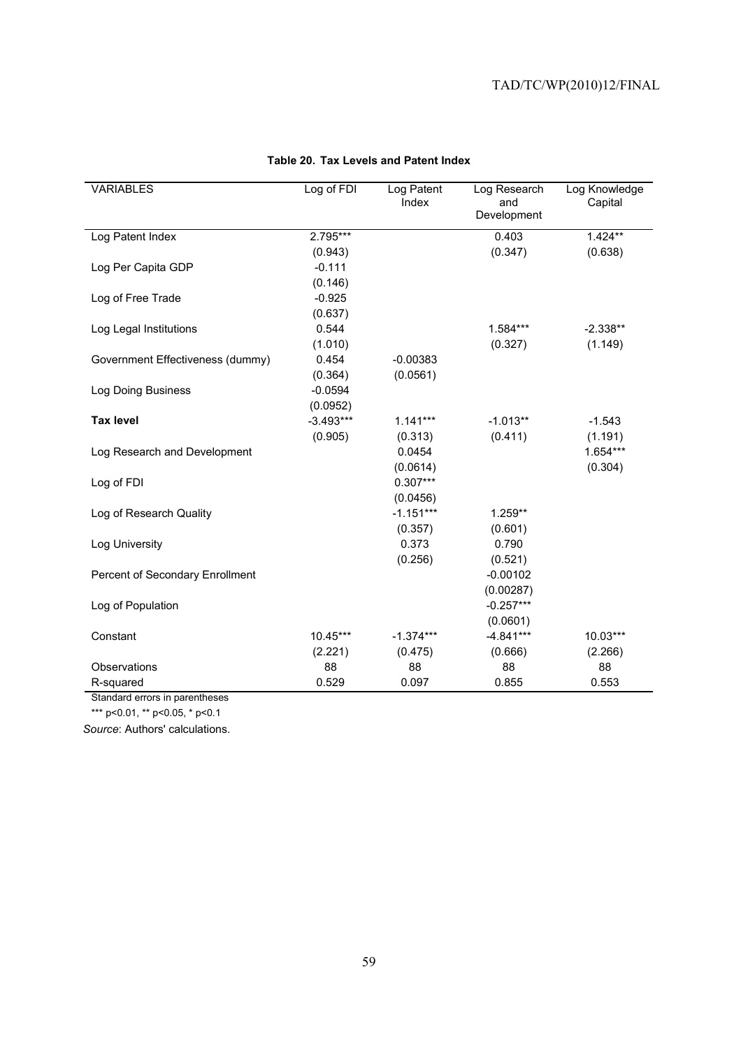**Table 20. Tax Levels and Patent Index**

| VARIABLES | Log of FDI | Log Patent Index | Log Research and Development | Log Knowledge Capital |
|---|---|---|---|---|
| Log Patent Index | 2.795*** | | 0.403 | 1.424** |
| | (0.943) | | (0.347) | (0.638) |
| Log Per Capita GDP | -0.111 | | | |
| | (0.146) | | | |
| Log of Free Trade | -0.925 | | | |
| | (0.637) | | | |
| Log Legal Institutions | 0.544 | | 1.584*** | -2.338** |
| | (1.010) | | (0.327) | (1.149) |
| Government Effectiveness (dummy) | 0.454 | -0.00383 | | |
| | (0.364) | (0.0561) | | |
| Log Doing Business | -0.0594 | | | |
| | (0.0952) | | | |
| **Tax level** | -3.493*** | 1.141*** | -1.013** | -1.543 |
| | (0.905) | (0.313) | (0.411) | (1.191) |
| Log Research and Development | | 0.0454 | | 1.654*** |
| | | (0.0614) | | (0.304) |
| Log of FDI | | 0.307*** | | |
| | | (0.0456) | | |
| Log of Research Quality | | -1.151*** | 1.259** | |
| | | (0.357) | (0.601) | |
| Log University | | 0.373 | 0.790 | |
| | | (0.256) | (0.521) | |
| Percent of Secondary Enrollment | | | -0.00102 | |
| | | | (0.00287) | |
| Log of Population | | | -0.257*** | |
| | | | (0.0601) | |
| Constant | 10.45*** | -1.374*** | -4.841*** | 10.03*** |
| | (2.221) | (0.475) | (0.666) | (2.266) |
| Observations | 88 | 88 | 88 | 88 |
| R-squared | 0.529 | 0.097 | 0.855 | 0.553 |

Standard errors in parentheses

*** p<0.01, ** p<0.05, * p<0.1

*Source*: Authors' calculations.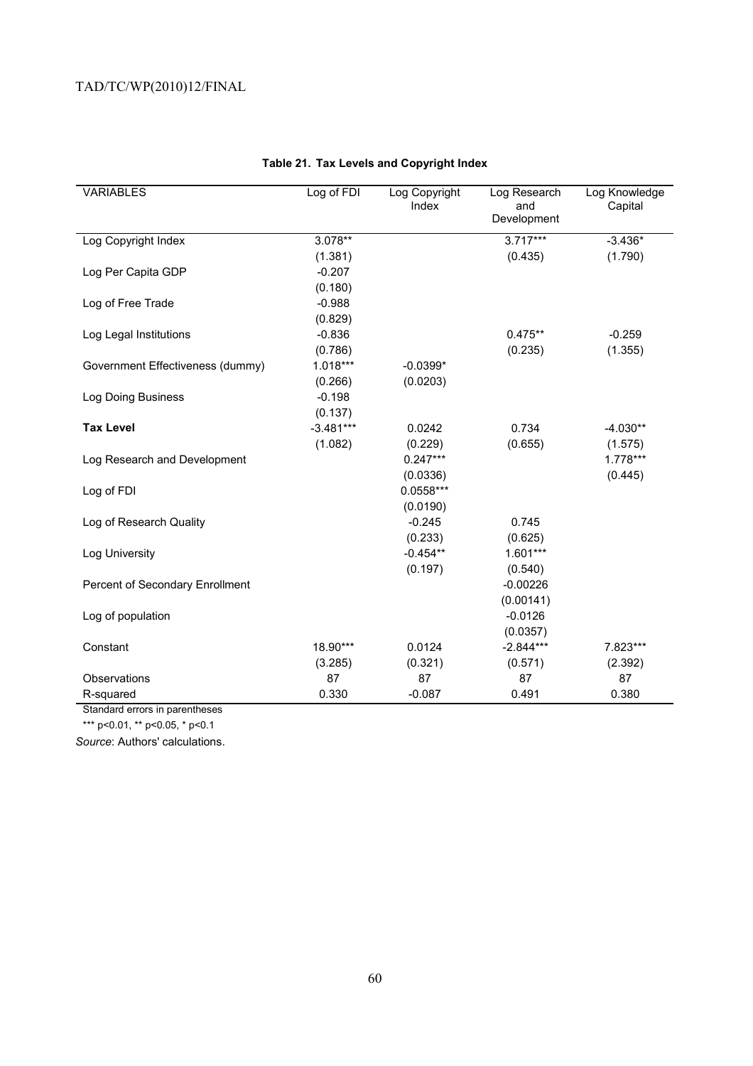**Table 21. Tax Levels and Copyright Index**

| VARIABLES | Log of FDI | Log Copyright Index | Log Research and Development | Log Knowledge Capital |
|---|---|---|---|---|
| Log Copyright Index | 3.078** | | 3.717*** | -3.436* |
| | (1.381) | | (0.435) | (1.790) |
| Log Per Capita GDP | -0.207 | | | |
| | (0.180) | | | |
| Log of Free Trade | -0.988 | | | |
| | (0.829) | | | |
| Log Legal Institutions | -0.836 | | 0.475** | -0.259 |
| | (0.786) | | (0.235) | (1.355) |
| Government Effectiveness (dummy) | 1.018*** | -0.0399* | | |
| | (0.266) | (0.0203) | | |
| Log Doing Business | -0.198 | | | |
| | (0.137) | | | |
| **Tax Level** | -3.481*** | 0.0242 | 0.734 | -4.030** |
| | (1.082) | (0.229) | (0.655) | (1.575) |
| Log Research and Development | | 0.247*** | | 1.778*** |
| | | (0.0336) | | (0.445) |
| Log of FDI | | 0.0558*** | | |
| | | (0.0190) | | |
| Log of Research Quality | | -0.245 | 0.745 | |
| | | (0.233) | (0.625) | |
| Log University | | -0.454** | 1.601*** | |
| | | (0.197) | (0.540) | |
| Percent of Secondary Enrollment | | | -0.00226 | |
| | | | (0.00141) | |
| Log of population | | | -0.0126 | |
| | | | (0.0357) | |
| Constant | 18.90*** | 0.0124 | -2.844*** | 7.823*** |
| | (3.285) | (0.321) | (0.571) | (2.392) |
| Observations | 87 | 87 | 87 | 87 |
| R-squared | 0.330 | -0.087 | 0.491 | 0.380 |

Standard errors in parentheses

*** p<0.01, ** p<0.05, * p<0.1

*Source*: Authors' calculations.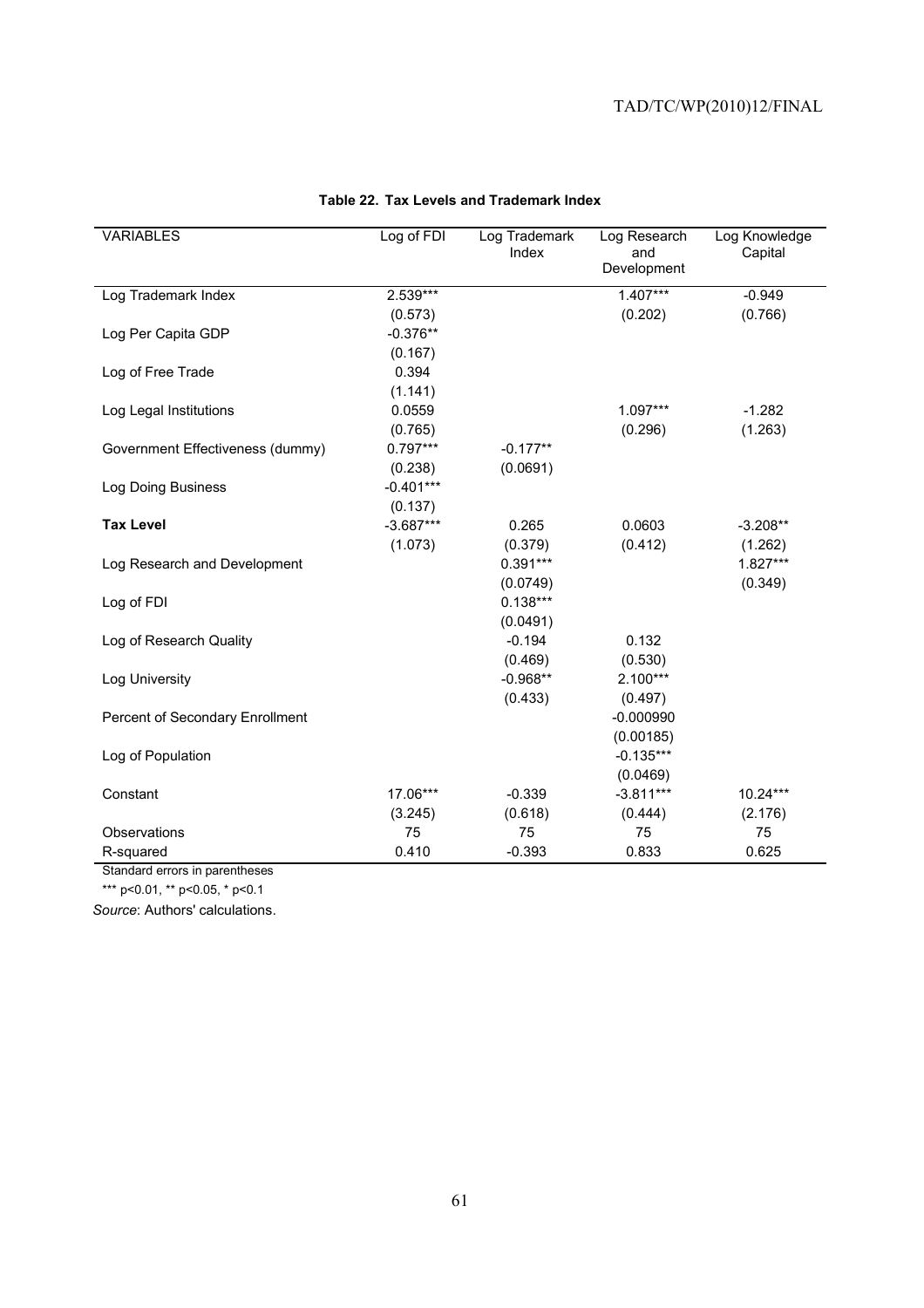**Table 22. Tax Levels and Trademark Index**

| VARIABLES | Log of FDI | Log Trademark Index | Log Research and Development | Log Knowledge Capital |
|---|---|---|---|---|
| Log Trademark Index | 2.539*** | | 1.407*** | -0.949 |
| | (0.573) | | (0.202) | (0.766) |
| Log Per Capita GDP | -0.376** | | | |
| | (0.167) | | | |
| Log of Free Trade | 0.394 | | | |
| | (1.141) | | | |
| Log Legal Institutions | 0.0559 | | 1.097*** | -1.282 |
| | (0.765) | | (0.296) | (1.263) |
| Government Effectiveness (dummy) | 0.797*** | -0.177** | | |
| | (0.238) | (0.0691) | | |
| Log Doing Business | -0.401*** | | | |
| | (0.137) | | | |
| **Tax Level** | -3.687*** | 0.265 | 0.0603 | -3.208** |
| | (1.073) | (0.379) | (0.412) | (1.262) |
| Log Research and Development | | 0.391*** | | 1.827*** |
| | | (0.0749) | | (0.349) |
| Log of FDI | | 0.138*** | | |
| | | (0.0491) | | |
| Log of Research Quality | | -0.194 | 0.132 | |
| | | (0.469) | (0.530) | |
| Log University | | -0.968** | 2.100*** | |
| | | (0.433) | (0.497) | |
| Percent of Secondary Enrollment | | | -0.000990 | |
| | | | (0.00185) | |
| Log of Population | | | -0.135*** | |
| | | | (0.0469) | |
| Constant | 17.06*** | -0.339 | -3.811*** | 10.24*** |
| | (3.245) | (0.618) | (0.444) | (2.176) |
| Observations | 75 | 75 | 75 | 75 |
| R-squared | 0.410 | -0.393 | 0.833 | 0.625 |

Standard errors in parentheses

*** p<0.01, ** p<0.05, * p<0.1

*Source*: Authors' calculations.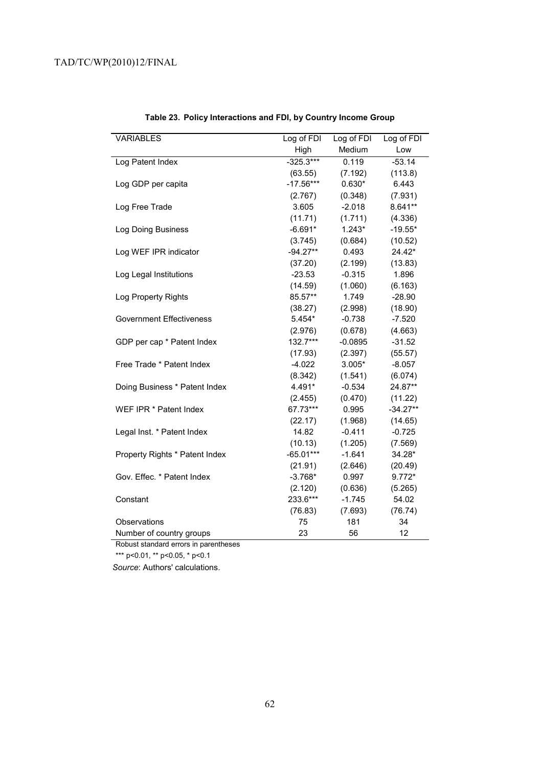**Table 23. Policy Interactions and FDI, by Country Income Group**

| VARIABLES | Log of FDI High | Log of FDI Medium | Log of FDI Low |
|---|---|---|---|
| Log Patent Index | -325.3*** | 0.119 | -53.14 |
| | (63.55) | (7.192) | (113.8) |
| Log GDP per capita | -17.56*** | 0.630* | 6.443 |
| | (2.767) | (0.348) | (7.931) |
| Log Free Trade | 3.605 | -2.018 | 8.641** |
| | (11.71) | (1.711) | (4.336) |
| Log Doing Business | -6.691* | 1.243* | -19.55* |
| | (3.745) | (0.684) | (10.52) |
| Log WEF IPR indicator | -94.27** | 0.493 | 24.42* |
| | (37.20) | (2.199) | (13.83) |
| Log Legal Institutions | -23.53 | -0.315 | 1.896 |
| | (14.59) | (1.060) | (6.163) |
| Log Property Rights | 85.57** | 1.749 | -28.90 |
| | (38.27) | (2.998) | (18.90) |
| Government Effectiveness | 5.454* | -0.738 | -7.520 |
| | (2.976) | (0.678) | (4.663) |
| GDP per cap * Patent Index | 132.7*** | -0.0895 | -31.52 |
| | (17.93) | (2.397) | (55.57) |
| Free Trade * Patent Index | -4.022 | 3.005* | -8.057 |
| | (8.342) | (1.541) | (6.074) |
| Doing Business * Patent Index | 4.491* | -0.534 | 24.87** |
| | (2.455) | (0.470) | (11.22) |
| WEF IPR * Patent Index | 67.73*** | 0.995 | -34.27** |
| | (22.17) | (1.968) | (14.65) |
| Legal Inst. * Patent Index | 14.82 | -0.411 | -0.725 |
| | (10.13) | (1.205) | (7.569) |
| Property Rights * Patent Index | -65.01*** | -1.641 | 34.28* |
| | (21.91) | (2.646) | (20.49) |
| Gov. Effec. * Patent Index | -3.768* | 0.997 | 9.772* |
| | (2.120) | (0.636) | (5.265) |
| Constant | 233.6*** | -1.745 | 54.02 |
| | (76.83) | (7.693) | (76.74) |
| Observations | 75 | 181 | 34 |
| Number of country groups | 23 | 56 | 12 |

Robust standard errors in parentheses

*** p<0.01, ** p<0.05, * p<0.1

*Source*: Authors' calculations.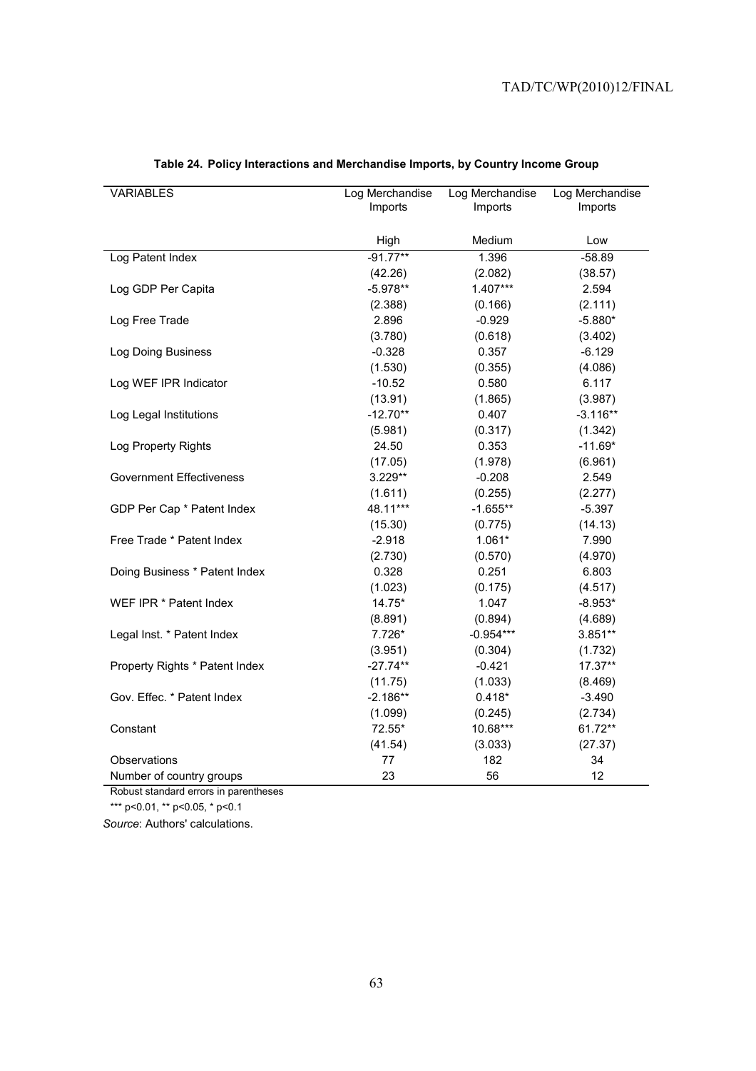**Table 24. Policy Interactions and Merchandise Imports, by Country Income Group**

| VARIABLES | Log Merchandise Imports | Log Merchandise Imports | Log Merchandise Imports |
|---|---|---|---|
| | High | Medium | Low |
| Log Patent Index | -91.77** | 1.396 | -58.89 |
| | (42.26) | (2.082) | (38.57) |
| Log GDP Per Capita | -5.978** | 1.407*** | 2.594 |
| | (2.388) | (0.166) | (2.111) |
| Log Free Trade | 2.896 | -0.929 | -5.880* |
| | (3.780) | (0.618) | (3.402) |
| Log Doing Business | -0.328 | 0.357 | -6.129 |
| | (1.530) | (0.355) | (4.086) |
| Log WEF IPR Indicator | -10.52 | 0.580 | 6.117 |
| | (13.91) | (1.865) | (3.987) |
| Log Legal Institutions | -12.70** | 0.407 | -3.116** |
| | (5.981) | (0.317) | (1.342) |
| Log Property Rights | 24.50 | 0.353 | -11.69* |
| | (17.05) | (1.978) | (6.961) |
| Government Effectiveness | 3.229** | -0.208 | 2.549 |
| | (1.611) | (0.255) | (2.277) |
| GDP Per Cap * Patent Index | 48.11*** | -1.655** | -5.397 |
| | (15.30) | (0.775) | (14.13) |
| Free Trade * Patent Index | -2.918 | 1.061* | 7.990 |
| | (2.730) | (0.570) | (4.970) |
| Doing Business * Patent Index | 0.328 | 0.251 | 6.803 |
| | (1.023) | (0.175) | (4.517) |
| WEF IPR * Patent Index | 14.75* | 1.047 | -8.953* |
| | (8.891) | (0.894) | (4.689) |
| Legal Inst. * Patent Index | 7.726* | -0.954*** | 3.851** |
| | (3.951) | (0.304) | (1.732) |
| Property Rights * Patent Index | -27.74** | -0.421 | 17.37** |
| | (11.75) | (1.033) | (8.469) |
| Gov. Effec. * Patent Index | -2.186** | 0.418* | -3.490 |
| | (1.099) | (0.245) | (2.734) |
| Constant | 72.55* | 10.68*** | 61.72** |
| | (41.54) | (3.033) | (27.37) |
| Observations | 77 | 182 | 34 |
| Number of country groups | 23 | 56 | 12 |

Robust standard errors in parentheses

*** p<0.01, ** p<0.05, * p<0.1

*Source*: Authors' calculations.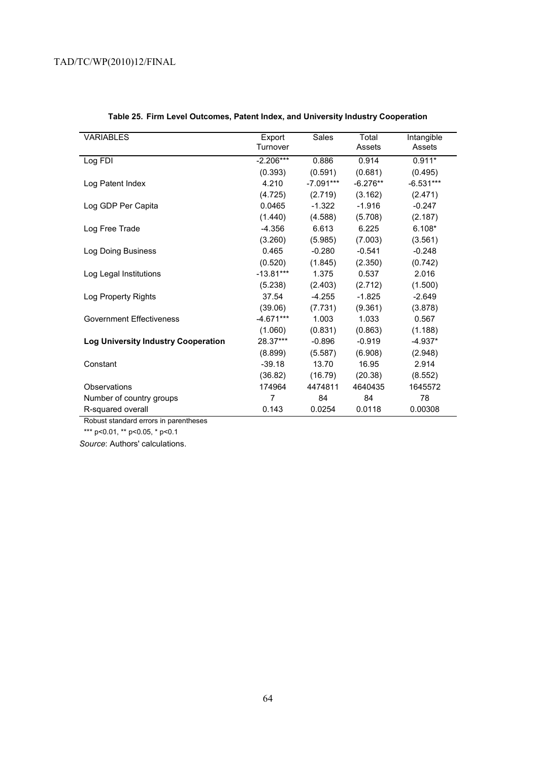**Table 25. Firm Level Outcomes, Patent Index, and University Industry Cooperation**

| VARIABLES | Export Turnover | Sales | Total Assets | Intangible Assets |
|---|---|---|---|---|
| Log FDI | -2.206*** | 0.886 | 0.914 | 0.911* |
| | (0.393) | (0.591) | (0.681) | (0.495) |
| Log Patent Index | 4.210 | -7.091*** | -6.276** | -6.531*** |
| | (4.725) | (2.719) | (3.162) | (2.471) |
| Log GDP Per Capita | 0.0465 | -1.322 | -1.916 | -0.247 |
| | (1.440) | (4.588) | (5.708) | (2.187) |
| Log Free Trade | -4.356 | 6.613 | 6.225 | 6.108* |
| | (3.260) | (5.985) | (7.003) | (3.561) |
| Log Doing Business | 0.465 | -0.280 | -0.541 | -0.248 |
| | (0.520) | (1.845) | (2.350) | (0.742) |
| Log Legal Institutions | -13.81*** | 1.375 | 0.537 | 2.016 |
| | (5.238) | (2.403) | (2.712) | (1.500) |
| Log Property Rights | 37.54 | -4.255 | -1.825 | -2.649 |
| | (39.06) | (7.731) | (9.361) | (3.878) |
| Government Effectiveness | -4.671*** | 1.003 | 1.033 | 0.567 |
| | (1.060) | (0.831) | (0.863) | (1.188) |
| **Log University Industry Cooperation** | 28.37*** | -0.896 | -0.919 | -4.937* |
| | (8.899) | (5.587) | (6.908) | (2.948) |
| Constant | -39.18 | 13.70 | 16.95 | 2.914 |
| | (36.82) | (16.79) | (20.38) | (8.552) |
| Observations | 174964 | 4474811 | 4640435 | 1645572 |
| Number of country groups | 7 | 84 | 84 | 78 |
| R-squared overall | 0.143 | 0.0254 | 0.0118 | 0.00308 |

Robust standard errors in parentheses

*** p<0.01, ** p<0.05, * p<0.1

*Source*: Authors' calculations.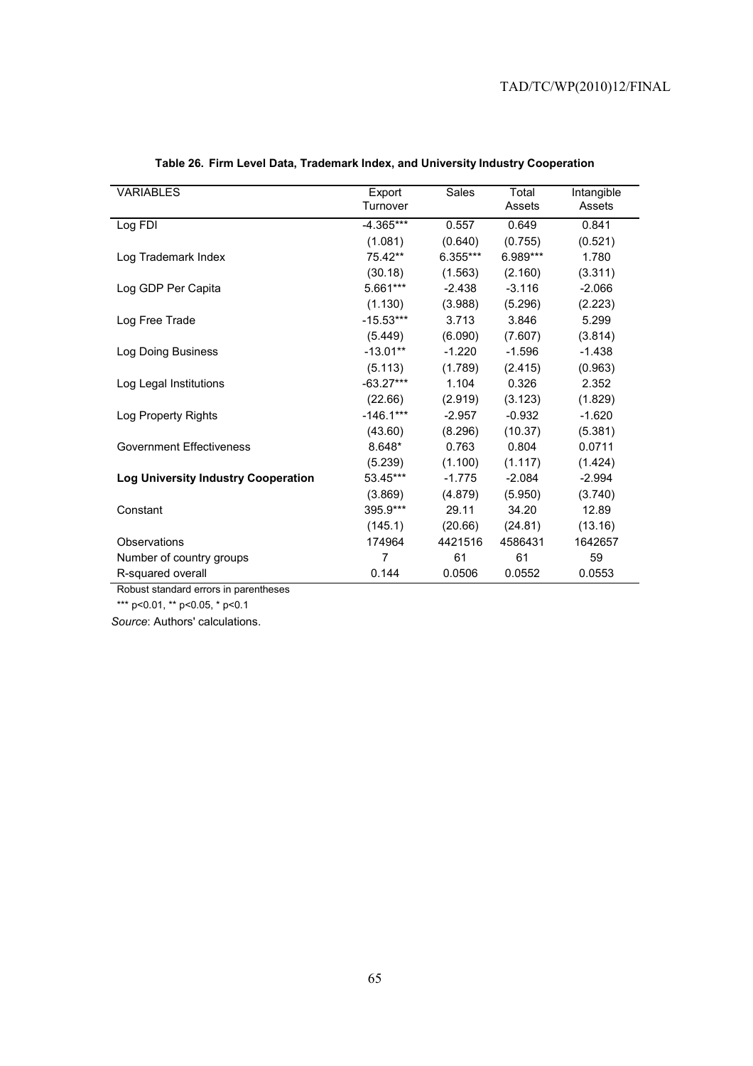**Table 26. Firm Level Data, Trademark Index, and University Industry Cooperation**

| VARIABLES | Export Turnover | Sales | Total Assets | Intangible Assets |
|---|---|---|---|---|
| Log FDI | -4.365*** | 0.557 | 0.649 | 0.841 |
| | (1.081) | (0.640) | (0.755) | (0.521) |
| Log Trademark Index | 75.42** | 6.355*** | 6.989*** | 1.780 |
| | (30.18) | (1.563) | (2.160) | (3.311) |
| Log GDP Per Capita | 5.661*** | -2.438 | -3.116 | -2.066 |
| | (1.130) | (3.988) | (5.296) | (2.223) |
| Log Free Trade | -15.53*** | 3.713 | 3.846 | 5.299 |
| | (5.449) | (6.090) | (7.607) | (3.814) |
| Log Doing Business | -13.01** | -1.220 | -1.596 | -1.438 |
| | (5.113) | (1.789) | (2.415) | (0.963) |
| Log Legal Institutions | -63.27*** | 1.104 | 0.326 | 2.352 |
| | (22.66) | (2.919) | (3.123) | (1.829) |
| Log Property Rights | -146.1*** | -2.957 | -0.932 | -1.620 |
| | (43.60) | (8.296) | (10.37) | (5.381) |
| Government Effectiveness | 8.648* | 0.763 | 0.804 | 0.0711 |
| | (5.239) | (1.100) | (1.117) | (1.424) |
| **Log University Industry Cooperation** | 53.45*** | -1.775 | -2.084 | -2.994 |
| | (3.869) | (4.879) | (5.950) | (3.740) |
| Constant | 395.9*** | 29.11 | 34.20 | 12.89 |
| | (145.1) | (20.66) | (24.81) | (13.16) |
| Observations | 174964 | 4421516 | 4586431 | 1642657 |
| Number of country groups | 7 | 61 | 61 | 59 |
| R-squared overall | 0.144 | 0.0506 | 0.0552 | 0.0553 |

Robust standard errors in parentheses

*** p<0.01, ** p<0.05, * p<0.1

*Source*: Authors' calculations.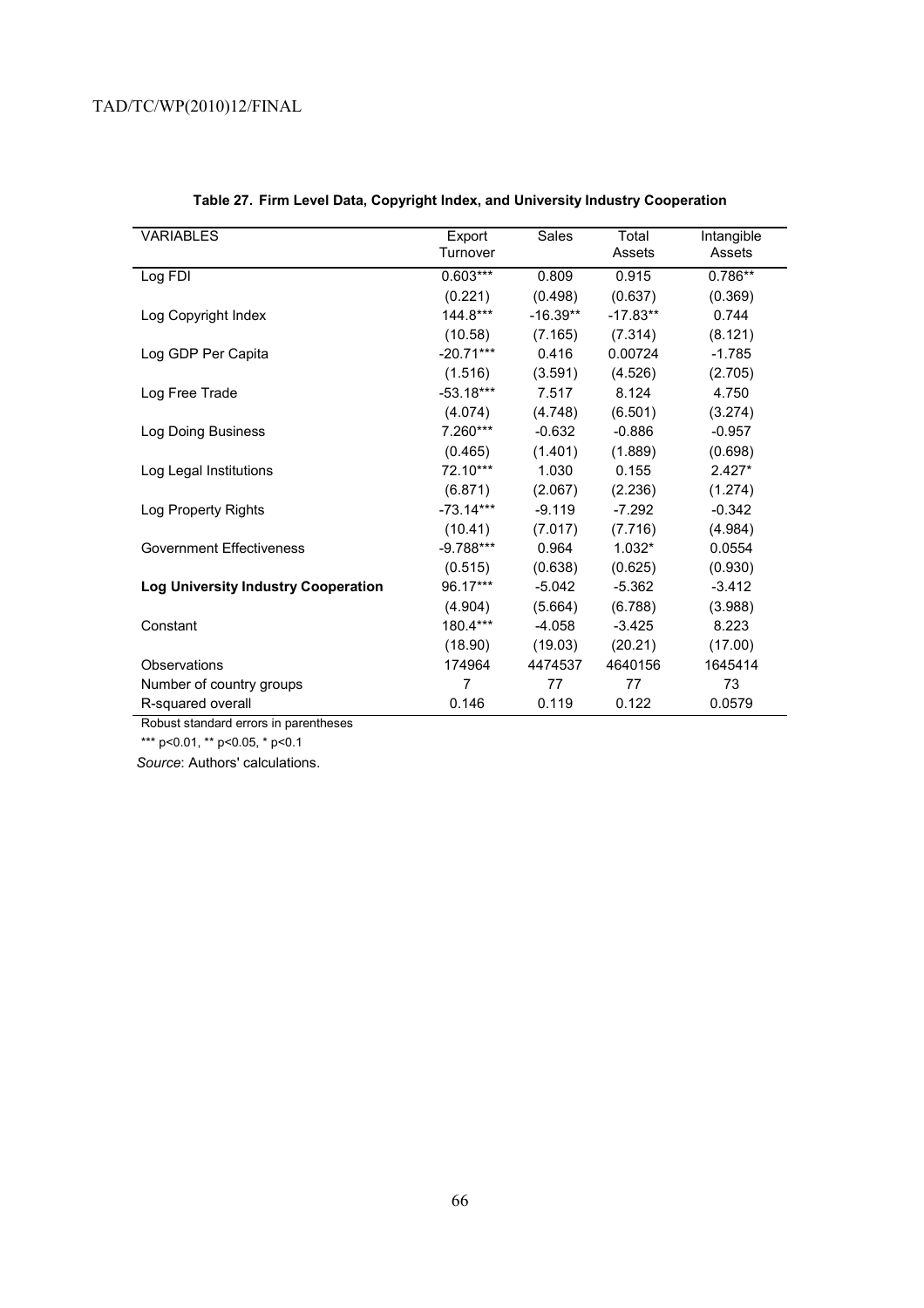**Table 27. Firm Level Data, Copyright Index, and University Industry Cooperation**

| VARIABLES | Export Turnover | Sales | Total Assets | Intangible Assets |
|---|---|---|---|---|
| Log FDI | 0.603*** | 0.809 | 0.915 | 0.786** |
| | (0.221) | (0.498) | (0.637) | (0.369) |
| Log Copyright Index | 144.8*** | -16.39** | -17.83** | 0.744 |
| | (10.58) | (7.165) | (7.314) | (8.121) |
| Log GDP Per Capita | -20.71*** | 0.416 | 0.00724 | -1.785 |
| | (1.516) | (3.591) | (4.526) | (2.705) |
| Log Free Trade | -53.18*** | 7.517 | 8.124 | 4.750 |
| | (4.074) | (4.748) | (6.501) | (3.274) |
| Log Doing Business | 7.260*** | -0.632 | -0.886 | -0.957 |
| | (0.465) | (1.401) | (1.889) | (0.698) |
| Log Legal Institutions | 72.10*** | 1.030 | 0.155 | 2.427* |
| | (6.871) | (2.067) | (2.236) | (1.274) |
| Log Property Rights | -73.14*** | -9.119 | -7.292 | -0.342 |
| | (10.41) | (7.017) | (7.716) | (4.984) |
| Government Effectiveness | -9.788*** | 0.964 | 1.032* | 0.0554 |
| | (0.515) | (0.638) | (0.625) | (0.930) |
| **Log University Industry Cooperation** | 96.17*** | -5.042 | -5.362 | -3.412 |
| | (4.904) | (5.664) | (6.788) | (3.988) |
| Constant | 180.4*** | -4.058 | -3.425 | 8.223 |
| | (18.90) | (19.03) | (20.21) | (17.00) |
| Observations | 174964 | 4474537 | 4640156 | 1645414 |
| Number of country groups | 7 | 77 | 77 | 73 |
| R-squared overall | 0.146 | 0.119 | 0.122 | 0.0579 |

Robust standard errors in parentheses

*** p<0.01, ** p<0.05, * p<0.1

*Source*: Authors' calculations.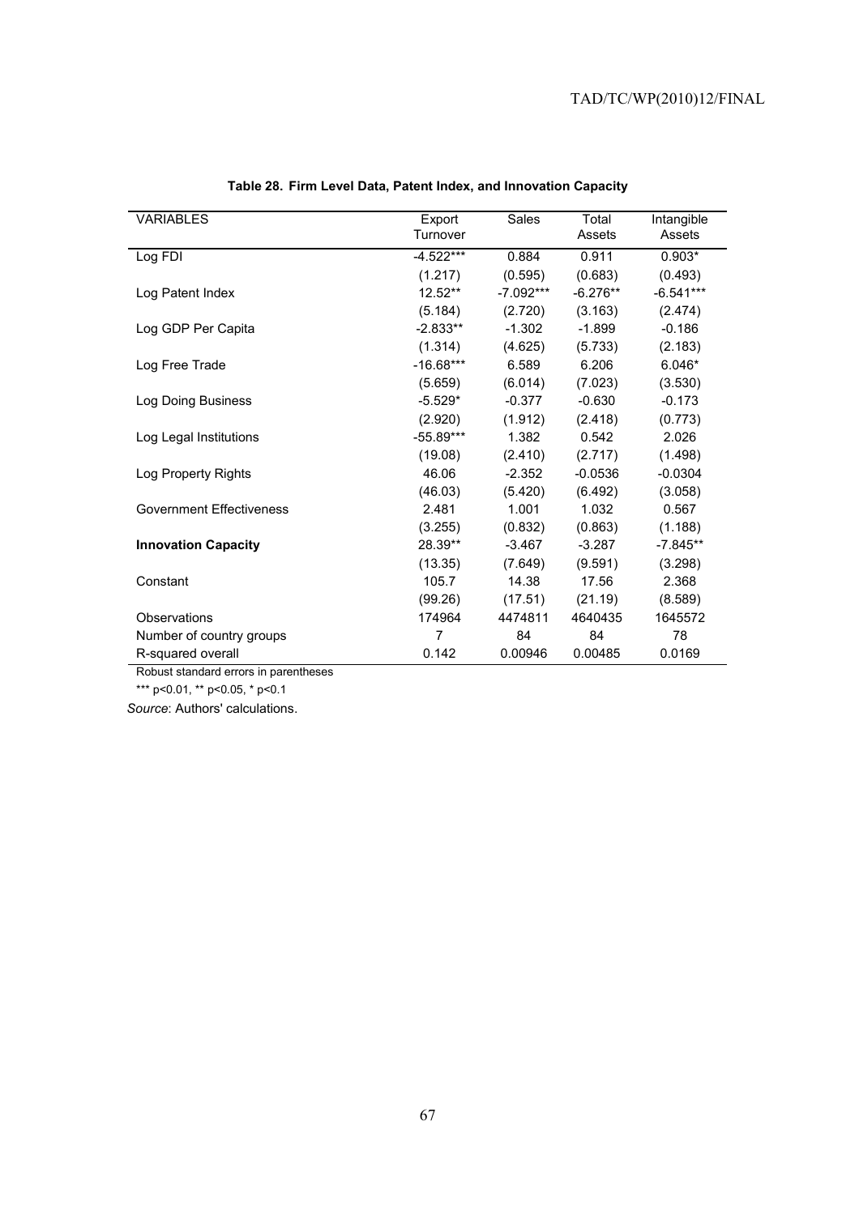**Table 28. Firm Level Data, Patent Index, and Innovation Capacity**

| VARIABLES | Export Turnover | Sales | Total Assets | Intangible Assets |
|---|---|---|---|---|
| Log FDI | -4.522*** | 0.884 | 0.911 | 0.903* |
| | (1.217) | (0.595) | (0.683) | (0.493) |
| Log Patent Index | 12.52** | -7.092*** | -6.276** | -6.541*** |
| | (5.184) | (2.720) | (3.163) | (2.474) |
| Log GDP Per Capita | -2.833** | -1.302 | -1.899 | -0.186 |
| | (1.314) | (4.625) | (5.733) | (2.183) |
| Log Free Trade | -16.68*** | 6.589 | 6.206 | 6.046* |
| | (5.659) | (6.014) | (7.023) | (3.530) |
| Log Doing Business | -5.529* | -0.377 | -0.630 | -0.173 |
| | (2.920) | (1.912) | (2.418) | (0.773) |
| Log Legal Institutions | -55.89*** | 1.382 | 0.542 | 2.026 |
| | (19.08) | (2.410) | (2.717) | (1.498) |
| Log Property Rights | 46.06 | -2.352 | -0.0536 | -0.0304 |
| | (46.03) | (5.420) | (6.492) | (3.058) |
| Government Effectiveness | 2.481 | 1.001 | 1.032 | 0.567 |
| | (3.255) | (0.832) | (0.863) | (1.188) |
| **Innovation Capacity** | 28.39** | -3.467 | -3.287 | -7.845** |
| | (13.35) | (7.649) | (9.591) | (3.298) |
| Constant | 105.7 | 14.38 | 17.56 | 2.368 |
| | (99.26) | (17.51) | (21.19) | (8.589) |
| Observations | 174964 | 4474811 | 4640435 | 1645572 |
| Number of country groups | 7 | 84 | 84 | 78 |
| R-squared overall | 0.142 | 0.00946 | 0.00485 | 0.0169 |

Robust standard errors in parentheses

*** p<0.01, ** p<0.05, * p<0.1

*Source*: Authors' calculations.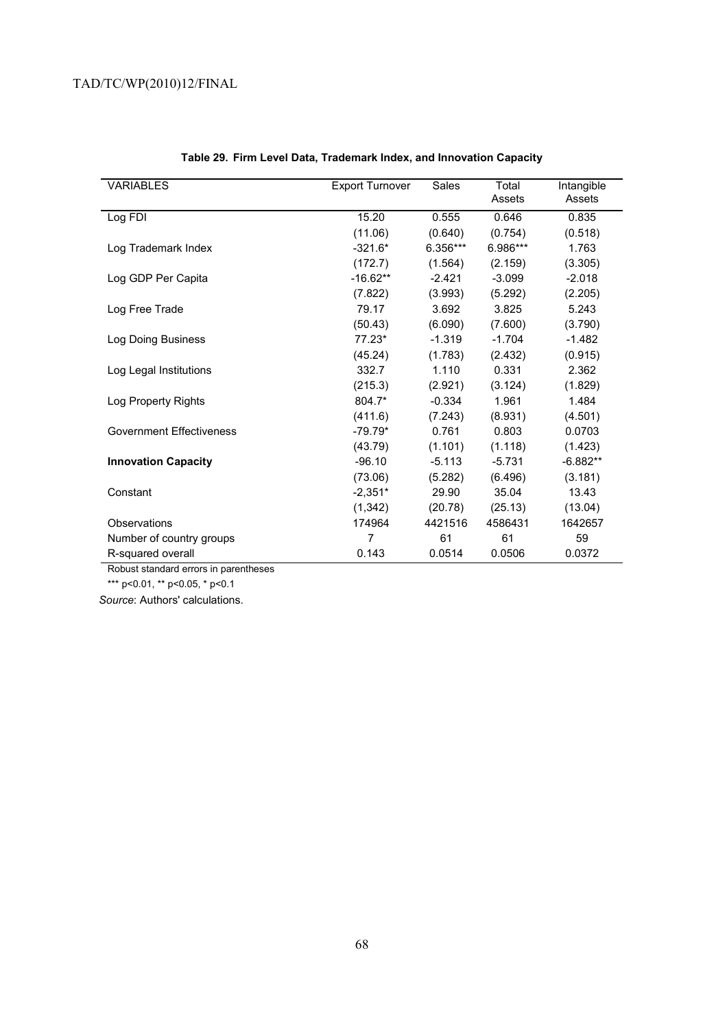**Table 29. Firm Level Data, Trademark Index, and Innovation Capacity**

| VARIABLES | Export Turnover | Sales | Total Assets | Intangible Assets |
|---|---|---|---|---|
| Log FDI | 15.20 | 0.555 | 0.646 | 0.835 |
| | (11.06) | (0.640) | (0.754) | (0.518) |
| Log Trademark Index | -321.6* | 6.356*** | 6.986*** | 1.763 |
| | (172.7) | (1.564) | (2.159) | (3.305) |
| Log GDP Per Capita | -16.62** | -2.421 | -3.099 | -2.018 |
| | (7.822) | (3.993) | (5.292) | (2.205) |
| Log Free Trade | 79.17 | 3.692 | 3.825 | 5.243 |
| | (50.43) | (6.090) | (7.600) | (3.790) |
| Log Doing Business | 77.23* | -1.319 | -1.704 | -1.482 |
| | (45.24) | (1.783) | (2.432) | (0.915) |
| Log Legal Institutions | 332.7 | 1.110 | 0.331 | 2.362 |
| | (215.3) | (2.921) | (3.124) | (1.829) |
| Log Property Rights | 804.7* | -0.334 | 1.961 | 1.484 |
| | (411.6) | (7.243) | (8.931) | (4.501) |
| Government Effectiveness | -79.79* | 0.761 | 0.803 | 0.0703 |
| | (43.79) | (1.101) | (1.118) | (1.423) |
| **Innovation Capacity** | -96.10 | -5.113 | -5.731 | -6.882** |
| | (73.06) | (5.282) | (6.496) | (3.181) |
| Constant | -2,351* | 29.90 | 35.04 | 13.43 |
| | (1,342) | (20.78) | (25.13) | (13.04) |
| Observations | 174964 | 4421516 | 4586431 | 1642657 |
| Number of country groups | 7 | 61 | 61 | 59 |
| R-squared overall | 0.143 | 0.0514 | 0.0506 | 0.0372 |

Robust standard errors in parentheses

*** p<0.01, ** p<0.05, * p<0.1

*Source*: Authors' calculations.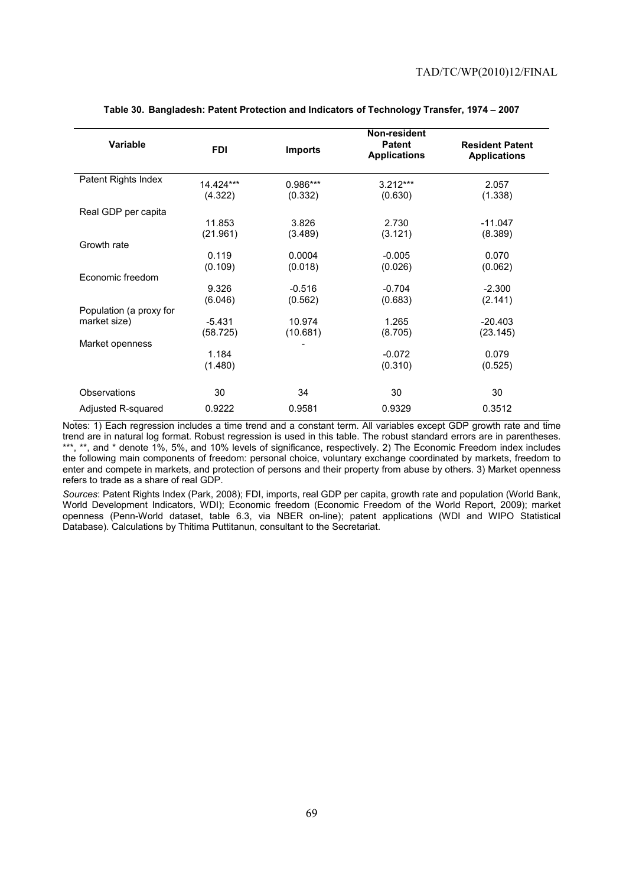**Table 30. Bangladesh: Patent Protection and Indicators of Technology Transfer, 1974 – 2007**

| Variable | FDI | Imports | Non-resident Patent Applications | Resident Patent Applications |
|---|---|---|---|---|
| Patent Rights Index | 14.424*** | 0.986*** | 3.212*** | 2.057 |
| | (4.322) | (0.332) | (0.630) | (1.338) |
| Real GDP per capita | 11.853 | 3.826 | 2.730 | -11.047 |
| | (21.961) | (3.489) | (3.121) | (8.389) |
| Growth rate | 0.119 | 0.0004 | -0.005 | 0.070 |
| | (0.109) | (0.018) | (0.026) | (0.062) |
| Economic freedom | 9.326 | -0.516 | -0.704 | -2.300 |
| | (6.046) | (0.562) | (0.683) | (2.141) |
| Population (a proxy for market size) | -5.431 | 10.974 | 1.265 | -20.403 |
| | (58.725) | (10.681) | (8.705) | (23.145) |
| Market openness | 1.184 | - | -0.072 | 0.079 |
| | (1.480) | | (0.310) | (0.525) |
| Observations | 30 | 34 | 30 | 30 |
| Adjusted R-squared | 0.9222 | 0.9581 | 0.9329 | 0.3512 |

Notes: 1) Each regression includes a time trend and a constant term. All variables except GDP growth rate and time trend are in natural log format. Robust regression is used in this table. The robust standard errors are in parentheses. ***, **, and * denote 1%, 5%, and 10% levels of significance, respectively. 2) The Economic Freedom index includes the following main components of freedom: personal choice, voluntary exchange coordinated by markets, freedom to enter and compete in markets, and protection of persons and their property from abuse by others. 3) Market openness refers to trade as a share of real GDP.

*Sources*: Patent Rights Index (Park, 2008); FDI, imports, real GDP per capita, growth rate and population (World Bank, World Development Indicators, WDI); Economic freedom (Economic Freedom of the World Report, 2009); market openness (Penn-World dataset, table 6.3, via NBER on-line); patent applications (WDI and WIPO Statistical Database). Calculations by Thitima Puttitanun, consultant to the Secretariat.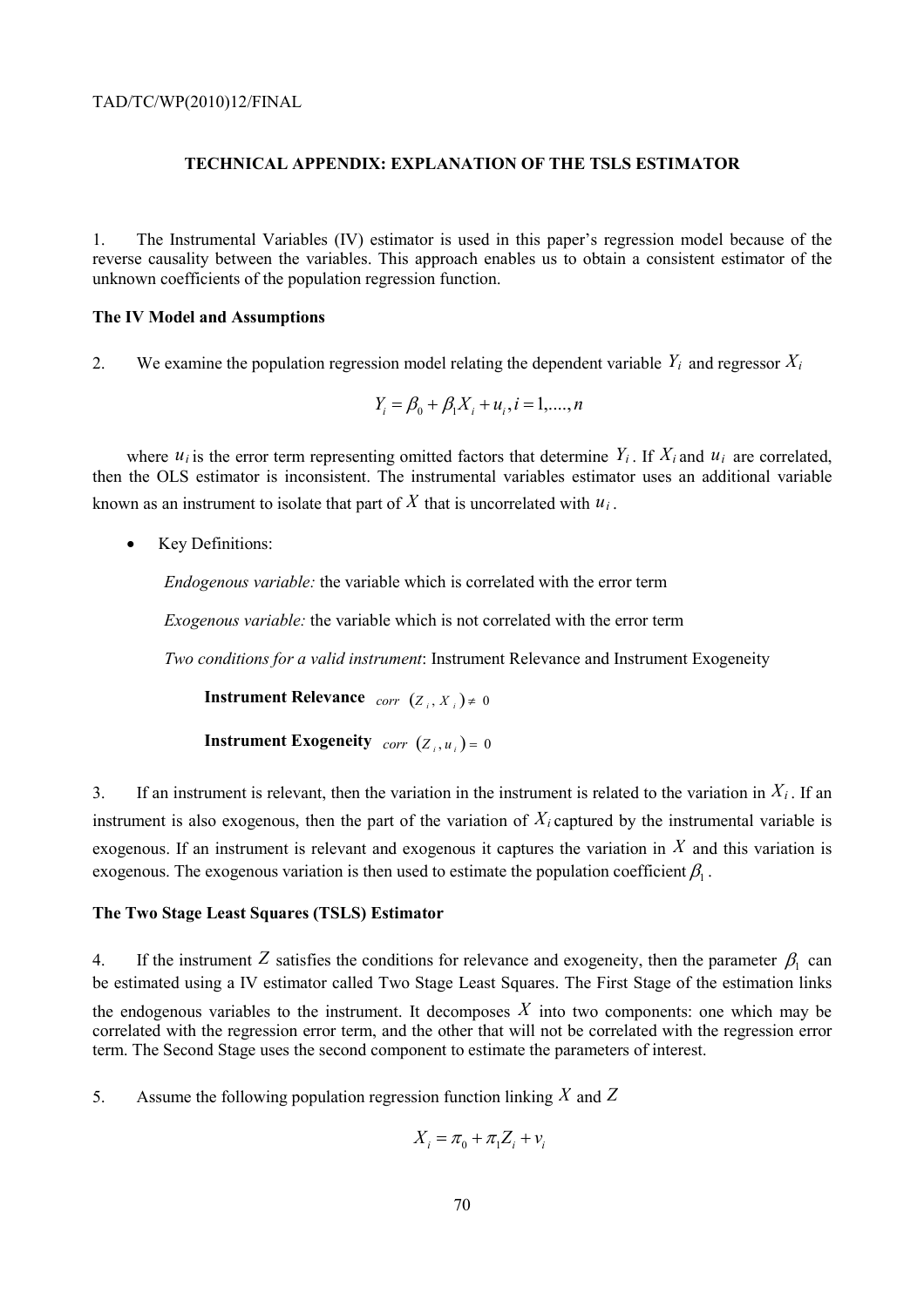## TECHNICAL APPENDIX: EXPLANATION OF THE TSLS ESTIMATOR

1. The Instrumental Variables (IV) estimator is used in this paper's regression model because of the reverse causality between the variables. This approach enables us to obtain a consistent estimator of the unknown coefficients of the population regression function.

### The IV Model and Assumptions

2. We examine the population regression model relating the dependent variable $Y_i$ and regressor $X_i$

$$Y_i = \beta_0 + \beta_1 X_i + u_i, i = 1,....,n$$

where $u_i$ is the error term representing omitted factors that determine $Y_i$. If $X_i$ and $u_i$ are correlated, then the OLS estimator is inconsistent. The instrumental variables estimator uses an additional variable known as an instrument to isolate that part of $X$ that is uncorrelated with $u_i$.

- Key Definitions:

  *Endogenous variable:* the variable which is correlated with the error term

  *Exogenous variable:* the variable which is not correlated with the error term

  *Two conditions for a valid instrument*: Instrument Relevance and Instrument Exogeneity

  **Instrument Relevance** $corr\ (Z_i, X_i) \neq 0$

  **Instrument Exogeneity** $corr\ (Z_i, u_i) = 0$

3. If an instrument is relevant, then the variation in the instrument is related to the variation in $X_i$. If an instrument is also exogenous, then the part of the variation of $X_i$ captured by the instrumental variable is exogenous. If an instrument is relevant and exogenous it captures the variation in $X$ and this variation is exogenous. The exogenous variation is then used to estimate the population coefficient $\beta_1$.

### The Two Stage Least Squares (TSLS) Estimator

4. If the instrument $Z$ satisfies the conditions for relevance and exogeneity, then the parameter $\beta_1$ can be estimated using a IV estimator called Two Stage Least Squares. The First Stage of the estimation links the endogenous variables to the instrument. It decomposes $X$ into two components: one which may be correlated with the regression error term, and the other that will not be correlated with the regression error term. The Second Stage uses the second component to estimate the parameters of interest.

5. Assume the following population regression function linking $X$ and $Z$

$$X_i = \pi_0 + \pi_1 Z_i + v_i$$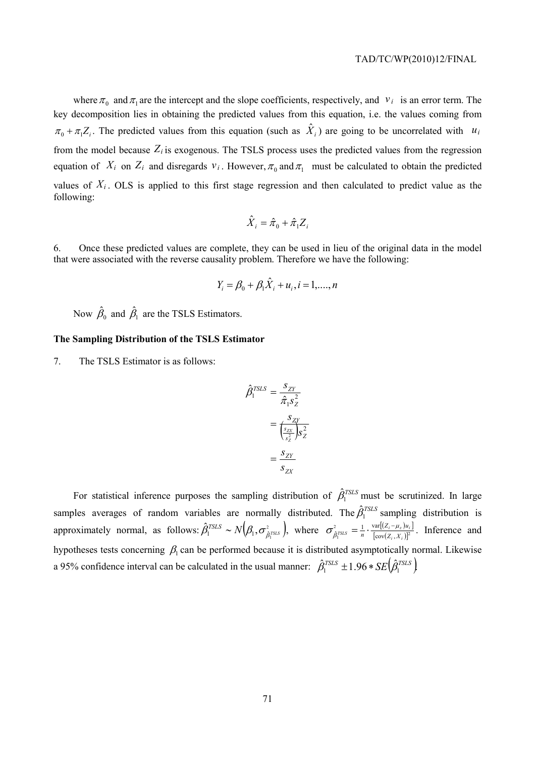where $\pi_0$ and $\pi_1$ are the intercept and the slope coefficients, respectively, and $v_i$ is an error term. The key decomposition lies in obtaining the predicted values from this equation, i.e. the values coming from $\pi_0 + \pi_1 Z_i$. The predicted values from this equation (such as $\hat{X}_i$) are going to be uncorrelated with $u_i$ from the model because $Z_i$ is exogenous. The TSLS process uses the predicted values from the regression equation of $X_i$ on $Z_i$ and disregards $v_i$. However, $\pi_0$ and $\pi_1$ must be calculated to obtain the predicted values of $X_i$. OLS is applied to this first stage regression and then calculated to predict value as the following:

$$\hat{X}_i = \hat{\pi}_0 + \hat{\pi}_1 Z_i$$

6. Once these predicted values are complete, they can be used in lieu of the original data in the model that were associated with the reverse causality problem. Therefore we have the following:

$$Y_i = \beta_0 + \beta_1 \hat{X}_i + u_i, i = 1, \ldots, n$$

Now $\hat{\beta}_0$ and $\hat{\beta}_1$ are the TSLS Estimators.

**The Sampling Distribution of the TSLS Estimator**

7. The TSLS Estimator is as follows:

$$\hat{\beta}_1^{TSLS} = \frac{s_{ZY}}{\hat{\pi}_1 s_Z^2} = \frac{s_{ZY}}{\left(\frac{s_{ZX}}{s_Z^2}\right) s_Z^2} = \frac{s_{ZY}}{s_{ZX}}$$

For statistical inference purposes the sampling distribution of $\hat{\beta}_1^{TSLS}$ must be scrutinized. In large samples averages of random variables are normally distributed. The $\hat{\beta}_1^{TSLS}$ sampling distribution is approximately normal, as follows: $\hat{\beta}_1^{TSLS} \sim N\left(\beta_1, \sigma^2_{\hat{\beta}_1^{TSLS}}\right)$, where $\sigma^2_{\hat{\beta}_1^{TSLS}} = \frac{1}{n} \cdot \frac{\text{var}[(Z_i - \mu_z)u_i]}{[\text{cov}(Z_i, X_i)]^2}$. Inference and hypotheses tests concerning $\beta_1$ can be performed because it is distributed asymptotically normal. Likewise a 95% confidence interval can be calculated in the usual manner: $\hat{\beta}_1^{TSLS} \pm 1.96 * SE\left(\hat{\beta}_1^{TSLS}\right)$.